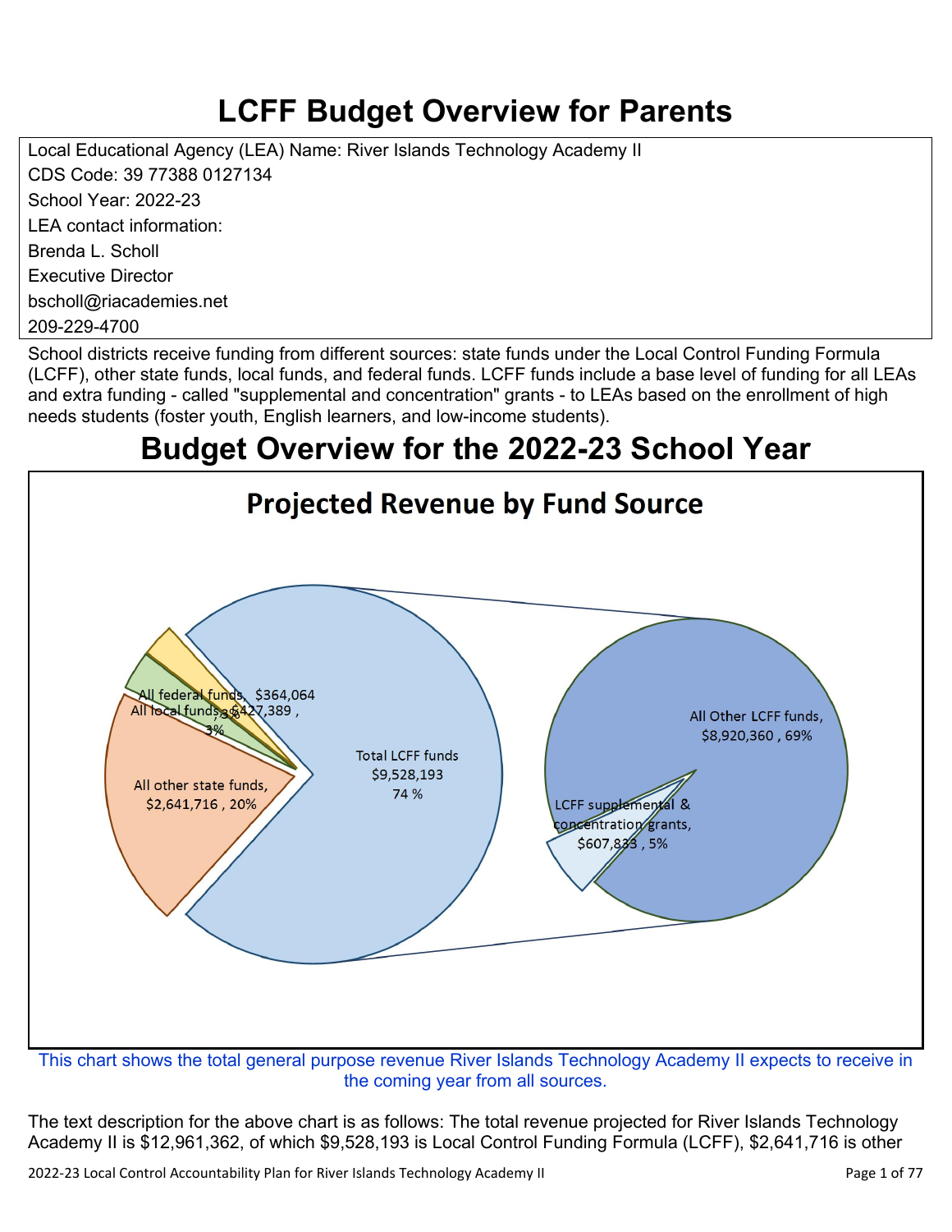# LCFF Budget Overview for Parents

Local Educational Agency (LEA) Name: River Islands Technology Academy II
CDS Code: 39 77388 0127134
School Year: 2022-23
LEA contact information:
Brenda L. Scholl
Executive Director
bscholl@riacademies.net
209-229-4700

School districts receive funding from different sources: state funds under the Local Control Funding Formula (LCFF), other state funds, local funds, and federal funds. LCFF funds include a base level of funding for all LEAs and extra funding - called "supplemental and concentration" grants - to LEAs based on the enrollment of high needs students (foster youth, English learners, and low-income students).

# Budget Overview for the 2022-23 School Year

**Projected Revenue by Fund Source**

All federal funds, $364,064, 3%
All local funds, $427,389, 3%
All other state funds, $2,641,716, 20%
Total LCFF funds $9,528,193 74 %
All Other LCFF funds, $8,920,360, 69%
LCFF supplemental & concentration grants, $607,833, 5%

This chart shows the total general purpose revenue River Islands Technology Academy II expects to receive in the coming year from all sources.

The text description for the above chart is as follows: The total revenue projected for River Islands Technology Academy II is $12,961,362, of which $9,528,193 is Local Control Funding Formula (LCFF), $2,641,716 is other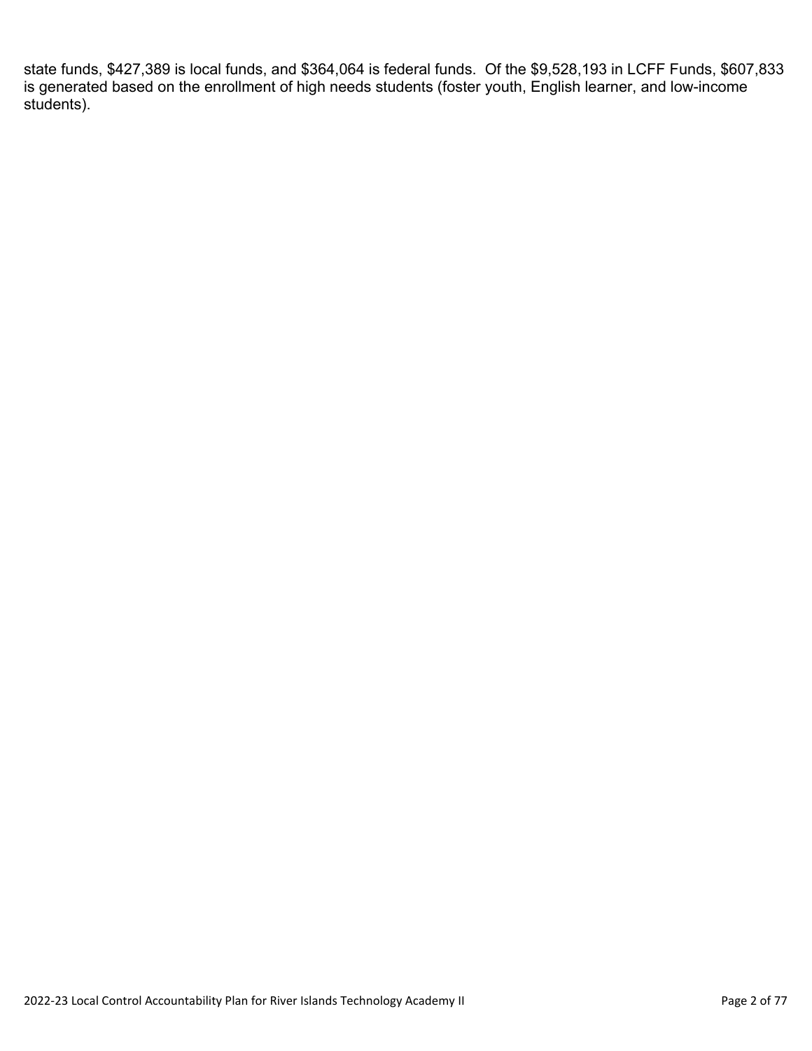state funds, $427,389 is local funds, and $364,064 is federal funds. Of the $9,528,193 in LCFF Funds, $607,833 is generated based on the enrollment of high needs students (foster youth, English learner, and low-income students).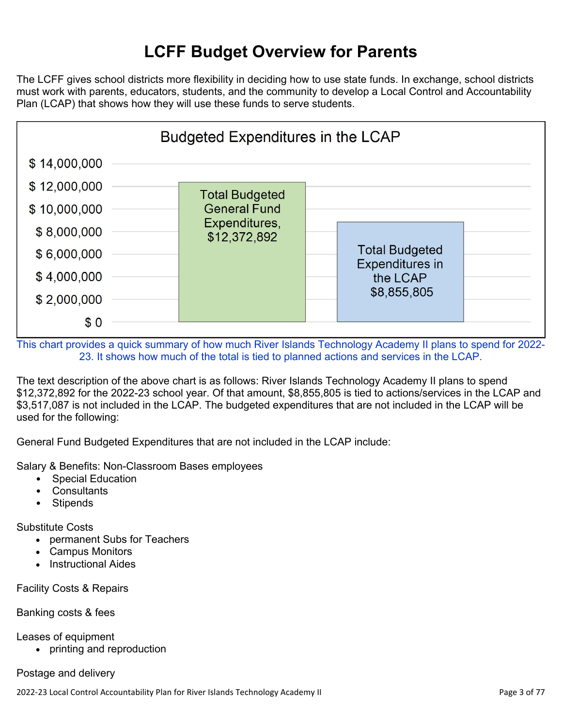# LCFF Budget Overview for Parents

The LCFF gives school districts more flexibility in deciding how to use state funds. In exchange, school districts must work with parents, educators, students, and the community to develop a Local Control and Accountability Plan (LCAP) that shows how they will use these funds to serve students.

**Budgeted Expenditures in the LCAP**

| Category | Amount |
|---|---|
| Total Budgeted General Fund Expenditures | $12,372,892 |
| Total Budgeted Expenditures in the LCAP | $8,855,805 |

This chart provides a quick summary of how much River Islands Technology Academy II plans to spend for 2022-23. It shows how much of the total is tied to planned actions and services in the LCAP.

The text description of the above chart is as follows: River Islands Technology Academy II plans to spend $12,372,892 for the 2022-23 school year. Of that amount, $8,855,805 is tied to actions/services in the LCAP and $3,517,087 is not included in the LCAP. The budgeted expenditures that are not included in the LCAP will be used for the following:

General Fund Budgeted Expenditures that are not included in the LCAP include:

Salary & Benefits: Non-Classroom Bases employees

- Special Education
- Consultants
- Stipends

Substitute Costs

- permanent Subs for Teachers
- Campus Monitors
- Instructional Aides

Facility Costs & Repairs

Banking costs & fees

Leases of equipment

- printing and reproduction

Postage and delivery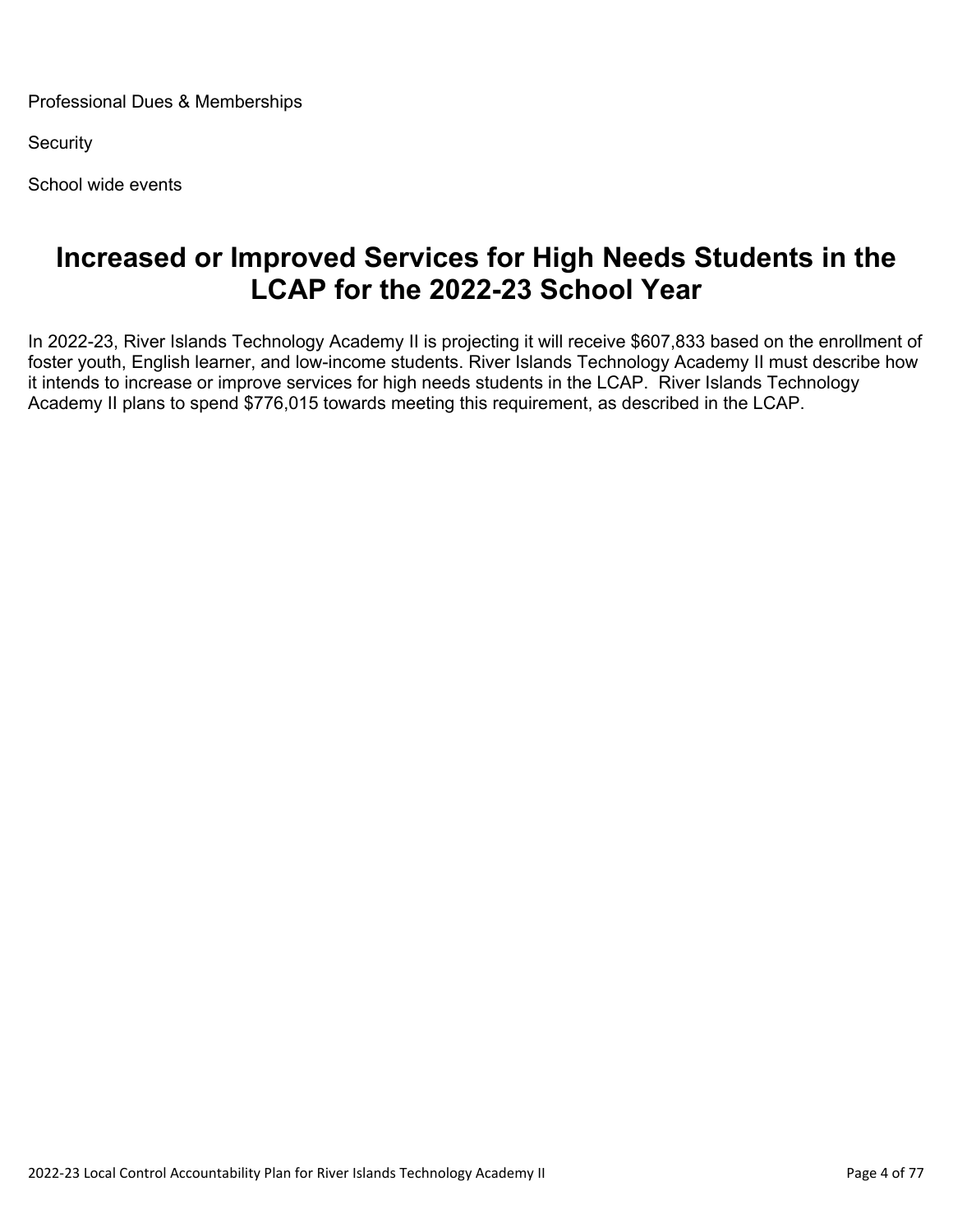Professional Dues & Memberships

Security

School wide events

# Increased or Improved Services for High Needs Students in the LCAP for the 2022-23 School Year

In 2022-23, River Islands Technology Academy II is projecting it will receive $607,833 based on the enrollment of foster youth, English learner, and low-income students. River Islands Technology Academy II must describe how it intends to increase or improve services for high needs students in the LCAP. River Islands Technology Academy II plans to spend $776,015 towards meeting this requirement, as described in the LCAP.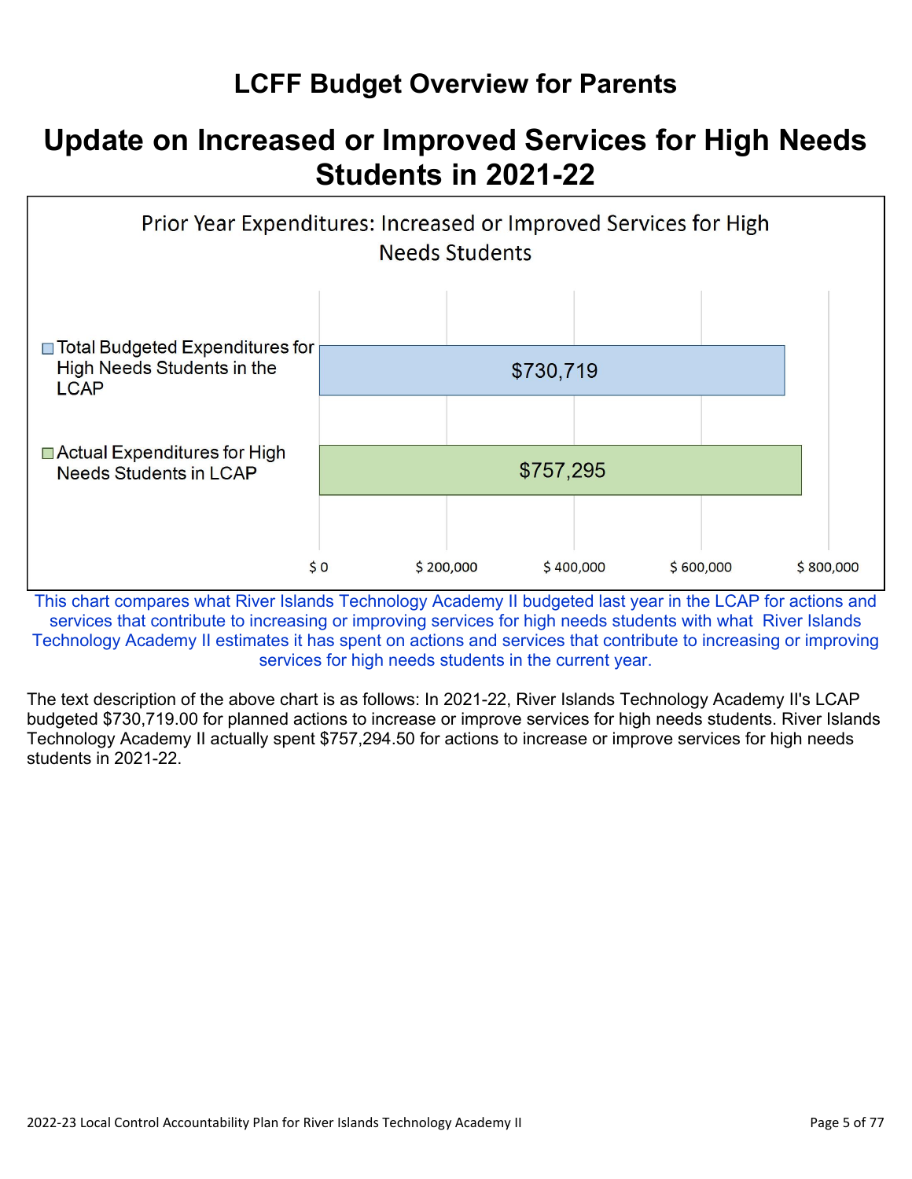# LCFF Budget Overview for Parents

## Update on Increased or Improved Services for High Needs Students in 2021-22

**Prior Year Expenditures: Increased or Improved Services for High Needs Students**

| Category | Amount |
|---|---|
| Total Budgeted Expenditures for High Needs Students in the LCAP | $730,719 |
| Actual Expenditures for High Needs Students in LCAP | $757,295 |

This chart compares what River Islands Technology Academy II budgeted last year in the LCAP for actions and services that contribute to increasing or improving services for high needs students with what River Islands Technology Academy II estimates it has spent on actions and services that contribute to increasing or improving services for high needs students in the current year.

The text description of the above chart is as follows: In 2021-22, River Islands Technology Academy II's LCAP budgeted $730,719.00 for planned actions to increase or improve services for high needs students. River Islands Technology Academy II actually spent $757,294.50 for actions to increase or improve services for high needs students in 2021-22.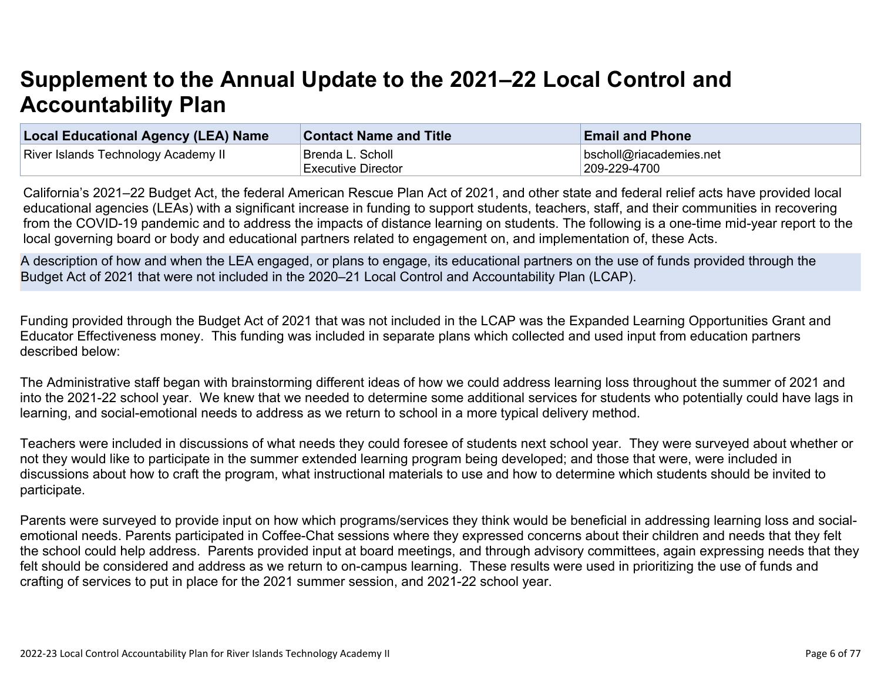# Supplement to the Annual Update to the 2021–22 Local Control and Accountability Plan

| Local Educational Agency (LEA) Name | Contact Name and Title | Email and Phone |
|---|---|---|
| River Islands Technology Academy II | Brenda L. Scholl<br>Executive Director | bscholl@riacademies.net<br>209-229-4700 |

California's 2021–22 Budget Act, the federal American Rescue Plan Act of 2021, and other state and federal relief acts have provided local educational agencies (LEAs) with a significant increase in funding to support students, teachers, staff, and their communities in recovering from the COVID-19 pandemic and to address the impacts of distance learning on students. The following is a one-time mid-year report to the local governing board or body and educational partners related to engagement on, and implementation of, these Acts.

A description of how and when the LEA engaged, or plans to engage, its educational partners on the use of funds provided through the Budget Act of 2021 that were not included in the 2020–21 Local Control and Accountability Plan (LCAP).

Funding provided through the Budget Act of 2021 that was not included in the LCAP was the Expanded Learning Opportunities Grant and Educator Effectiveness money. This funding was included in separate plans which collected and used input from education partners described below:

The Administrative staff began with brainstorming different ideas of how we could address learning loss throughout the summer of 2021 and into the 2021-22 school year. We knew that we needed to determine some additional services for students who potentially could have lags in learning, and social-emotional needs to address as we return to school in a more typical delivery method.

Teachers were included in discussions of what needs they could foresee of students next school year. They were surveyed about whether or not they would like to participate in the summer extended learning program being developed; and those that were, were included in discussions about how to craft the program, what instructional materials to use and how to determine which students should be invited to participate.

Parents were surveyed to provide input on how which programs/services they think would be beneficial in addressing learning loss and social-emotional needs. Parents participated in Coffee-Chat sessions where they expressed concerns about their children and needs that they felt the school could help address. Parents provided input at board meetings, and through advisory committees, again expressing needs that they felt should be considered and address as we return to on-campus learning. These results were used in prioritizing the use of funds and crafting of services to put in place for the 2021 summer session, and 2021-22 school year.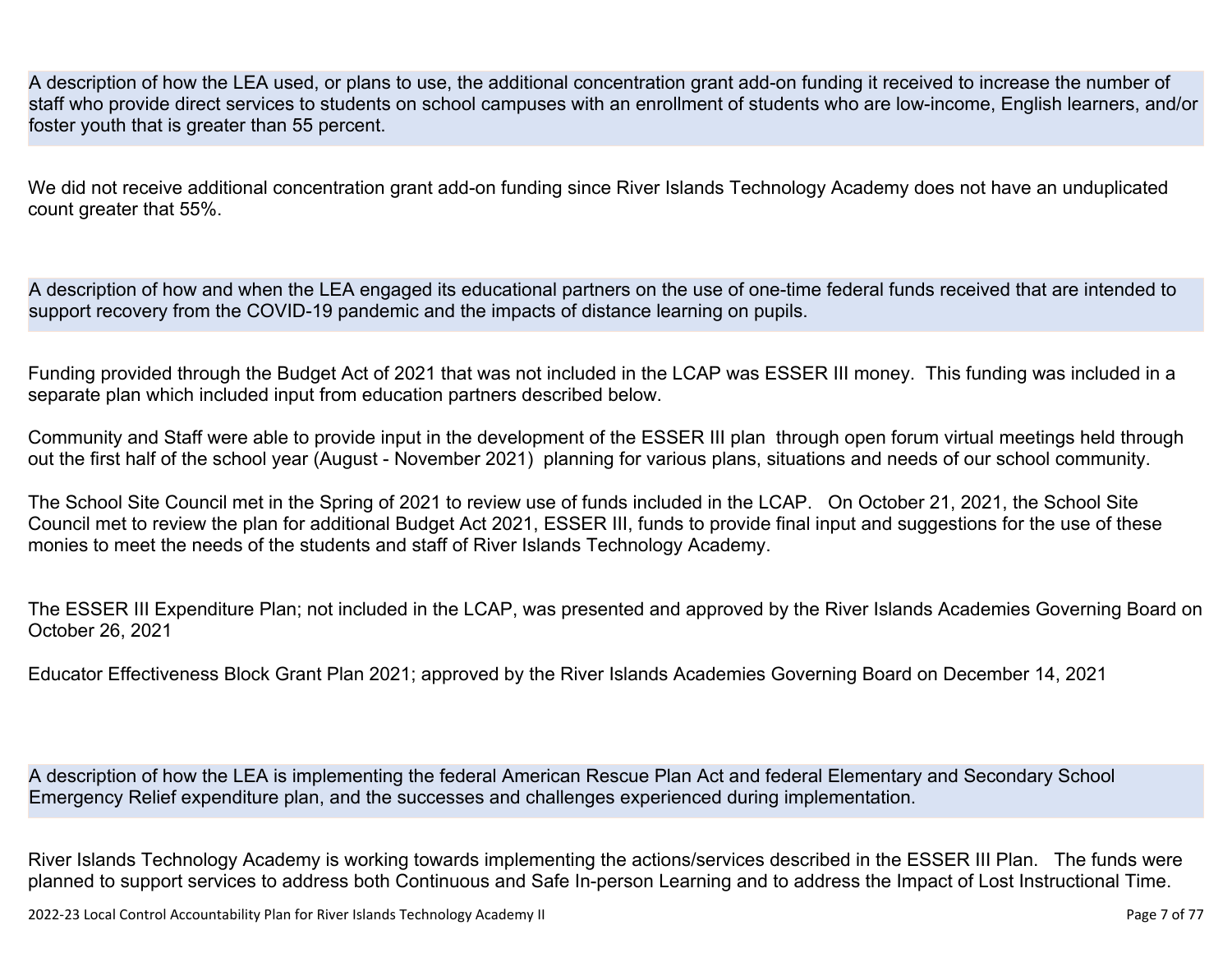A description of how the LEA used, or plans to use, the additional concentration grant add-on funding it received to increase the number of staff who provide direct services to students on school campuses with an enrollment of students who are low-income, English learners, and/or foster youth that is greater than 55 percent.

We did not receive additional concentration grant add-on funding since River Islands Technology Academy does not have an unduplicated count greater that 55%.

A description of how and when the LEA engaged its educational partners on the use of one-time federal funds received that are intended to support recovery from the COVID-19 pandemic and the impacts of distance learning on pupils.

Funding provided through the Budget Act of 2021 that was not included in the LCAP was ESSER III money. This funding was included in a separate plan which included input from education partners described below.

Community and Staff were able to provide input in the development of the ESSER III plan through open forum virtual meetings held through out the first half of the school year (August - November 2021) planning for various plans, situations and needs of our school community.

The School Site Council met in the Spring of 2021 to review use of funds included in the LCAP. On October 21, 2021, the School Site Council met to review the plan for additional Budget Act 2021, ESSER III, funds to provide final input and suggestions for the use of these monies to meet the needs of the students and staff of River Islands Technology Academy.

The ESSER III Expenditure Plan; not included in the LCAP, was presented and approved by the River Islands Academies Governing Board on October 26, 2021

Educator Effectiveness Block Grant Plan 2021; approved by the River Islands Academies Governing Board on December 14, 2021

A description of how the LEA is implementing the federal American Rescue Plan Act and federal Elementary and Secondary School Emergency Relief expenditure plan, and the successes and challenges experienced during implementation.

River Islands Technology Academy is working towards implementing the actions/services described in the ESSER III Plan. The funds were planned to support services to address both Continuous and Safe In-person Learning and to address the Impact of Lost Instructional Time.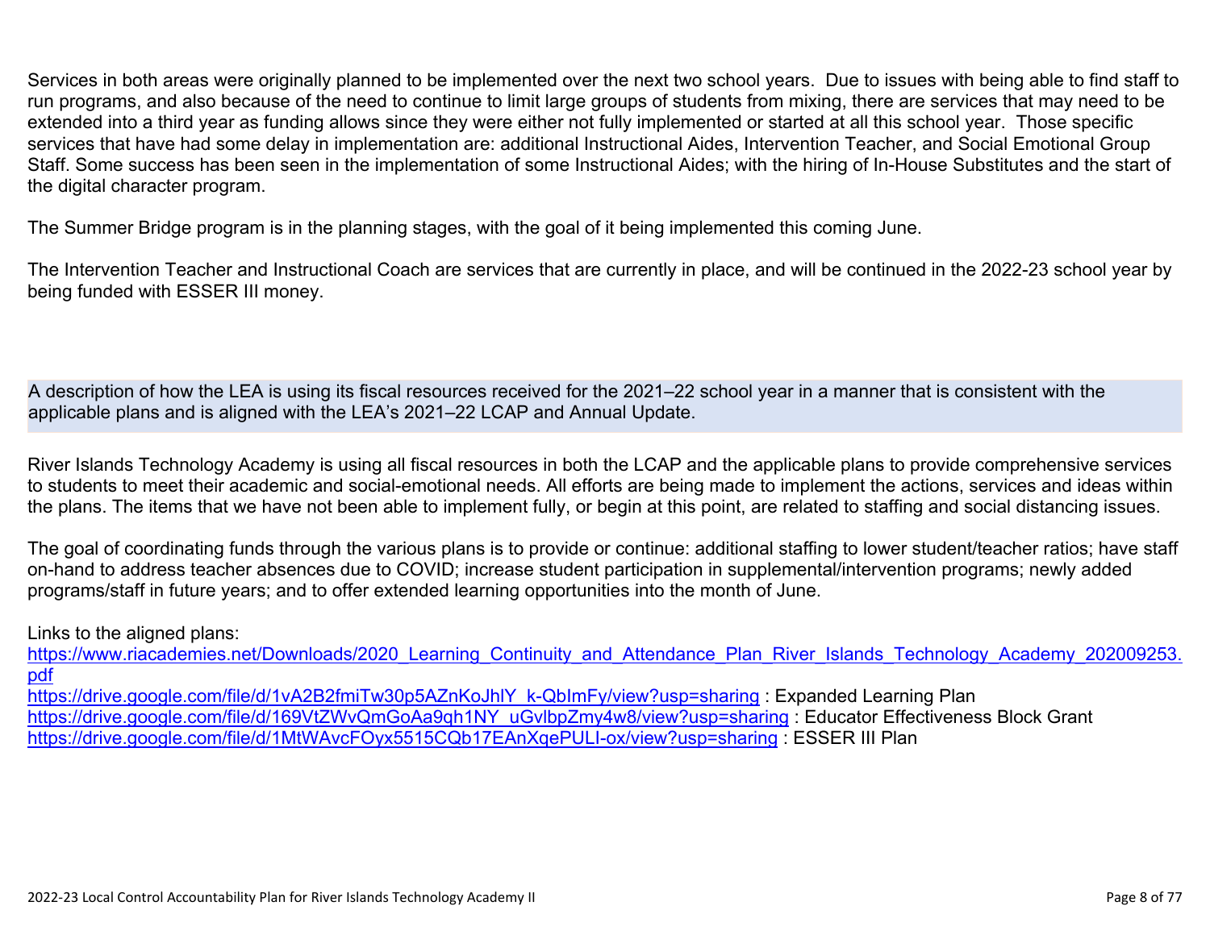Services in both areas were originally planned to be implemented over the next two school years. Due to issues with being able to find staff to run programs, and also because of the need to continue to limit large groups of students from mixing, there are services that may need to be extended into a third year as funding allows since they were either not fully implemented or started at all this school year. Those specific services that have had some delay in implementation are: additional Instructional Aides, Intervention Teacher, and Social Emotional Group Staff. Some success has been seen in the implementation of some Instructional Aides; with the hiring of In-House Substitutes and the start of the digital character program.

The Summer Bridge program is in the planning stages, with the goal of it being implemented this coming June.

The Intervention Teacher and Instructional Coach are services that are currently in place, and will be continued in the 2022-23 school year by being funded with ESSER III money.

A description of how the LEA is using its fiscal resources received for the 2021–22 school year in a manner that is consistent with the applicable plans and is aligned with the LEA's 2021–22 LCAP and Annual Update.

River Islands Technology Academy is using all fiscal resources in both the LCAP and the applicable plans to provide comprehensive services to students to meet their academic and social-emotional needs. All efforts are being made to implement the actions, services and ideas within the plans. The items that we have not been able to implement fully, or begin at this point, are related to staffing and social distancing issues.

The goal of coordinating funds through the various plans is to provide or continue: additional staffing to lower student/teacher ratios; have staff on-hand to address teacher absences due to COVID; increase student participation in supplemental/intervention programs; newly added programs/staff in future years; and to offer extended learning opportunities into the month of June.

Links to the aligned plans:
https://www.riacademies.net/Downloads/2020_Learning_Continuity_and_Attendance_Plan_River_Islands_Technology_Academy_202009253.pdf
https://drive.google.com/file/d/1vA2B2fmiTw30p5AZnKoJhlY_k-QbImFy/view?usp=sharing : Expanded Learning Plan
https://drive.google.com/file/d/169VtZWvQmGoAa9qh1NY_uGvlbpZmy4w8/view?usp=sharing : Educator Effectiveness Block Grant
https://drive.google.com/file/d/1MtWAvcFOyx5515CQb17EAnXqePULI-ox/view?usp=sharing : ESSER III Plan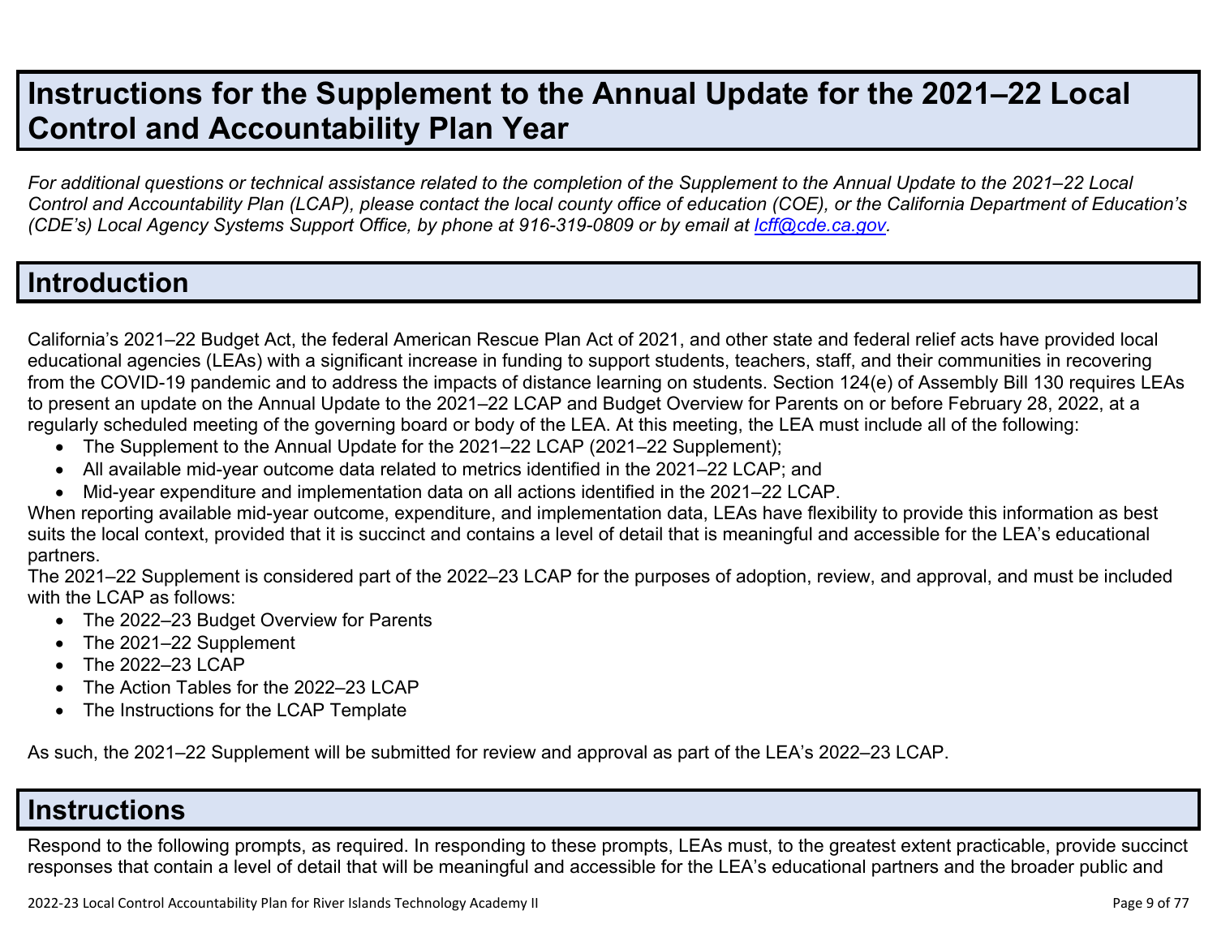# Instructions for the Supplement to the Annual Update for the 2021–22 Local Control and Accountability Plan Year

*For additional questions or technical assistance related to the completion of the Supplement to the Annual Update to the 2021–22 Local Control and Accountability Plan (LCAP), please contact the local county office of education (COE), or the California Department of Education's (CDE's) Local Agency Systems Support Office, by phone at 916-319-0809 or by email at [lcff@cde.ca.gov](mailto:lcff@cde.ca.gov).*

## Introduction

California's 2021–22 Budget Act, the federal American Rescue Plan Act of 2021, and other state and federal relief acts have provided local educational agencies (LEAs) with a significant increase in funding to support students, teachers, staff, and their communities in recovering from the COVID-19 pandemic and to address the impacts of distance learning on students. Section 124(e) of Assembly Bill 130 requires LEAs to present an update on the Annual Update to the 2021–22 LCAP and Budget Overview for Parents on or before February 28, 2022, at a regularly scheduled meeting of the governing board or body of the LEA. At this meeting, the LEA must include all of the following:

- The Supplement to the Annual Update for the 2021–22 LCAP (2021–22 Supplement);
- All available mid-year outcome data related to metrics identified in the 2021–22 LCAP; and
- Mid-year expenditure and implementation data on all actions identified in the 2021–22 LCAP.

When reporting available mid-year outcome, expenditure, and implementation data, LEAs have flexibility to provide this information as best suits the local context, provided that it is succinct and contains a level of detail that is meaningful and accessible for the LEA's educational partners.

The 2021–22 Supplement is considered part of the 2022–23 LCAP for the purposes of adoption, review, and approval, and must be included with the LCAP as follows:

- The 2022–23 Budget Overview for Parents
- The 2021–22 Supplement
- The 2022–23 LCAP
- The Action Tables for the 2022–23 LCAP
- The Instructions for the LCAP Template

As such, the 2021–22 Supplement will be submitted for review and approval as part of the LEA's 2022–23 LCAP.

## Instructions

Respond to the following prompts, as required. In responding to these prompts, LEAs must, to the greatest extent practicable, provide succinct responses that contain a level of detail that will be meaningful and accessible for the LEA's educational partners and the broader public and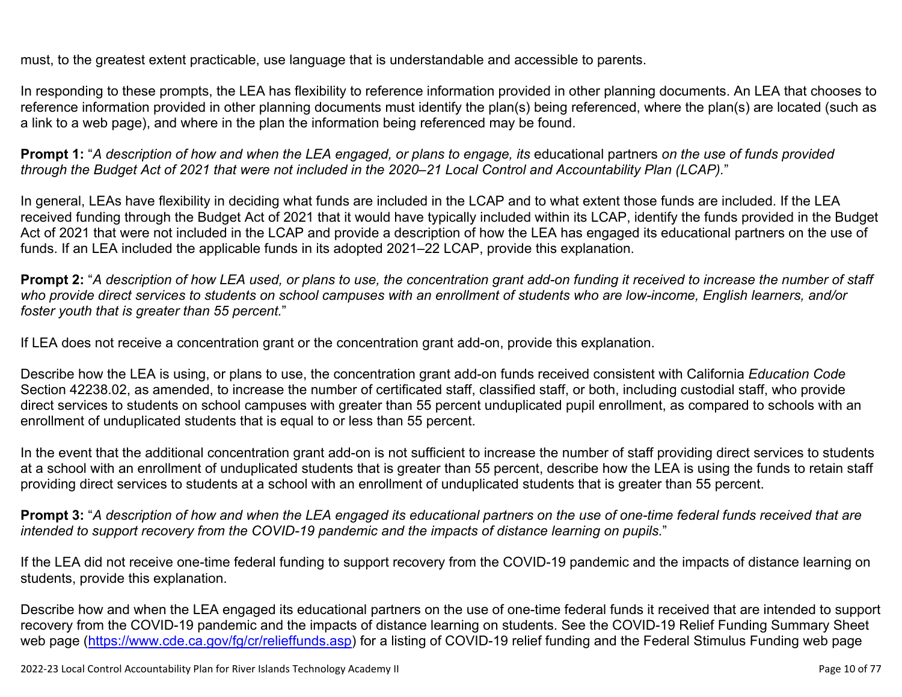must, to the greatest extent practicable, use language that is understandable and accessible to parents.

In responding to these prompts, the LEA has flexibility to reference information provided in other planning documents. An LEA that chooses to reference information provided in other planning documents must identify the plan(s) being referenced, where the plan(s) are located (such as a link to a web page), and where in the plan the information being referenced may be found.

**Prompt 1:** "*A description of how and when the LEA engaged, or plans to engage, its* educational partners *on the use of funds provided through the Budget Act of 2021 that were not included in the 2020–21 Local Control and Accountability Plan (LCAP).*"

In general, LEAs have flexibility in deciding what funds are included in the LCAP and to what extent those funds are included. If the LEA received funding through the Budget Act of 2021 that it would have typically included within its LCAP, identify the funds provided in the Budget Act of 2021 that were not included in the LCAP and provide a description of how the LEA has engaged its educational partners on the use of funds. If an LEA included the applicable funds in its adopted 2021–22 LCAP, provide this explanation.

**Prompt 2:** "*A description of how LEA used, or plans to use, the concentration grant add-on funding it received to increase the number of staff who provide direct services to students on school campuses with an enrollment of students who are low-income, English learners, and/or foster youth that is greater than 55 percent.*"

If LEA does not receive a concentration grant or the concentration grant add-on, provide this explanation.

Describe how the LEA is using, or plans to use, the concentration grant add-on funds received consistent with California *Education Code* Section 42238.02, as amended, to increase the number of certificated staff, classified staff, or both, including custodial staff, who provide direct services to students on school campuses with greater than 55 percent unduplicated pupil enrollment, as compared to schools with an enrollment of unduplicated students that is equal to or less than 55 percent.

In the event that the additional concentration grant add-on is not sufficient to increase the number of staff providing direct services to students at a school with an enrollment of unduplicated students that is greater than 55 percent, describe how the LEA is using the funds to retain staff providing direct services to students at a school with an enrollment of unduplicated students that is greater than 55 percent.

**Prompt 3:** "*A description of how and when the LEA engaged its educational partners on the use of one-time federal funds received that are intended to support recovery from the COVID-19 pandemic and the impacts of distance learning on pupils.*"

If the LEA did not receive one-time federal funding to support recovery from the COVID-19 pandemic and the impacts of distance learning on students, provide this explanation.

Describe how and when the LEA engaged its educational partners on the use of one-time federal funds it received that are intended to support recovery from the COVID-19 pandemic and the impacts of distance learning on students. See the COVID-19 Relief Funding Summary Sheet web page (https://www.cde.ca.gov/fg/cr/relieffunds.asp) for a listing of COVID-19 relief funding and the Federal Stimulus Funding web page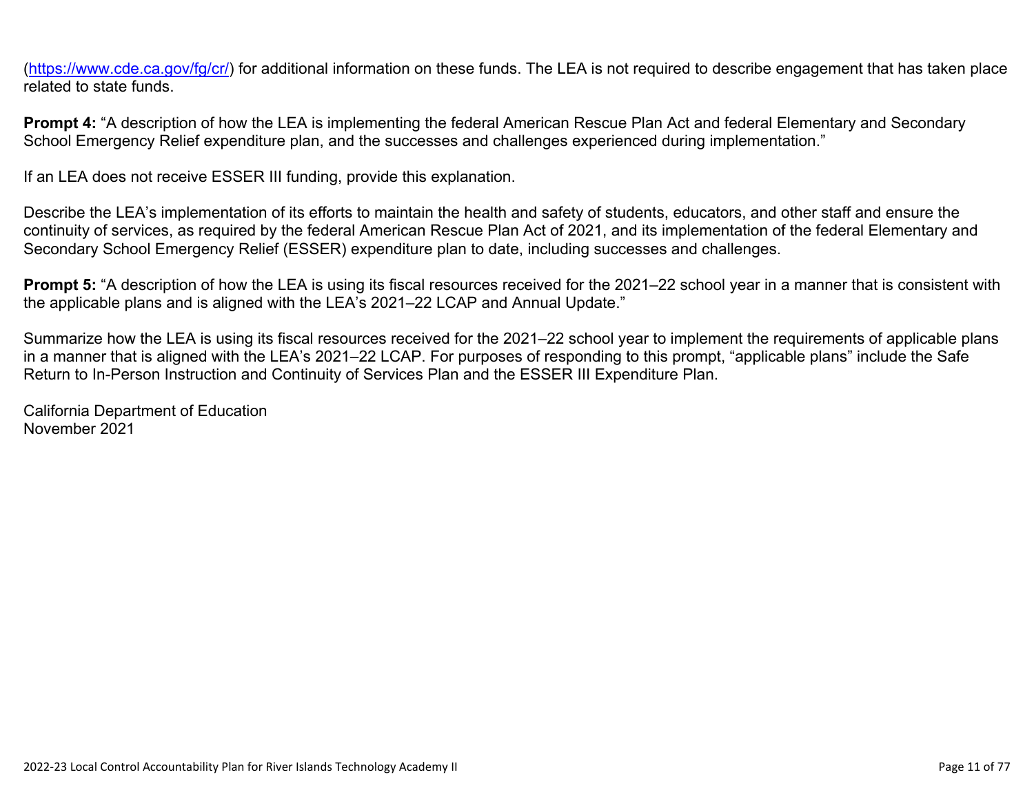([https://www.cde.ca.gov/fg/cr/](https://www.cde.ca.gov/fg/cr/)) for additional information on these funds. The LEA is not required to describe engagement that has taken place related to state funds.

**Prompt 4:** "A description of how the LEA is implementing the federal American Rescue Plan Act and federal Elementary and Secondary School Emergency Relief expenditure plan, and the successes and challenges experienced during implementation."

If an LEA does not receive ESSER III funding, provide this explanation.

Describe the LEA's implementation of its efforts to maintain the health and safety of students, educators, and other staff and ensure the continuity of services, as required by the federal American Rescue Plan Act of 2021, and its implementation of the federal Elementary and Secondary School Emergency Relief (ESSER) expenditure plan to date, including successes and challenges.

**Prompt 5:** "A description of how the LEA is using its fiscal resources received for the 2021–22 school year in a manner that is consistent with the applicable plans and is aligned with the LEA's 2021–22 LCAP and Annual Update."

Summarize how the LEA is using its fiscal resources received for the 2021–22 school year to implement the requirements of applicable plans in a manner that is aligned with the LEA's 2021–22 LCAP. For purposes of responding to this prompt, "applicable plans" include the Safe Return to In-Person Instruction and Continuity of Services Plan and the ESSER III Expenditure Plan.

California Department of Education
November 2021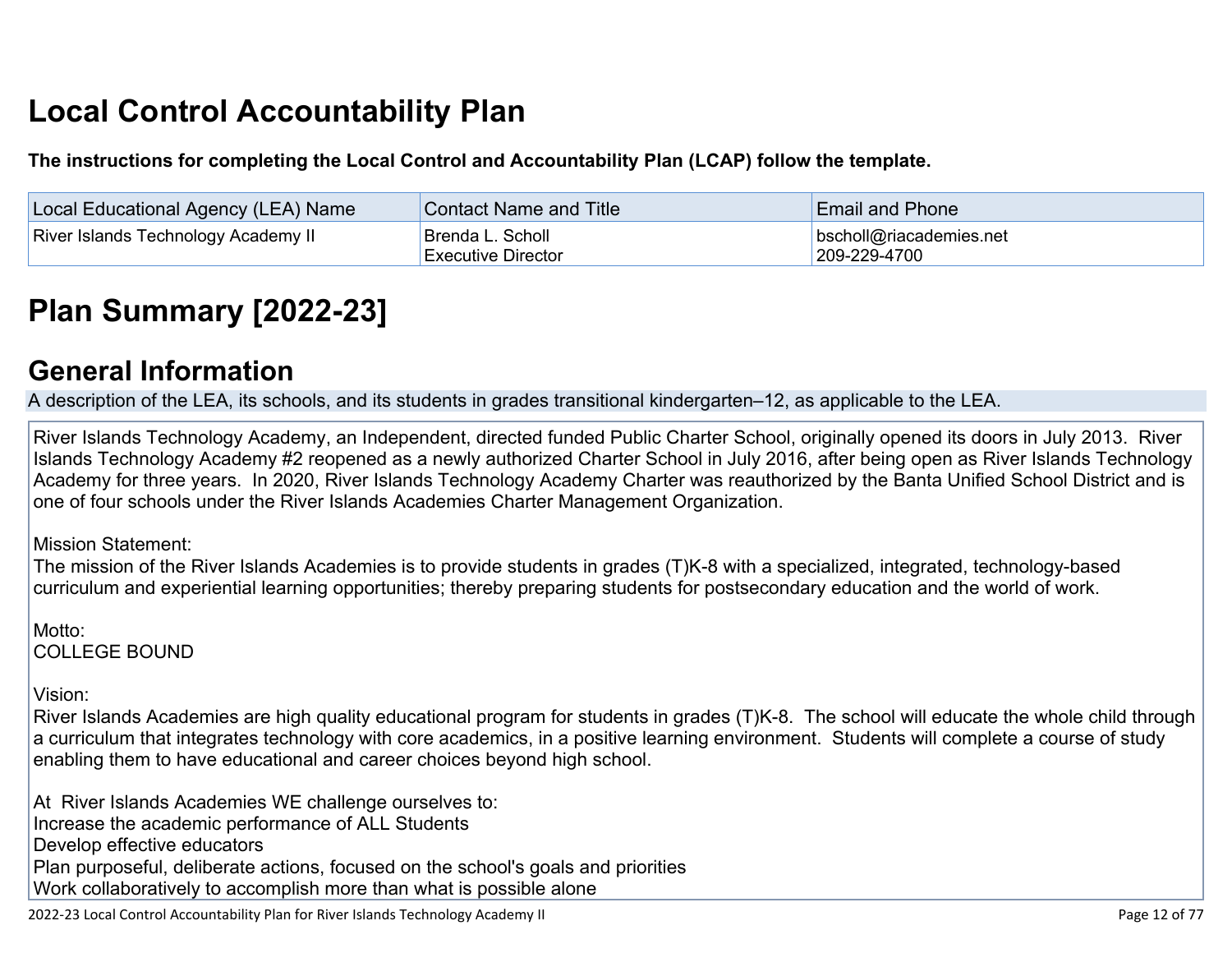# Local Control Accountability Plan

**The instructions for completing the Local Control and Accountability Plan (LCAP) follow the template.**

| Local Educational Agency (LEA) Name | Contact Name and Title | Email and Phone |
|---|---|---|
| River Islands Technology Academy II | Brenda L. Scholl<br>Executive Director | bscholl@riacademies.net<br>209-229-4700 |

# Plan Summary [2022-23]

## General Information

A description of the LEA, its schools, and its students in grades transitional kindergarten–12, as applicable to the LEA.

River Islands Technology Academy, an Independent, directed funded Public Charter School, originally opened its doors in July 2013. River Islands Technology Academy #2 reopened as a newly authorized Charter School in July 2016, after being open as River Islands Technology Academy for three years. In 2020, River Islands Technology Academy Charter was reauthorized by the Banta Unified School District and is one of four schools under the River Islands Academies Charter Management Organization.

Mission Statement:
The mission of the River Islands Academies is to provide students in grades (T)K-8 with a specialized, integrated, technology-based curriculum and experiential learning opportunities; thereby preparing students for postsecondary education and the world of work.

Motto:
COLLEGE BOUND

Vision:
River Islands Academies are high quality educational program for students in grades (T)K-8. The school will educate the whole child through a curriculum that integrates technology with core academics, in a positive learning environment. Students will complete a course of study enabling them to have educational and career choices beyond high school.

At River Islands Academies WE challenge ourselves to:
Increase the academic performance of ALL Students
Develop effective educators
Plan purposeful, deliberate actions, focused on the school's goals and priorities
Work collaboratively to accomplish more than what is possible alone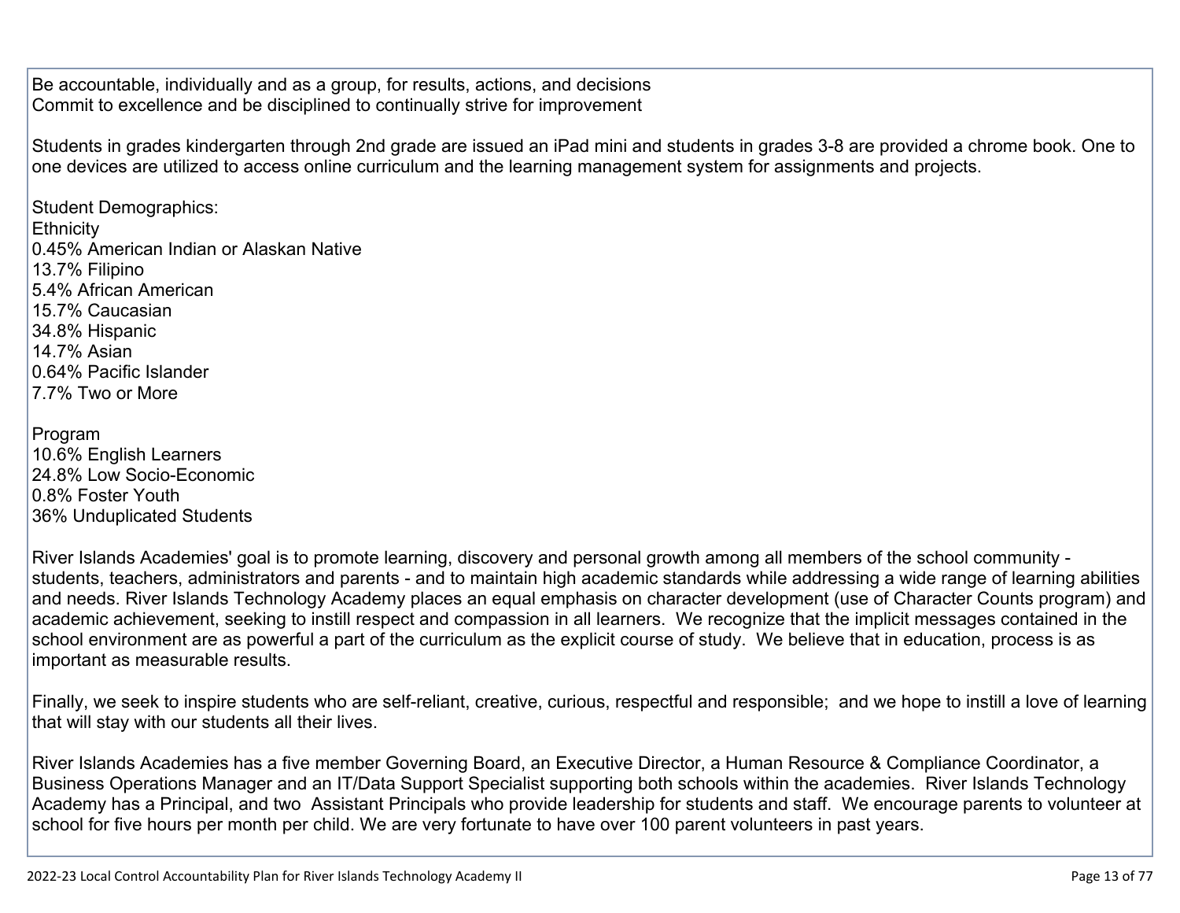Be accountable, individually and as a group, for results, actions, and decisions
Commit to excellence and be disciplined to continually strive for improvement

Students in grades kindergarten through 2nd grade are issued an iPad mini and students in grades 3-8 are provided a chrome book. One to one devices are utilized to access online curriculum and the learning management system for assignments and projects.

Student Demographics:
Ethnicity
0.45% American Indian or Alaskan Native
13.7% Filipino
5.4% African American
15.7% Caucasian
34.8% Hispanic
14.7% Asian
0.64% Pacific Islander
7.7% Two or More

Program
10.6% English Learners
24.8% Low Socio-Economic
0.8% Foster Youth
36% Unduplicated Students

River Islands Academies' goal is to promote learning, discovery and personal growth among all members of the school community - students, teachers, administrators and parents - and to maintain high academic standards while addressing a wide range of learning abilities and needs. River Islands Technology Academy places an equal emphasis on character development (use of Character Counts program) and academic achievement, seeking to instill respect and compassion in all learners. We recognize that the implicit messages contained in the school environment are as powerful a part of the curriculum as the explicit course of study. We believe that in education, process is as important as measurable results.

Finally, we seek to inspire students who are self-reliant, creative, curious, respectful and responsible; and we hope to instill a love of learning that will stay with our students all their lives.

River Islands Academies has a five member Governing Board, an Executive Director, a Human Resource & Compliance Coordinator, a Business Operations Manager and an IT/Data Support Specialist supporting both schools within the academies. River Islands Technology Academy has a Principal, and two Assistant Principals who provide leadership for students and staff. We encourage parents to volunteer at school for five hours per month per child. We are very fortunate to have over 100 parent volunteers in past years.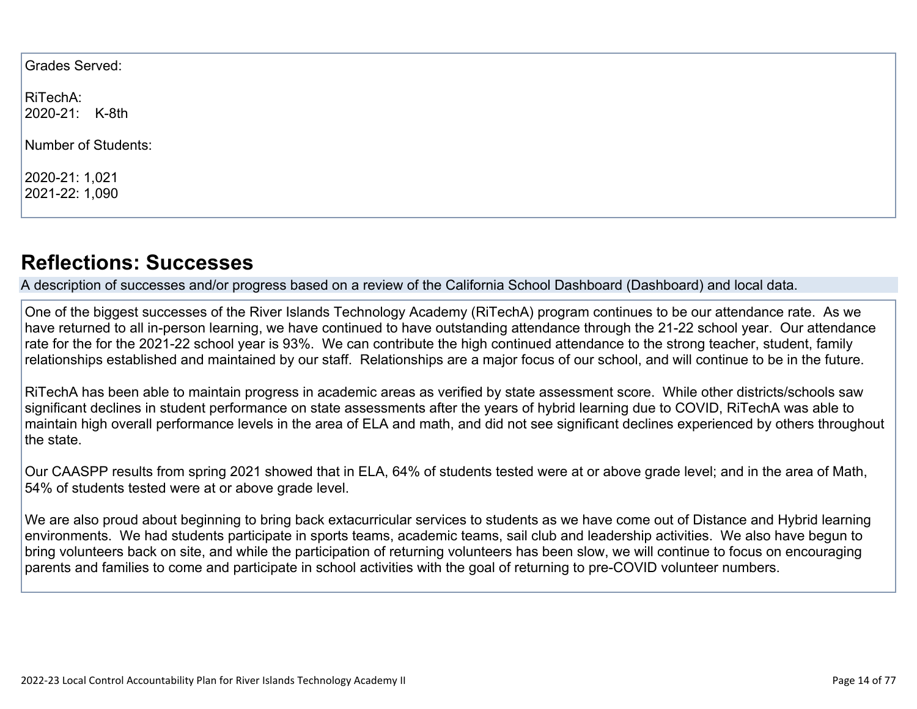Grades Served:

RiTechA:
2020-21: K-8th

Number of Students:

2020-21: 1,021
2021-22: 1,090

## Reflections: Successes

A description of successes and/or progress based on a review of the California School Dashboard (Dashboard) and local data.

One of the biggest successes of the River Islands Technology Academy (RiTechA) program continues to be our attendance rate. As we have returned to all in-person learning, we have continued to have outstanding attendance through the 21-22 school year. Our attendance rate for the for the 2021-22 school year is 93%. We can contribute the high continued attendance to the strong teacher, student, family relationships established and maintained by our staff. Relationships are a major focus of our school, and will continue to be in the future.

RiTechA has been able to maintain progress in academic areas as verified by state assessment score. While other districts/schools saw significant declines in student performance on state assessments after the years of hybrid learning due to COVID, RiTechA was able to maintain high overall performance levels in the area of ELA and math, and did not see significant declines experienced by others throughout the state.

Our CAASPP results from spring 2021 showed that in ELA, 64% of students tested were at or above grade level; and in the area of Math, 54% of students tested were at or above grade level.

We are also proud about beginning to bring back extacurricular services to students as we have come out of Distance and Hybrid learning environments. We had students participate in sports teams, academic teams, sail club and leadership activities. We also have begun to bring volunteers back on site, and while the participation of returning volunteers has been slow, we will continue to focus on encouraging parents and families to come and participate in school activities with the goal of returning to pre-COVID volunteer numbers.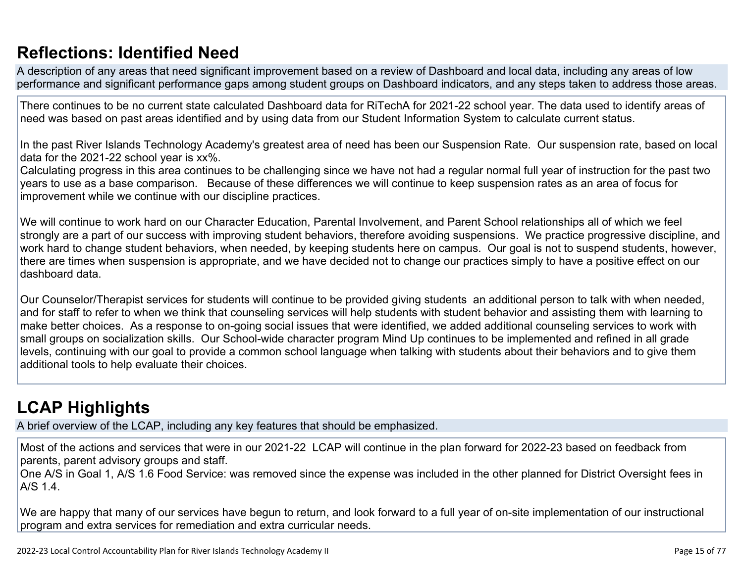## Reflections: Identified Need

A description of any areas that need significant improvement based on a review of Dashboard and local data, including any areas of low performance and significant performance gaps among student groups on Dashboard indicators, and any steps taken to address those areas.

There continues to be no current state calculated Dashboard data for RiTechA for 2021-22 school year. The data used to identify areas of need was based on past areas identified and by using data from our Student Information System to calculate current status.

In the past River Islands Technology Academy's greatest area of need has been our Suspension Rate. Our suspension rate, based on local data for the 2021-22 school year is xx%.
Calculating progress in this area continues to be challenging since we have not had a regular normal full year of instruction for the past two years to use as a base comparison. Because of these differences we will continue to keep suspension rates as an area of focus for improvement while we continue with our discipline practices.

We will continue to work hard on our Character Education, Parental Involvement, and Parent School relationships all of which we feel strongly are a part of our success with improving student behaviors, therefore avoiding suspensions. We practice progressive discipline, and work hard to change student behaviors, when needed, by keeping students here on campus. Our goal is not to suspend students, however, there are times when suspension is appropriate, and we have decided not to change our practices simply to have a positive effect on our dashboard data.

Our Counselor/Therapist services for students will continue to be provided giving students an additional person to talk with when needed, and for staff to refer to when we think that counseling services will help students with student behavior and assisting them with learning to make better choices. As a response to on-going social issues that were identified, we added additional counseling services to work with small groups on socialization skills. Our School-wide character program Mind Up continues to be implemented and refined in all grade levels, continuing with our goal to provide a common school language when talking with students about their behaviors and to give them additional tools to help evaluate their choices.

## LCAP Highlights

A brief overview of the LCAP, including any key features that should be emphasized.

Most of the actions and services that were in our 2021-22 LCAP will continue in the plan forward for 2022-23 based on feedback from parents, parent advisory groups and staff.
One A/S in Goal 1, A/S 1.6 Food Service: was removed since the expense was included in the other planned for District Oversight fees in A/S 1.4.

We are happy that many of our services have begun to return, and look forward to a full year of on-site implementation of our instructional program and extra services for remediation and extra curricular needs.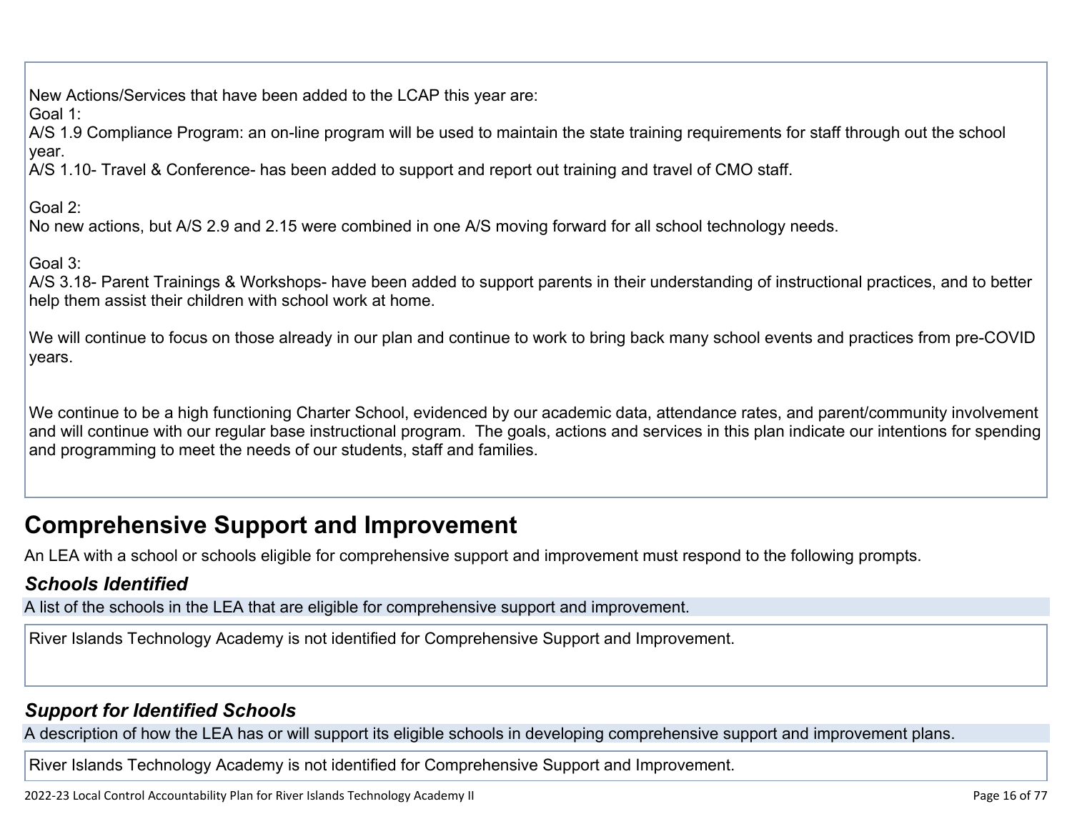New Actions/Services that have been added to the LCAP this year are:
Goal 1:
A/S 1.9 Compliance Program: an on-line program will be used to maintain the state training requirements for staff through out the school year.
A/S 1.10- Travel & Conference- has been added to support and report out training and travel of CMO staff.

Goal 2:
No new actions, but A/S 2.9 and 2.15 were combined in one A/S moving forward for all school technology needs.

Goal 3:
A/S 3.18- Parent Trainings & Workshops- have been added to support parents in their understanding of instructional practices, and to better help them assist their children with school work at home.

We will continue to focus on those already in our plan and continue to work to bring back many school events and practices from pre-COVID years.

We continue to be a high functioning Charter School, evidenced by our academic data, attendance rates, and parent/community involvement and will continue with our regular base instructional program.  The goals, actions and services in this plan indicate our intentions for spending and programming to meet the needs of our students, staff and families.

# Comprehensive Support and Improvement

An LEA with a school or schools eligible for comprehensive support and improvement must respond to the following prompts.

### *Schools Identified*

A list of the schools in the LEA that are eligible for comprehensive support and improvement.

River Islands Technology Academy is not identified for Comprehensive Support and Improvement.

### *Support for Identified Schools*

A description of how the LEA has or will support its eligible schools in developing comprehensive support and improvement plans.

River Islands Technology Academy is not identified for Comprehensive Support and Improvement.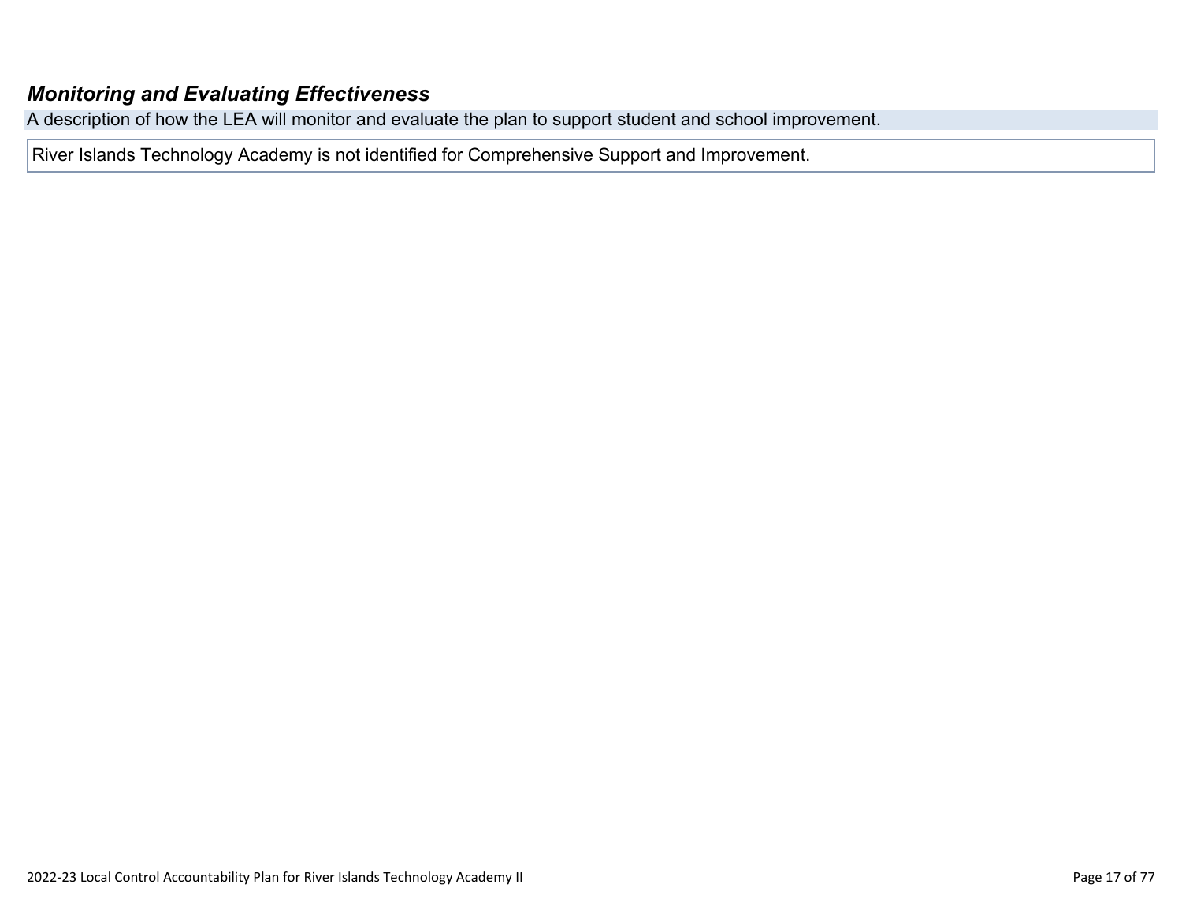### ***Monitoring and Evaluating Effectiveness***

A description of how the LEA will monitor and evaluate the plan to support student and school improvement.

River Islands Technology Academy is not identified for Comprehensive Support and Improvement.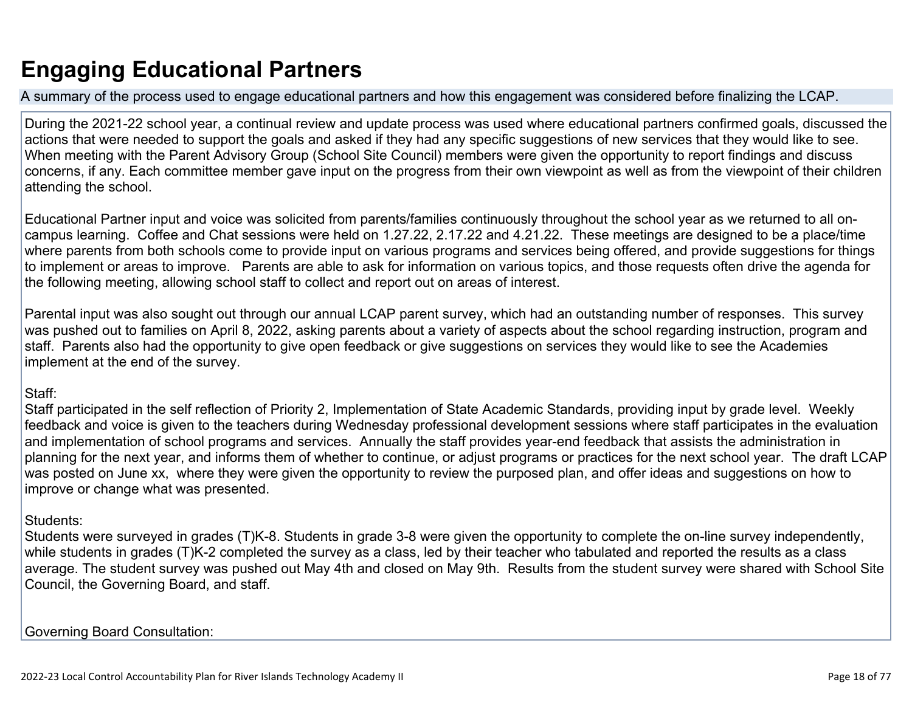# Engaging Educational Partners

A summary of the process used to engage educational partners and how this engagement was considered before finalizing the LCAP.

During the 2021-22 school year, a continual review and update process was used where educational partners confirmed goals, discussed the actions that were needed to support the goals and asked if they had any specific suggestions of new services that they would like to see. When meeting with the Parent Advisory Group (School Site Council) members were given the opportunity to report findings and discuss concerns, if any. Each committee member gave input on the progress from their own viewpoint as well as from the viewpoint of their children attending the school.

Educational Partner input and voice was solicited from parents/families continuously throughout the school year as we returned to all on-campus learning. Coffee and Chat sessions were held on 1.27.22, 2.17.22 and 4.21.22. These meetings are designed to be a place/time where parents from both schools come to provide input on various programs and services being offered, and provide suggestions for things to implement or areas to improve. Parents are able to ask for information on various topics, and those requests often drive the agenda for the following meeting, allowing school staff to collect and report out on areas of interest.

Parental input was also sought out through our annual LCAP parent survey, which had an outstanding number of responses. This survey was pushed out to families on April 8, 2022, asking parents about a variety of aspects about the school regarding instruction, program and staff. Parents also had the opportunity to give open feedback or give suggestions on services they would like to see the Academies implement at the end of the survey.

Staff:
Staff participated in the self reflection of Priority 2, Implementation of State Academic Standards, providing input by grade level. Weekly feedback and voice is given to the teachers during Wednesday professional development sessions where staff participates in the evaluation and implementation of school programs and services. Annually the staff provides year-end feedback that assists the administration in planning for the next year, and informs them of whether to continue, or adjust programs or practices for the next school year. The draft LCAP was posted on June xx, where they were given the opportunity to review the purposed plan, and offer ideas and suggestions on how to improve or change what was presented.

Students:
Students were surveyed in grades (T)K-8. Students in grade 3-8 were given the opportunity to complete the on-line survey independently, while students in grades (T)K-2 completed the survey as a class, led by their teacher who tabulated and reported the results as a class average. The student survey was pushed out May 4th and closed on May 9th. Results from the student survey were shared with School Site Council, the Governing Board, and staff.

Governing Board Consultation: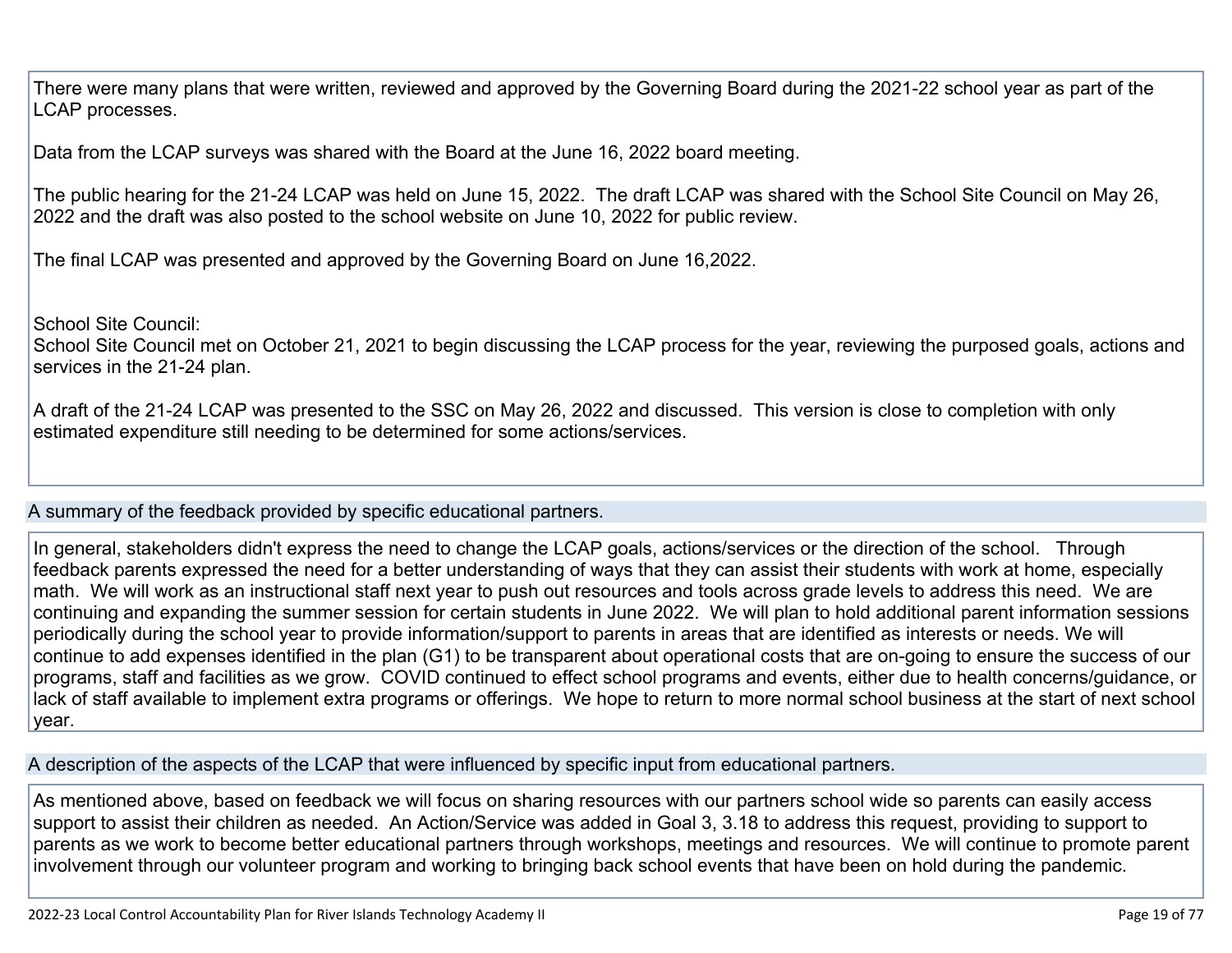There were many plans that were written, reviewed and approved by the Governing Board during the 2021-22 school year as part of the LCAP processes.

Data from the LCAP surveys was shared with the Board at the June 16, 2022 board meeting.

The public hearing for the 21-24 LCAP was held on June 15, 2022. The draft LCAP was shared with the School Site Council on May 26, 2022 and the draft was also posted to the school website on June 10, 2022 for public review.

The final LCAP was presented and approved by the Governing Board on June 16,2022.

School Site Council:
School Site Council met on October 21, 2021 to begin discussing the LCAP process for the year, reviewing the purposed goals, actions and services in the 21-24 plan.

A draft of the 21-24 LCAP was presented to the SSC on May 26, 2022 and discussed. This version is close to completion with only estimated expenditure still needing to be determined for some actions/services.

### A summary of the feedback provided by specific educational partners.

In general, stakeholders didn't express the need to change the LCAP goals, actions/services or the direction of the school. Through feedback parents expressed the need for a better understanding of ways that they can assist their students with work at home, especially math. We will work as an instructional staff next year to push out resources and tools across grade levels to address this need. We are continuing and expanding the summer session for certain students in June 2022. We will plan to hold additional parent information sessions periodically during the school year to provide information/support to parents in areas that are identified as interests or needs. We will continue to add expenses identified in the plan (G1) to be transparent about operational costs that are on-going to ensure the success of our programs, staff and facilities as we grow. COVID continued to effect school programs and events, either due to health concerns/guidance, or lack of staff available to implement extra programs or offerings. We hope to return to more normal school business at the start of next school year.

### A description of the aspects of the LCAP that were influenced by specific input from educational partners.

As mentioned above, based on feedback we will focus on sharing resources with our partners school wide so parents can easily access support to assist their children as needed. An Action/Service was added in Goal 3, 3.18 to address this request, providing to support to parents as we work to become better educational partners through workshops, meetings and resources. We will continue to promote parent involvement through our volunteer program and working to bringing back school events that have been on hold during the pandemic.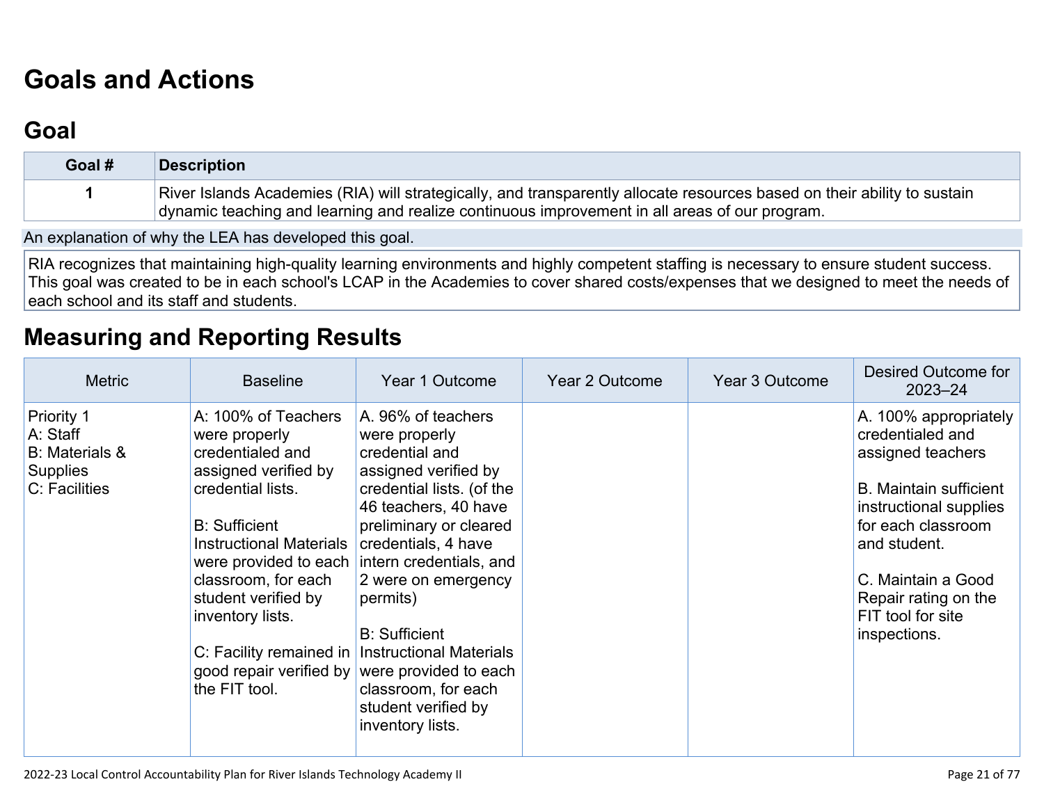# Goals and Actions

## Goal

| Goal # | Description |
|---|---|
| 1 | River Islands Academies (RIA) will strategically, and transparently allocate resources based on their ability to sustain dynamic teaching and learning and realize continuous improvement in all areas of our program. |

An explanation of why the LEA has developed this goal.

RIA recognizes that maintaining high-quality learning environments and highly competent staffing is necessary to ensure student success. This goal was created to be in each school's LCAP in the Academies to cover shared costs/expenses that we designed to meet the needs of each school and its staff and students.

# Measuring and Reporting Results

| Metric | Baseline | Year 1 Outcome | Year 2 Outcome | Year 3 Outcome | Desired Outcome for 2023–24 |
|---|---|---|---|---|---|
| Priority 1<br>A: Staff<br>B: Materials & Supplies<br>C: Facilities | A: 100% of Teachers were properly credentialed and assigned verified by credential lists.<br><br>B: Sufficient Instructional Materials were provided to each classroom, for each student verified by inventory lists.<br><br>C: Facility remained in good repair verified by the FIT tool. | A. 96% of teachers were properly credential and assigned verified by credential lists. (of the 46 teachers, 40 have preliminary or cleared credentials, 4 have intern credentials, and 2 were on emergency permits)<br><br>B: Sufficient Instructional Materials were provided to each classroom, for each student verified by inventory lists. | | | A. 100% appropriately credentialed and assigned teachers<br><br>B. Maintain sufficient instructional supplies for each classroom and student.<br><br>C. Maintain a Good Repair rating on the FIT tool for site inspections. |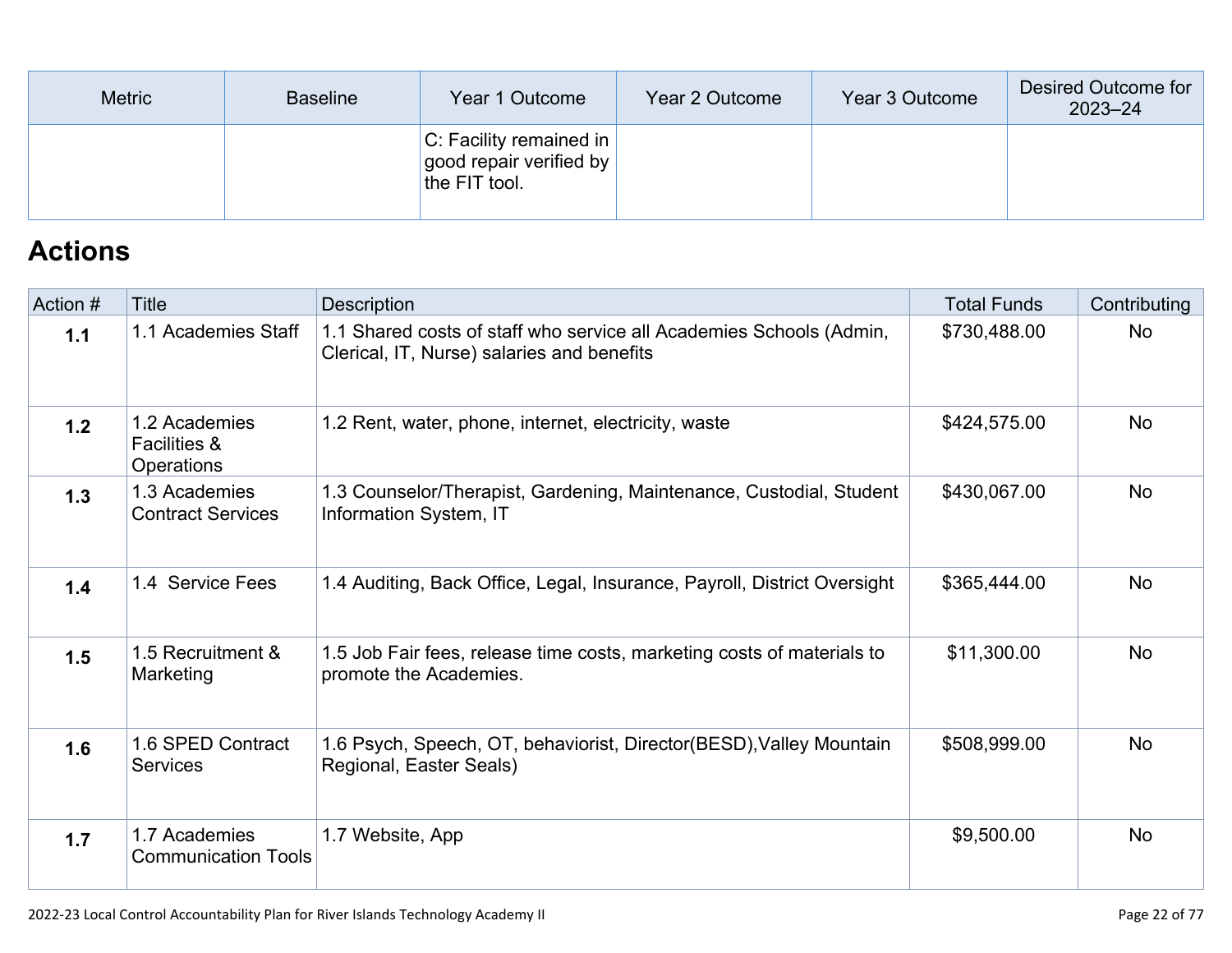| Metric | Baseline | Year 1 Outcome | Year 2 Outcome | Year 3 Outcome | Desired Outcome for 2023–24 |
|---|---|---|---|---|---|
| | | C: Facility remained in good repair verified by the FIT tool. | | | |

## Actions

| Action # | Title | Description | Total Funds | Contributing |
|---|---|---|---|---|
| **1.1** | 1.1 Academies Staff | 1.1 Shared costs of staff who service all Academies Schools (Admin, Clerical, IT, Nurse) salaries and benefits | $730,488.00 | No |
| **1.2** | 1.2 Academies Facilities & Operations | 1.2 Rent, water, phone, internet, electricity, waste | $424,575.00 | No |
| **1.3** | 1.3 Academies Contract Services | 1.3 Counselor/Therapist, Gardening, Maintenance, Custodial, Student Information System, IT | $430,067.00 | No |
| **1.4** | 1.4 Service Fees | 1.4 Auditing, Back Office, Legal, Insurance, Payroll, District Oversight | $365,444.00 | No |
| **1.5** | 1.5 Recruitment & Marketing | 1.5 Job Fair fees, release time costs, marketing costs of materials to promote the Academies. | $11,300.00 | No |
| **1.6** | 1.6 SPED Contract Services | 1.6 Psych, Speech, OT, behaviorist, Director(BESD),Valley Mountain Regional, Easter Seals) | $508,999.00 | No |
| **1.7** | 1.7 Academies Communication Tools | 1.7 Website, App | $9,500.00 | No |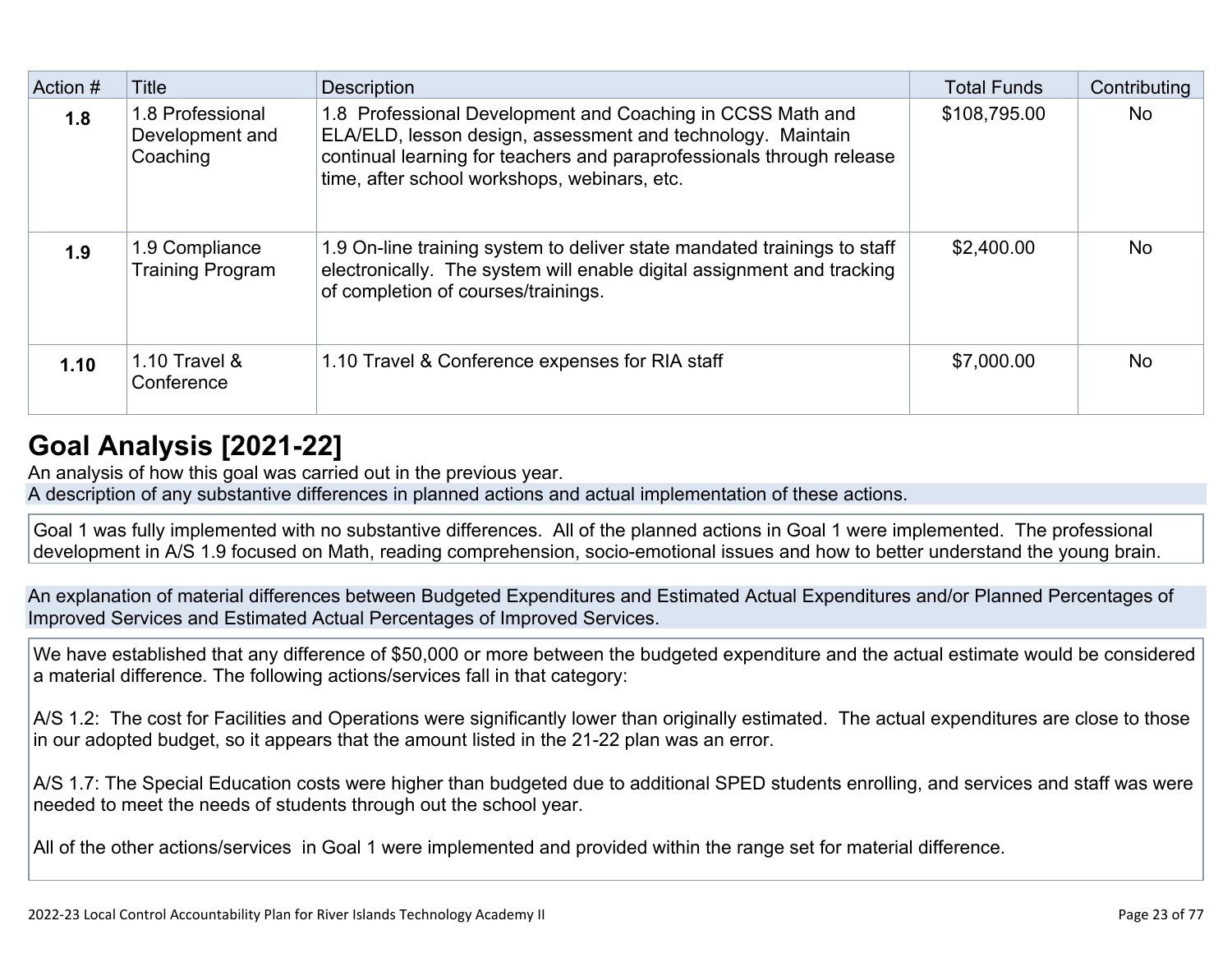| Action # | Title | Description | Total Funds | Contributing |
|---|---|---|---|---|
| **1.8** | 1.8 Professional Development and Coaching | 1.8 Professional Development and Coaching in CCSS Math and ELA/ELD, lesson design, assessment and technology. Maintain continual learning for teachers and paraprofessionals through release time, after school workshops, webinars, etc. | $108,795.00 | No |
| **1.9** | 1.9 Compliance Training Program | 1.9 On-line training system to deliver state mandated trainings to staff electronically. The system will enable digital assignment and tracking of completion of courses/trainings. | $2,400.00 | No |
| **1.10** | 1.10 Travel & Conference | 1.10 Travel & Conference expenses for RIA staff | $7,000.00 | No |

# Goal Analysis [2021-22]

An analysis of how this goal was carried out in the previous year.

A description of any substantive differences in planned actions and actual implementation of these actions.

Goal 1 was fully implemented with no substantive differences. All of the planned actions in Goal 1 were implemented. The professional development in A/S 1.9 focused on Math, reading comprehension, socio-emotional issues and how to better understand the young brain.

An explanation of material differences between Budgeted Expenditures and Estimated Actual Expenditures and/or Planned Percentages of Improved Services and Estimated Actual Percentages of Improved Services.

We have established that any difference of $50,000 or more between the budgeted expenditure and the actual estimate would be considered a material difference. The following actions/services fall in that category:

A/S 1.2: The cost for Facilities and Operations were significantly lower than originally estimated. The actual expenditures are close to those in our adopted budget, so it appears that the amount listed in the 21-22 plan was an error.

A/S 1.7: The Special Education costs were higher than budgeted due to additional SPED students enrolling, and services and staff was were needed to meet the needs of students through out the school year.

All of the other actions/services in Goal 1 were implemented and provided within the range set for material difference.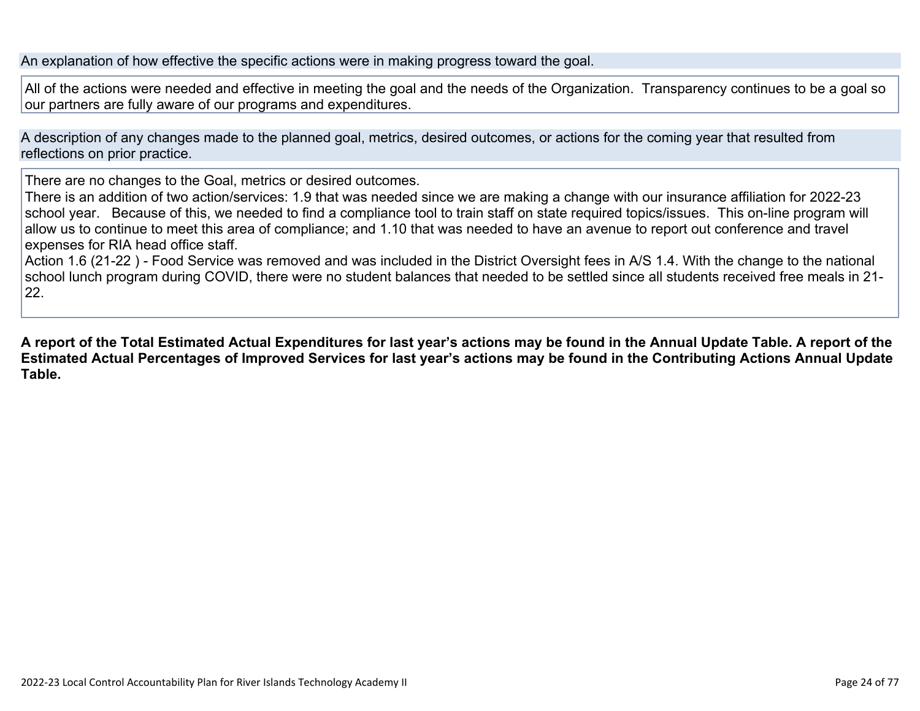An explanation of how effective the specific actions were in making progress toward the goal.

All of the actions were needed and effective in meeting the goal and the needs of the Organization. Transparency continues to be a goal so our partners are fully aware of our programs and expenditures.

A description of any changes made to the planned goal, metrics, desired outcomes, or actions for the coming year that resulted from reflections on prior practice.

There are no changes to the Goal, metrics or desired outcomes.
There is an addition of two action/services: 1.9 that was needed since we are making a change with our insurance affiliation for 2022-23 school year. Because of this, we needed to find a compliance tool to train staff on state required topics/issues. This on-line program will allow us to continue to meet this area of compliance; and 1.10 that was needed to have an avenue to report out conference and travel expenses for RIA head office staff.
Action 1.6 (21-22 ) - Food Service was removed and was included in the District Oversight fees in A/S 1.4. With the change to the national school lunch program during COVID, there were no student balances that needed to be settled since all students received free meals in 21-22.

**A report of the Total Estimated Actual Expenditures for last year's actions may be found in the Annual Update Table. A report of the Estimated Actual Percentages of Improved Services for last year's actions may be found in the Contributing Actions Annual Update Table.**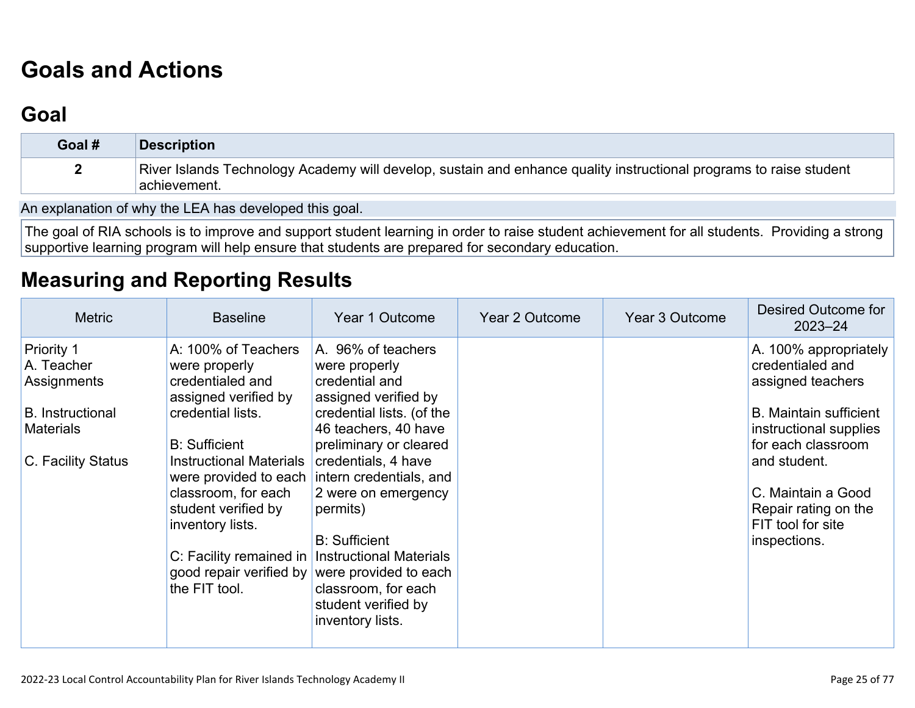# Goals and Actions

## Goal

| Goal # | Description |
|---|---|
| 2 | River Islands Technology Academy will develop, sustain and enhance quality instructional programs to raise student achievement. |

An explanation of why the LEA has developed this goal.

The goal of RIA schools is to improve and support student learning in order to raise student achievement for all students. Providing a strong supportive learning program will help ensure that students are prepared for secondary education.

# Measuring and Reporting Results

| Metric | Baseline | Year 1 Outcome | Year 2 Outcome | Year 3 Outcome | Desired Outcome for 2023–24 |
|---|---|---|---|---|---|
| Priority 1<br>A. Teacher Assignments<br><br>B. Instructional Materials<br><br>C. Facility Status | A: 100% of Teachers were properly credentialed and assigned verified by credential lists.<br><br>B: Sufficient Instructional Materials were provided to each classroom, for each student verified by inventory lists.<br><br>C: Facility remained in good repair verified by the FIT tool. | A. 96% of teachers were properly credential and assigned verified by credential lists. (of the 46 teachers, 40 have preliminary or cleared credentials, 4 have intern credentials, and 2 were on emergency permits)<br><br>B: Sufficient Instructional Materials were provided to each classroom, for each student verified by inventory lists. | | | A. 100% appropriately credentialed and assigned teachers<br><br>B. Maintain sufficient instructional supplies for each classroom and student.<br><br>C. Maintain a Good Repair rating on the FIT tool for site inspections. |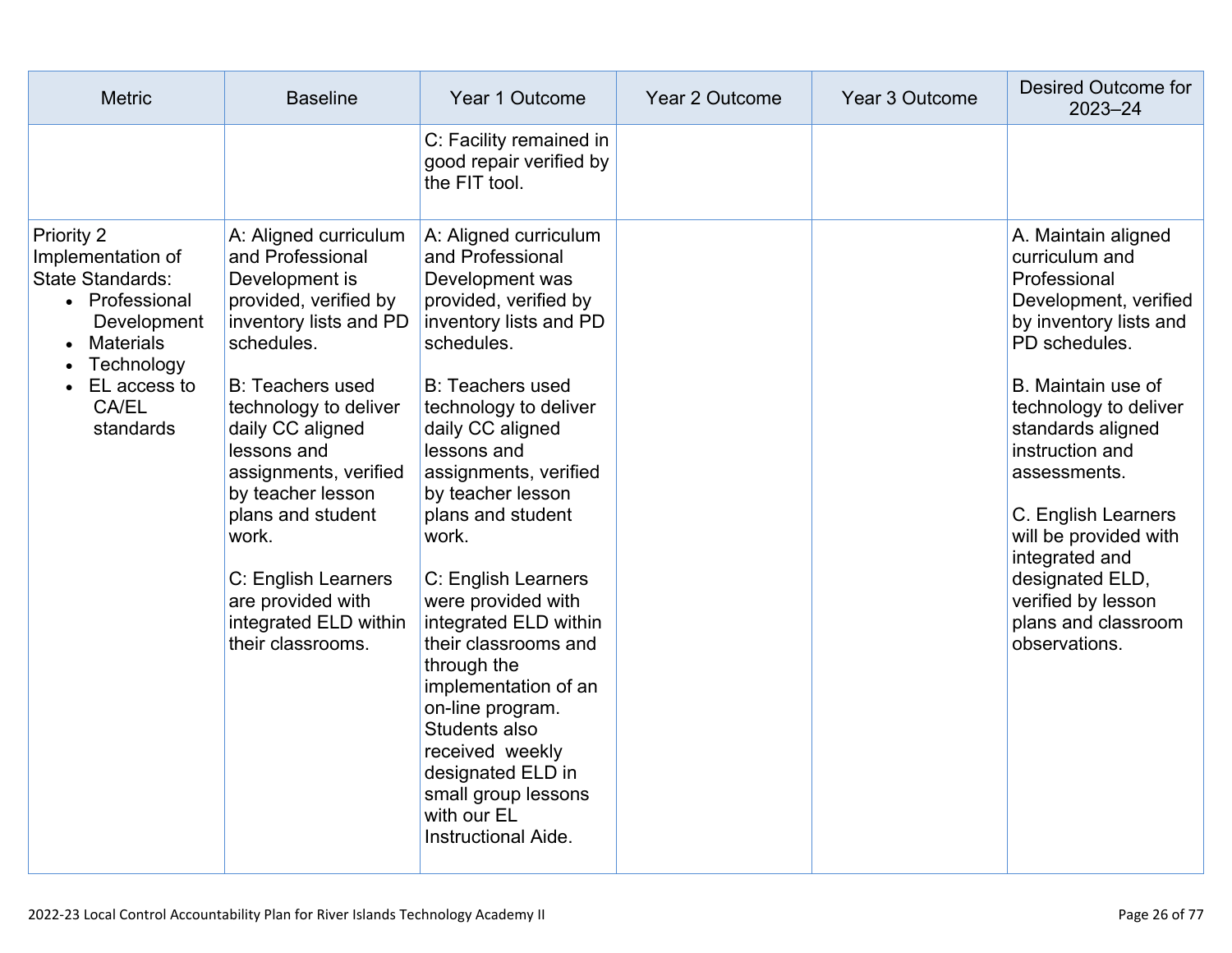| Metric | Baseline | Year 1 Outcome | Year 2 Outcome | Year 3 Outcome | Desired Outcome for 2023–24 |
|---|---|---|---|---|---|
| | | C: Facility remained in good repair verified by the FIT tool. | | | |
| Priority 2 Implementation of State Standards:<br>• Professional Development<br>• Materials<br>• Technology<br>• EL access to CA/EL standards | A: Aligned curriculum and Professional Development is provided, verified by inventory lists and PD schedules.<br><br>B: Teachers used technology to deliver daily CC aligned lessons and assignments, verified by teacher lesson plans and student work.<br><br>C: English Learners are provided with integrated ELD within their classrooms. | A: Aligned curriculum and Professional Development was provided, verified by inventory lists and PD schedules.<br><br>B: Teachers used technology to deliver daily CC aligned lessons and assignments, verified by teacher lesson plans and student work.<br><br>C: English Learners were provided with integrated ELD within their classrooms and through the implementation of an on-line program. Students also received weekly designated ELD in small group lessons with our EL Instructional Aide. | | | A. Maintain aligned curriculum and Professional Development, verified by inventory lists and PD schedules.<br><br>B. Maintain use of technology to deliver standards aligned instruction and assessments.<br><br>C. English Learners will be provided with integrated and designated ELD, verified by lesson plans and classroom observations. |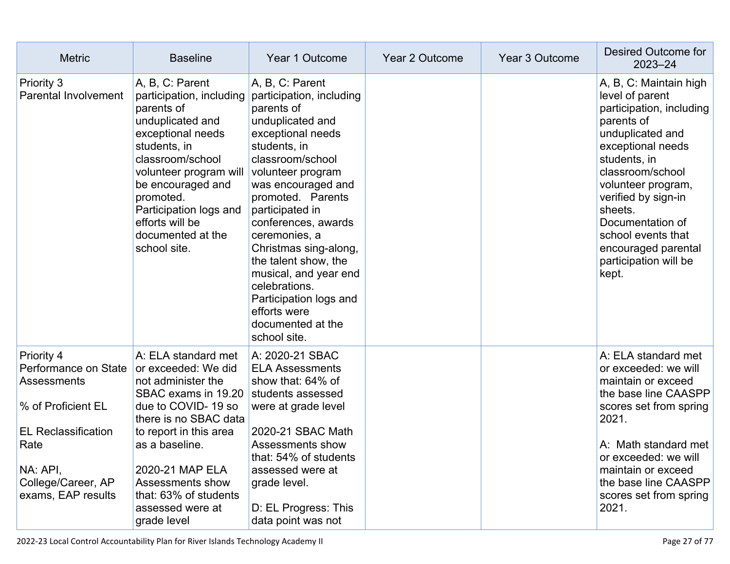| Metric | Baseline | Year 1 Outcome | Year 2 Outcome | Year 3 Outcome | Desired Outcome for 2023–24 |
| --- | --- | --- | --- | --- | --- |
| Priority 3<br>Parental Involvement | A, B, C: Parent participation, including parents of unduplicated and exceptional needs students, in classroom/school volunteer program will be encouraged and promoted. Participation logs and efforts will be documented at the school site. | A, B, C: Parent participation, including parents of unduplicated and exceptional needs students, in classroom/school volunteer program was encouraged and promoted. Parents participated in conferences, awards ceremonies, a Christmas sing-along, the talent show, the musical, and year end celebrations. Participation logs and efforts were documented at the school site. | | | A, B, C: Maintain high level of parent participation, including parents of unduplicated and exceptional needs students, in classroom/school volunteer program, verified by sign-in sheets. Documentation of school events that encouraged parental participation will be kept. |
| Priority 4<br>Performance on State Assessments<br><br>% of Proficient EL<br><br>EL Reclassification Rate<br><br>NA: API, College/Career, AP exams, EAP results | A: ELA standard met or exceeded: We did not administer the SBAC exams in 19.20 due to COVID- 19 so there is no SBAC data to report in this area as a baseline.<br><br>2020-21 MAP ELA Assessments show that: 63% of students assessed were at grade level | A: 2020-21 SBAC ELA Assessments show that: 64% of students assessed were at grade level<br><br>2020-21 SBAC Math Assessments show that: 54% of students assessed were at grade level.<br><br>D: EL Progress: This data point was not | | | A: ELA standard met or exceeded: we will maintain or exceed the base line CAASPP scores set from spring 2021.<br><br>A: Math standard met or exceeded: we will maintain or exceed the base line CAASPP scores set from spring 2021. |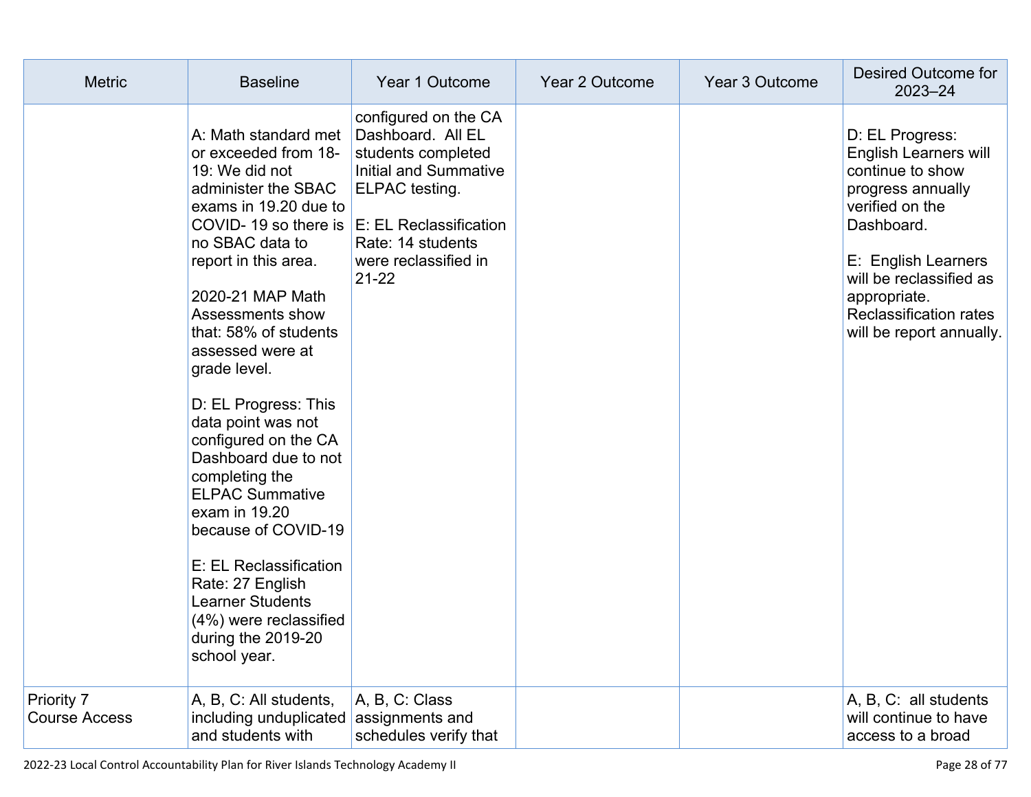| Metric | Baseline | Year 1 Outcome | Year 2 Outcome | Year 3 Outcome | Desired Outcome for 2023–24 |
|---|---|---|---|---|---|
| | A: Math standard met or exceeded from 18-19: We did not administer the SBAC exams in 19.20 due to COVID- 19 so there is no SBAC data to report in this area.<br><br>2020-21 MAP Math Assessments show that: 58% of students assessed were at grade level.<br><br>D: EL Progress: This data point was not configured on the CA Dashboard due to not completing the ELPAC Summative exam in 19.20 because of COVID-19<br><br>E: EL Reclassification Rate: 27 English Learner Students (4%) were reclassified during the 2019-20 school year. | configured on the CA Dashboard. All EL students completed Initial and Summative ELPAC testing.<br><br>E: EL Reclassification Rate: 14 students were reclassified in 21-22 | | | D: EL Progress: English Learners will continue to show progress annually verified on the Dashboard.<br><br>E: English Learners will be reclassified as appropriate. Reclassification rates will be report annually. |
| Priority 7<br>Course Access | A, B, C: All students, including unduplicated and students with | A, B, C: Class assignments and schedules verify that | | | A, B, C: all students will continue to have access to a broad |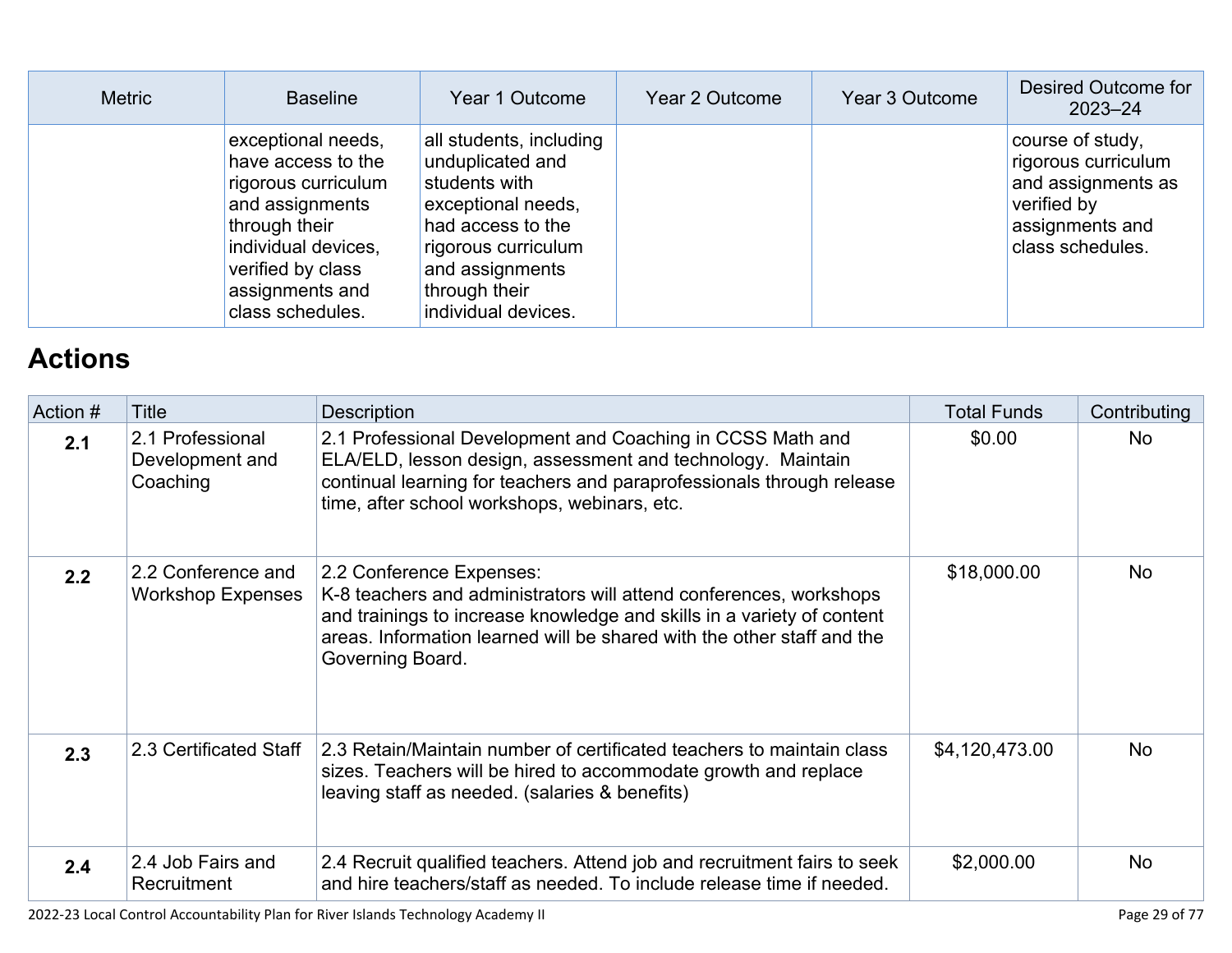| Metric | Baseline | Year 1 Outcome | Year 2 Outcome | Year 3 Outcome | Desired Outcome for 2023–24 |
|---|---|---|---|---|---|
| | exceptional needs, have access to the rigorous curriculum and assignments through their individual devices, verified by class assignments and class schedules. | all students, including unduplicated and students with exceptional needs, had access to the rigorous curriculum and assignments through their individual devices. | | | course of study, rigorous curriculum and assignments as verified by assignments and class schedules. |

# Actions

| Action # | Title | Description | Total Funds | Contributing |
|---|---|---|---|---|
| **2.1** | 2.1 Professional Development and Coaching | 2.1 Professional Development and Coaching in CCSS Math and ELA/ELD, lesson design, assessment and technology. Maintain continual learning for teachers and paraprofessionals through release time, after school workshops, webinars, etc. | $0.00 | No |
| **2.2** | 2.2 Conference and Workshop Expenses | 2.2 Conference Expenses: K-8 teachers and administrators will attend conferences, workshops and trainings to increase knowledge and skills in a variety of content areas. Information learned will be shared with the other staff and the Governing Board. | $18,000.00 | No |
| **2.3** | 2.3 Certificated Staff | 2.3 Retain/Maintain number of certificated teachers to maintain class sizes. Teachers will be hired to accommodate growth and replace leaving staff as needed. (salaries & benefits) | $4,120,473.00 | No |
| **2.4** | 2.4 Job Fairs and Recruitment | 2.4 Recruit qualified teachers. Attend job and recruitment fairs to seek and hire teachers/staff as needed. To include release time if needed. | $2,000.00 | No |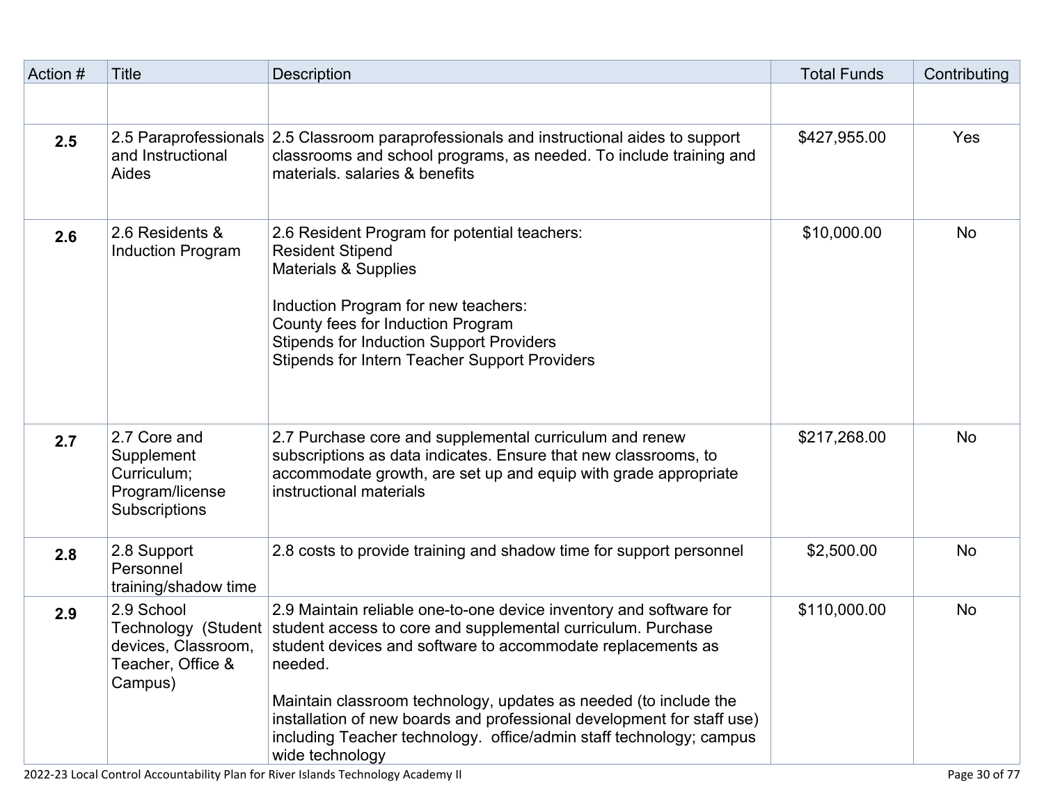| Action # | Title | Description | Total Funds | Contributing |
|---|---|---|---|---|
| | | | | |
| **2.5** | 2.5 Paraprofessionals and Instructional Aides | 2.5 Classroom paraprofessionals and instructional aides to support classrooms and school programs, as needed. To include training and materials. salaries & benefits | $427,955.00 | Yes |
| **2.6** | 2.6 Residents & Induction Program | 2.6 Resident Program for potential teachers:<br>Resident Stipend<br>Materials & Supplies<br><br>Induction Program for new teachers:<br>County fees for Induction Program<br>Stipends for Induction Support Providers<br>Stipends for Intern Teacher Support Providers | $10,000.00 | No |
| **2.7** | 2.7 Core and Supplement Curriculum; Program/license Subscriptions | 2.7 Purchase core and supplemental curriculum and renew subscriptions as data indicates. Ensure that new classrooms, to accommodate growth, are set up and equip with grade appropriate instructional materials | $217,268.00 | No |
| **2.8** | 2.8 Support Personnel training/shadow time | 2.8 costs to provide training and shadow time for support personnel | $2,500.00 | No |
| **2.9** | 2.9 School Technology (Student devices, Classroom, Teacher, Office & Campus) | 2.9 Maintain reliable one-to-one device inventory and software for student access to core and supplemental curriculum. Purchase student devices and software to accommodate replacements as needed.<br><br>Maintain classroom technology, updates as needed (to include the installation of new boards and professional development for staff use) including Teacher technology. office/admin staff technology; campus wide technology | $110,000.00 | No |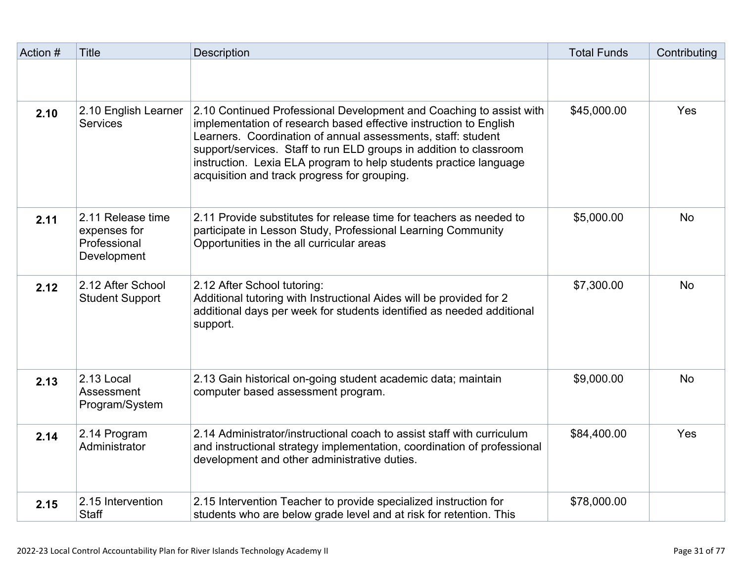| Action # | Title | Description | Total Funds | Contributing |
|---|---|---|---|---|
| | | | | |
| **2.10** | 2.10 English Learner Services | 2.10 Continued Professional Development and Coaching to assist with implementation of research based effective instruction to English Learners. Coordination of annual assessments, staff: student support/services. Staff to run ELD groups in addition to classroom instruction. Lexia ELA program to help students practice language acquisition and track progress for grouping. | $45,000.00 | Yes |
| **2.11** | 2.11 Release time expenses for Professional Development | 2.11 Provide substitutes for release time for teachers as needed to participate in Lesson Study, Professional Learning Community Opportunities in the all curricular areas | $5,000.00 | No |
| **2.12** | 2.12 After School Student Support | 2.12 After School tutoring:<br>Additional tutoring with Instructional Aides will be provided for 2 additional days per week for students identified as needed additional support. | $7,300.00 | No |
| **2.13** | 2.13 Local Assessment Program/System | 2.13 Gain historical on-going student academic data; maintain computer based assessment program. | $9,000.00 | No |
| **2.14** | 2.14 Program Administrator | 2.14 Administrator/instructional coach to assist staff with curriculum and instructional strategy implementation, coordination of professional development and other administrative duties. | $84,400.00 | Yes |
| **2.15** | 2.15 Intervention Staff | 2.15 Intervention Teacher to provide specialized instruction for students who are below grade level and at risk for retention. This | $78,000.00 | |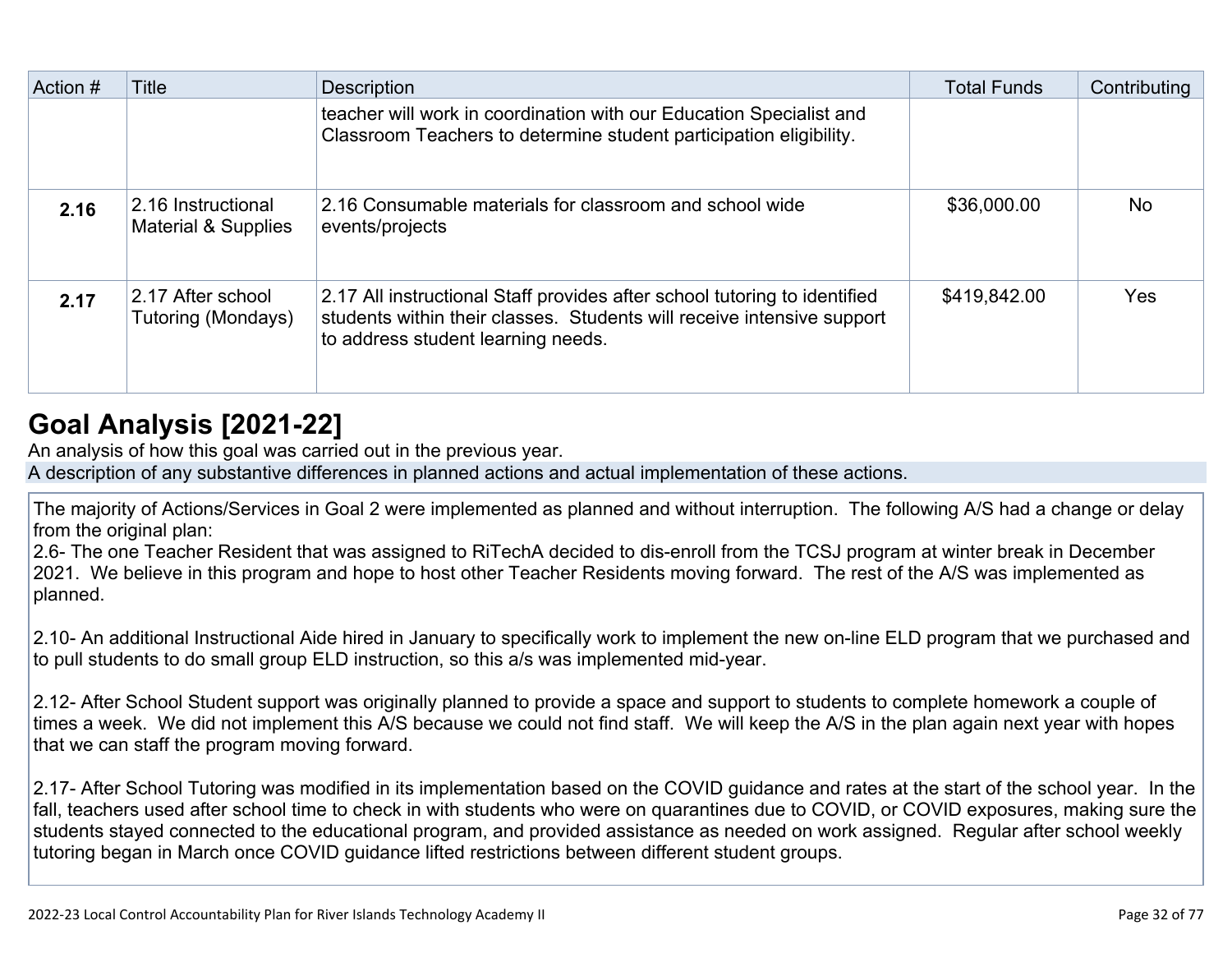| Action # | Title | Description | Total Funds | Contributing |
|---|---|---|---|---|
| | | teacher will work in coordination with our Education Specialist and Classroom Teachers to determine student participation eligibility. | | |
| **2.16** | 2.16 Instructional Material & Supplies | 2.16 Consumable materials for classroom and school wide events/projects | $36,000.00 | No |
| **2.17** | 2.17 After school Tutoring (Mondays) | 2.17 All instructional Staff provides after school tutoring to identified students within their classes. Students will receive intensive support to address student learning needs. | $419,842.00 | Yes |

# Goal Analysis [2021-22]

An analysis of how this goal was carried out in the previous year.

A description of any substantive differences in planned actions and actual implementation of these actions.

The majority of Actions/Services in Goal 2 were implemented as planned and without interruption. The following A/S had a change or delay from the original plan:

2.6- The one Teacher Resident that was assigned to RiTechA decided to dis-enroll from the TCSJ program at winter break in December 2021. We believe in this program and hope to host other Teacher Residents moving forward. The rest of the A/S was implemented as planned.

2.10- An additional Instructional Aide hired in January to specifically work to implement the new on-line ELD program that we purchased and to pull students to do small group ELD instruction, so this a/s was implemented mid-year.

2.12- After School Student support was originally planned to provide a space and support to students to complete homework a couple of times a week. We did not implement this A/S because we could not find staff. We will keep the A/S in the plan again next year with hopes that we can staff the program moving forward.

2.17- After School Tutoring was modified in its implementation based on the COVID guidance and rates at the start of the school year. In the fall, teachers used after school time to check in with students who were on quarantines due to COVID, or COVID exposures, making sure the students stayed connected to the educational program, and provided assistance as needed on work assigned. Regular after school weekly tutoring began in March once COVID guidance lifted restrictions between different student groups.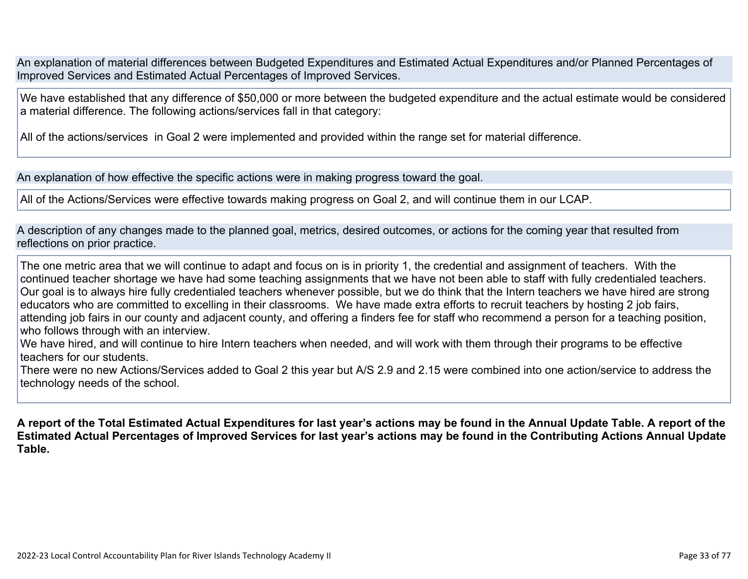An explanation of material differences between Budgeted Expenditures and Estimated Actual Expenditures and/or Planned Percentages of Improved Services and Estimated Actual Percentages of Improved Services.

We have established that any difference of $50,000 or more between the budgeted expenditure and the actual estimate would be considered a material difference. The following actions/services fall in that category:

All of the actions/services in Goal 2 were implemented and provided within the range set for material difference.

An explanation of how effective the specific actions were in making progress toward the goal.

All of the Actions/Services were effective towards making progress on Goal 2, and will continue them in our LCAP.

A description of any changes made to the planned goal, metrics, desired outcomes, or actions for the coming year that resulted from reflections on prior practice.

The one metric area that we will continue to adapt and focus on is in priority 1, the credential and assignment of teachers. With the continued teacher shortage we have had some teaching assignments that we have not been able to staff with fully credentialed teachers. Our goal is to always hire fully credentialed teachers whenever possible, but we do think that the Intern teachers we have hired are strong educators who are committed to excelling in their classrooms. We have made extra efforts to recruit teachers by hosting 2 job fairs, attending job fairs in our county and adjacent county, and offering a finders fee for staff who recommend a person for a teaching position, who follows through with an interview.
We have hired, and will continue to hire Intern teachers when needed, and will work with them through their programs to be effective teachers for our students.
There were no new Actions/Services added to Goal 2 this year but A/S 2.9 and 2.15 were combined into one action/service to address the technology needs of the school.

**A report of the Total Estimated Actual Expenditures for last year's actions may be found in the Annual Update Table. A report of the Estimated Actual Percentages of Improved Services for last year's actions may be found in the Contributing Actions Annual Update Table.**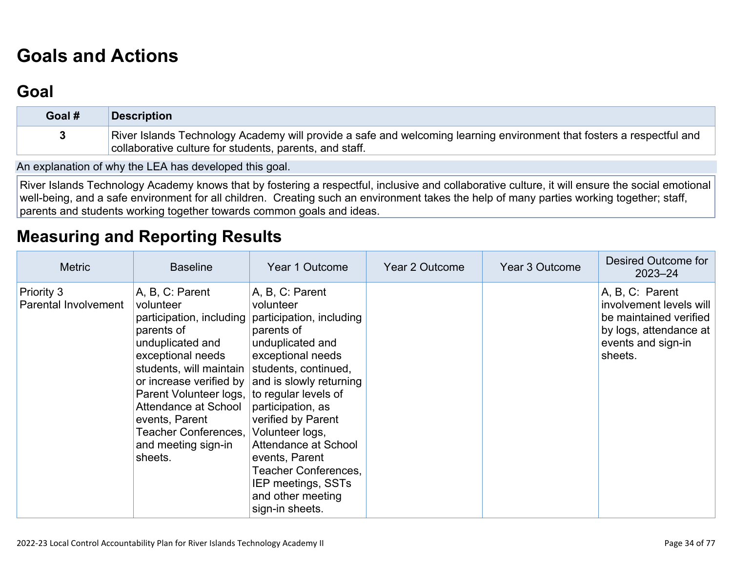# Goals and Actions

## Goal

| Goal # | Description |
|---|---|
| 3 | River Islands Technology Academy will provide a safe and welcoming learning environment that fosters a respectful and collaborative culture for students, parents, and staff. |

An explanation of why the LEA has developed this goal.

River Islands Technology Academy knows that by fostering a respectful, inclusive and collaborative culture, it will ensure the social emotional well-being, and a safe environment for all children. Creating such an environment takes the help of many parties working together; staff, parents and students working together towards common goals and ideas.

# Measuring and Reporting Results

| Metric | Baseline | Year 1 Outcome | Year 2 Outcome | Year 3 Outcome | Desired Outcome for 2023–24 |
|---|---|---|---|---|---|
| Priority 3<br>Parental Involvement | A, B, C: Parent volunteer participation, including parents of unduplicated and exceptional needs students, will maintain or increase verified by Parent Volunteer logs, Attendance at School events, Parent Teacher Conferences, and meeting sign-in sheets. | A, B, C: Parent volunteer participation, including parents of unduplicated and exceptional needs students, continued, and is slowly returning to regular levels of participation, as verified by Parent Volunteer logs, Attendance at School events, Parent Teacher Conferences, IEP meetings, SSTs and other meeting sign-in sheets. | | | A, B, C: Parent involvement levels will be maintained verified by logs, attendance at events and sign-in sheets. |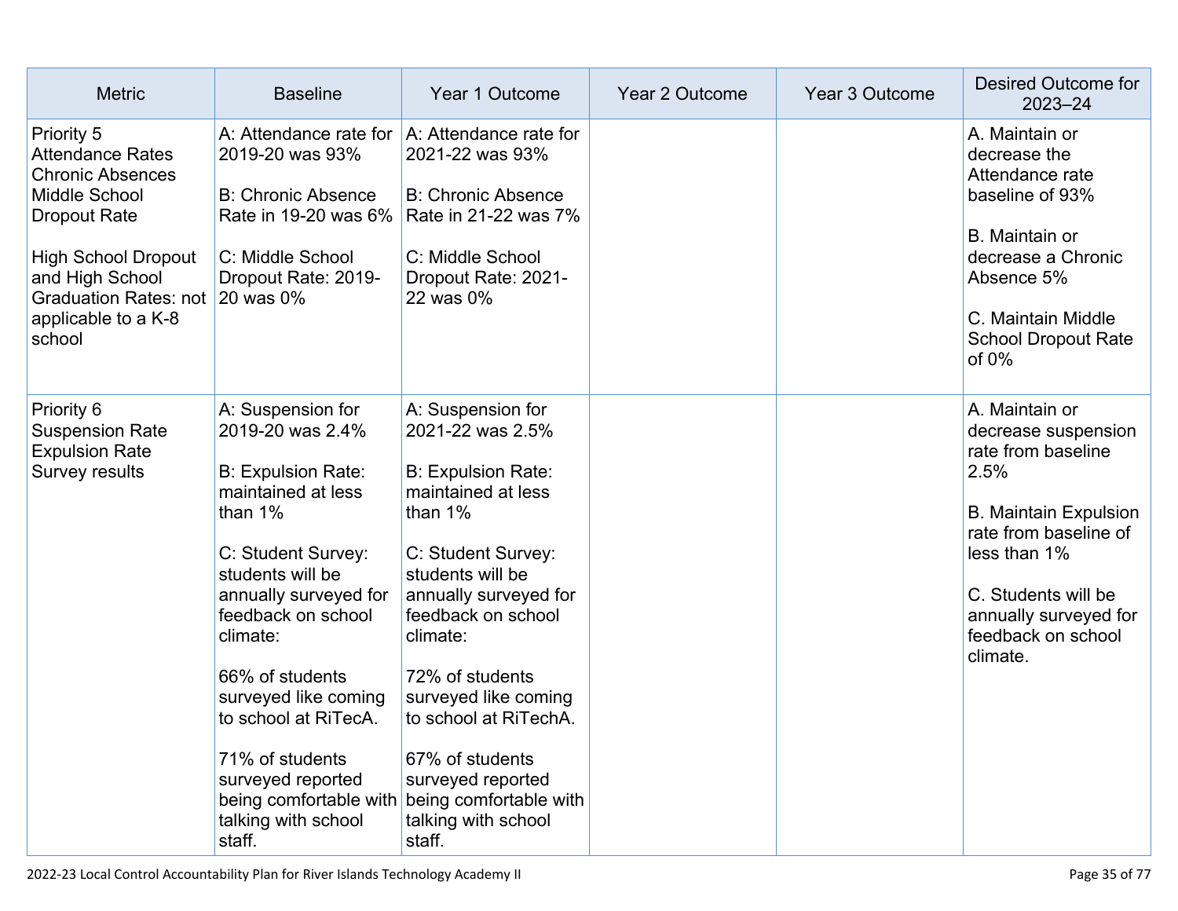| Metric | Baseline | Year 1 Outcome | Year 2 Outcome | Year 3 Outcome | Desired Outcome for 2023–24 |
|---|---|---|---|---|---|
| Priority 5<br>Attendance Rates<br>Chronic Absences<br>Middle School Dropout Rate<br><br>High School Dropout and High School Graduation Rates: not applicable to a K-8 school | A: Attendance rate for 2019-20 was 93%<br><br>B: Chronic Absence Rate in 19-20 was 6%<br><br>C: Middle School Dropout Rate: 2019-20 was 0% | A: Attendance rate for 2021-22 was 93%<br><br>B: Chronic Absence Rate in 21-22 was 7%<br><br>C: Middle School Dropout Rate: 2021-22 was 0% | | | A. Maintain or decrease the Attendance rate baseline of 93%<br><br>B. Maintain or decrease a Chronic Absence 5%<br><br>C. Maintain Middle School Dropout Rate of 0% |
| Priority 6<br>Suspension Rate<br>Expulsion Rate<br>Survey results | A: Suspension for 2019-20 was 2.4%<br><br>B: Expulsion Rate: maintained at less than 1%<br><br>C: Student Survey: students will be annually surveyed for feedback on school climate:<br><br>66% of students surveyed like coming to school at RiTecA.<br><br>71% of students surveyed reported being comfortable with talking with school staff. | A: Suspension for 2021-22 was 2.5%<br><br>B: Expulsion Rate: maintained at less than 1%<br><br>C: Student Survey: students will be annually surveyed for feedback on school climate:<br><br>72% of students surveyed like coming to school at RiTechA.<br><br>67% of students surveyed reported being comfortable with talking with school staff. | | | A. Maintain or decrease suspension rate from baseline 2.5%<br><br>B. Maintain Expulsion rate from baseline of less than 1%<br><br>C. Students will be annually surveyed for feedback on school climate. |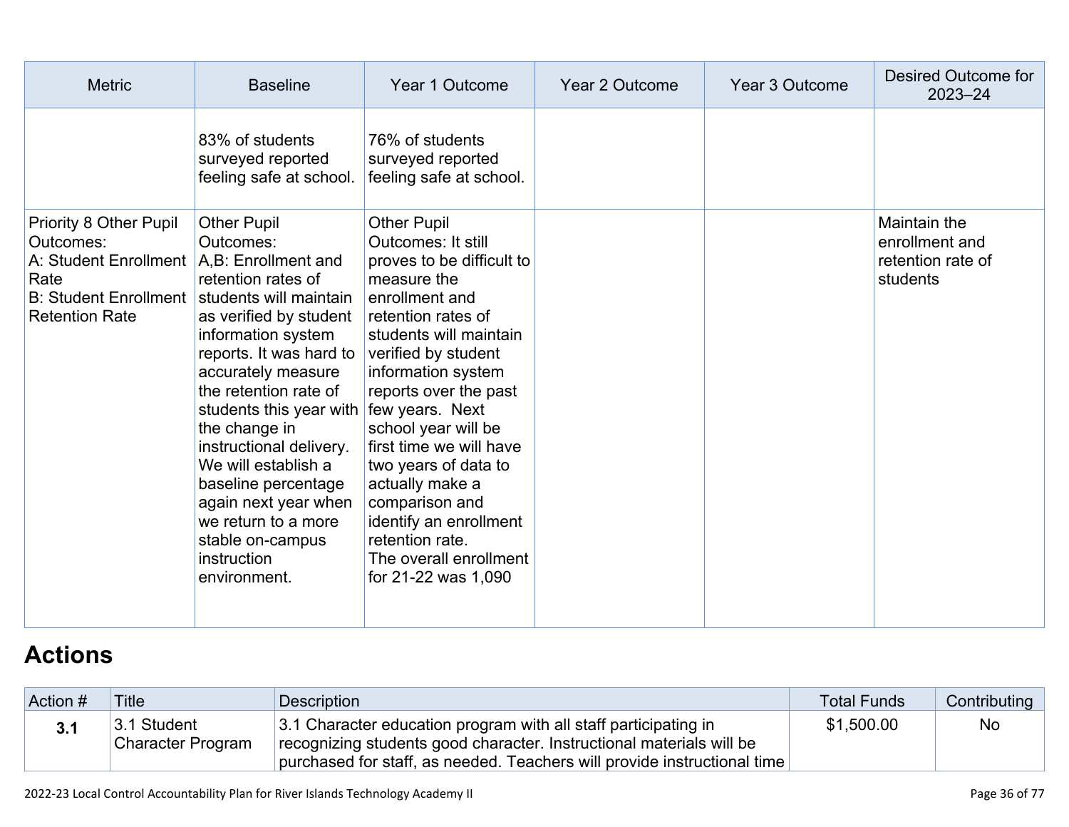| Metric | Baseline | Year 1 Outcome | Year 2 Outcome | Year 3 Outcome | Desired Outcome for 2023–24 |
| --- | --- | --- | --- | --- | --- |
| | 83% of students surveyed reported feeling safe at school. | 76% of students surveyed reported feeling safe at school. | | | |
| Priority 8 Other Pupil Outcomes:<br>A: Student Enrollment Rate<br>B: Student Enrollment Retention Rate | Other Pupil Outcomes:<br>A,B: Enrollment and retention rates of students will maintain as verified by student information system reports. It was hard to accurately measure the retention rate of students this year with the change in instructional delivery. We will establish a baseline percentage again next year when we return to a more stable on-campus instruction environment. | Other Pupil Outcomes: It still proves to be difficult to measure the enrollment and retention rates of students will maintain verified by student information system reports over the past few years. Next school year will be first time we will have two years of data to actually make a comparison and identify an enrollment retention rate.<br>The overall enrollment for 21-22 was 1,090 | | | Maintain the enrollment and retention rate of students |

## Actions

| Action # | Title | Description | Total Funds | Contributing |
| --- | --- | --- | --- | --- |
| **3.1** | 3.1 Student Character Program | 3.1 Character education program with all staff participating in recognizing students good character. Instructional materials will be purchased for staff, as needed. Teachers will provide instructional time | $1,500.00 | No |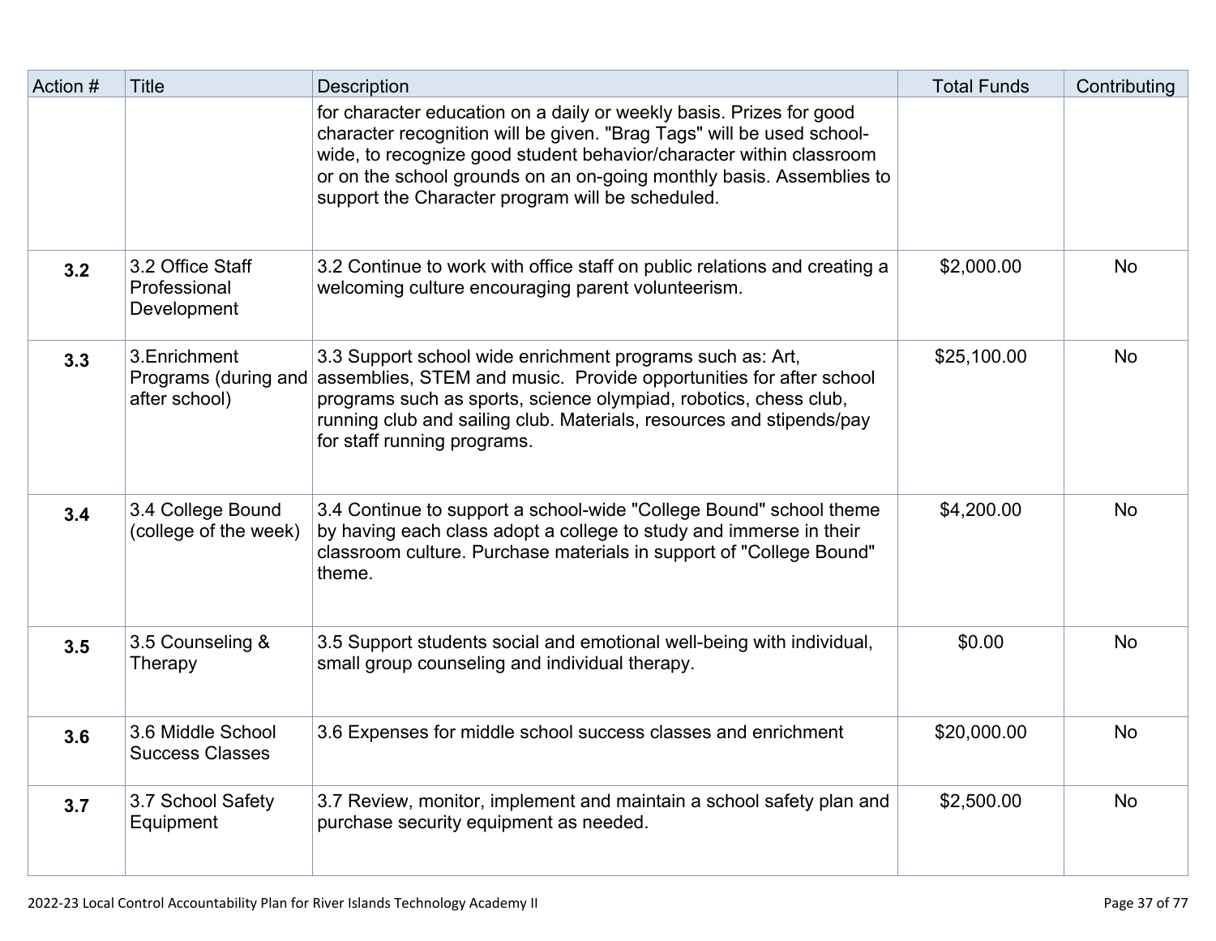| Action # | Title | Description | Total Funds | Contributing |
|---|---|---|---|---|
| | | for character education on a daily or weekly basis. Prizes for good character recognition will be given. "Brag Tags" will be used school-wide, to recognize good student behavior/character within classroom or on the school grounds on an on-going monthly basis. Assemblies to support the Character program will be scheduled. | | |
| **3.2** | 3.2 Office Staff Professional Development | 3.2 Continue to work with office staff on public relations and creating a welcoming culture encouraging parent volunteerism. | $2,000.00 | No |
| **3.3** | 3.Enrichment Programs (during and after school) | 3.3 Support school wide enrichment programs such as: Art, assemblies, STEM and music. Provide opportunities for after school programs such as sports, science olympiad, robotics, chess club, running club and sailing club. Materials, resources and stipends/pay for staff running programs. | $25,100.00 | No |
| **3.4** | 3.4 College Bound (college of the week) | 3.4 Continue to support a school-wide "College Bound" school theme by having each class adopt a college to study and immerse in their classroom culture. Purchase materials in support of "College Bound" theme. | $4,200.00 | No |
| **3.5** | 3.5 Counseling & Therapy | 3.5 Support students social and emotional well-being with individual, small group counseling and individual therapy. | $0.00 | No |
| **3.6** | 3.6 Middle School Success Classes | 3.6 Expenses for middle school success classes and enrichment | $20,000.00 | No |
| **3.7** | 3.7 School Safety Equipment | 3.7 Review, monitor, implement and maintain a school safety plan and purchase security equipment as needed. | $2,500.00 | No |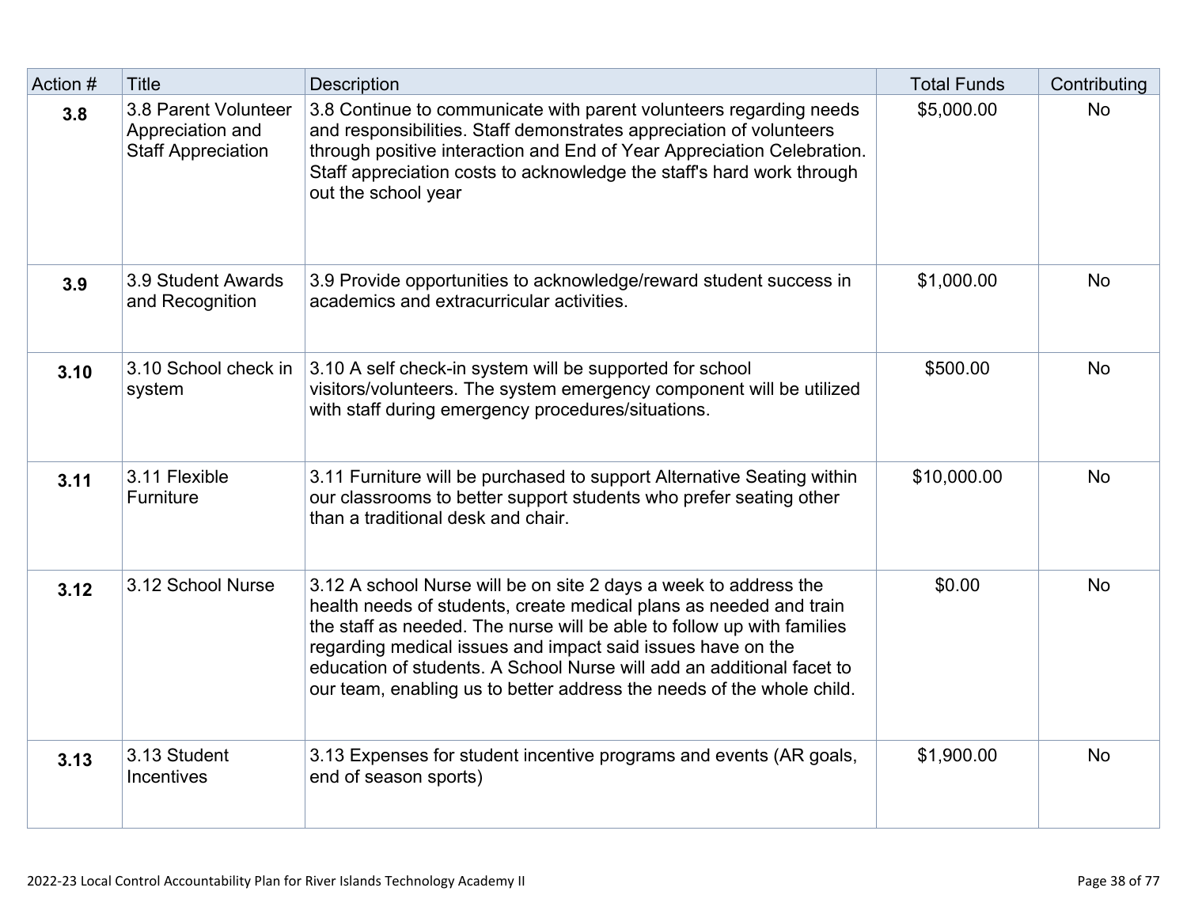| Action # | Title | Description | Total Funds | Contributing |
|---|---|---|---|---|
| **3.8** | 3.8 Parent Volunteer Appreciation and Staff Appreciation | 3.8 Continue to communicate with parent volunteers regarding needs and responsibilities. Staff demonstrates appreciation of volunteers through positive interaction and End of Year Appreciation Celebration. Staff appreciation costs to acknowledge the staff's hard work through out the school year | $5,000.00 | No |
| **3.9** | 3.9 Student Awards and Recognition | 3.9 Provide opportunities to acknowledge/reward student success in academics and extracurricular activities. | $1,000.00 | No |
| **3.10** | 3.10 School check in system | 3.10 A self check-in system will be supported for school visitors/volunteers. The system emergency component will be utilized with staff during emergency procedures/situations. | $500.00 | No |
| **3.11** | 3.11 Flexible Furniture | 3.11 Furniture will be purchased to support Alternative Seating within our classrooms to better support students who prefer seating other than a traditional desk and chair. | $10,000.00 | No |
| **3.12** | 3.12 School Nurse | 3.12 A school Nurse will be on site 2 days a week to address the health needs of students, create medical plans as needed and train the staff as needed. The nurse will be able to follow up with families regarding medical issues and impact said issues have on the education of students. A School Nurse will add an additional facet to our team, enabling us to better address the needs of the whole child. | $0.00 | No |
| **3.13** | 3.13 Student Incentives | 3.13 Expenses for student incentive programs and events (AR goals, end of season sports) | $1,900.00 | No |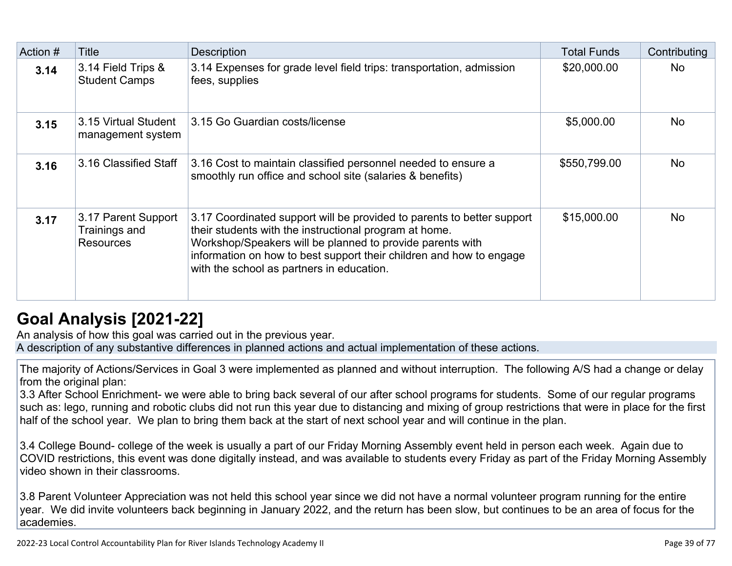| Action # | Title | Description | Total Funds | Contributing |
|---|---|---|---|---|
| **3.14** | 3.14 Field Trips & Student Camps | 3.14 Expenses for grade level field trips: transportation, admission fees, supplies | $20,000.00 | No |
| **3.15** | 3.15 Virtual Student management system | 3.15 Go Guardian costs/license | $5,000.00 | No |
| **3.16** | 3.16 Classified Staff | 3.16 Cost to maintain classified personnel needed to ensure a smoothly run office and school site (salaries & benefits) | $550,799.00 | No |
| **3.17** | 3.17 Parent Support Trainings and Resources | 3.17 Coordinated support will be provided to parents to better support their students with the instructional program at home. Workshop/Speakers will be planned to provide parents with information on how to best support their children and how to engage with the school as partners in education. | $15,000.00 | No |

## Goal Analysis [2021-22]

An analysis of how this goal was carried out in the previous year.

A description of any substantive differences in planned actions and actual implementation of these actions.

The majority of Actions/Services in Goal 3 were implemented as planned and without interruption. The following A/S had a change or delay from the original plan:

3.3 After School Enrichment- we were able to bring back several of our after school programs for students. Some of our regular programs such as: lego, running and robotic clubs did not run this year due to distancing and mixing of group restrictions that were in place for the first half of the school year. We plan to bring them back at the start of next school year and will continue in the plan.

3.4 College Bound- college of the week is usually a part of our Friday Morning Assembly event held in person each week. Again due to COVID restrictions, this event was done digitally instead, and was available to students every Friday as part of the Friday Morning Assembly video shown in their classrooms.

3.8 Parent Volunteer Appreciation was not held this school year since we did not have a normal volunteer program running for the entire year. We did invite volunteers back beginning in January 2022, and the return has been slow, but continues to be an area of focus for the academies.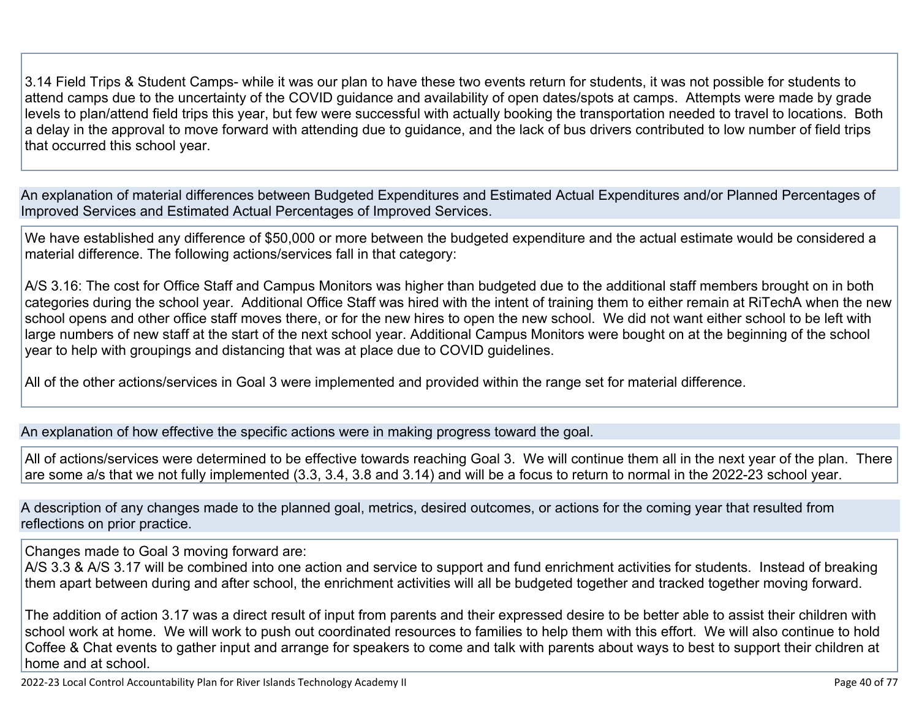3.14 Field Trips & Student Camps- while it was our plan to have these two events return for students, it was not possible for students to attend camps due to the uncertainty of the COVID guidance and availability of open dates/spots at camps. Attempts were made by grade levels to plan/attend field trips this year, but few were successful with actually booking the transportation needed to travel to locations. Both a delay in the approval to move forward with attending due to guidance, and the lack of bus drivers contributed to low number of field trips that occurred this school year.

An explanation of material differences between Budgeted Expenditures and Estimated Actual Expenditures and/or Planned Percentages of Improved Services and Estimated Actual Percentages of Improved Services.

We have established any difference of $50,000 or more between the budgeted expenditure and the actual estimate would be considered a material difference. The following actions/services fall in that category:

A/S 3.16: The cost for Office Staff and Campus Monitors was higher than budgeted due to the additional staff members brought on in both categories during the school year. Additional Office Staff was hired with the intent of training them to either remain at RiTechA when the new school opens and other office staff moves there, or for the new hires to open the new school. We did not want either school to be left with large numbers of new staff at the start of the next school year. Additional Campus Monitors were bought on at the beginning of the school year to help with groupings and distancing that was at place due to COVID guidelines.

All of the other actions/services in Goal 3 were implemented and provided within the range set for material difference.

An explanation of how effective the specific actions were in making progress toward the goal.

All of actions/services were determined to be effective towards reaching Goal 3. We will continue them all in the next year of the plan. There are some a/s that we not fully implemented (3.3, 3.4, 3.8 and 3.14) and will be a focus to return to normal in the 2022-23 school year.

A description of any changes made to the planned goal, metrics, desired outcomes, or actions for the coming year that resulted from reflections on prior practice.

Changes made to Goal 3 moving forward are:
A/S 3.3 & A/S 3.17 will be combined into one action and service to support and fund enrichment activities for students. Instead of breaking them apart between during and after school, the enrichment activities will all be budgeted together and tracked together moving forward.

The addition of action 3.17 was a direct result of input from parents and their expressed desire to be better able to assist their children with school work at home. We will work to push out coordinated resources to families to help them with this effort. We will also continue to hold Coffee & Chat events to gather input and arrange for speakers to come and talk with parents about ways to best to support their children at home and at school.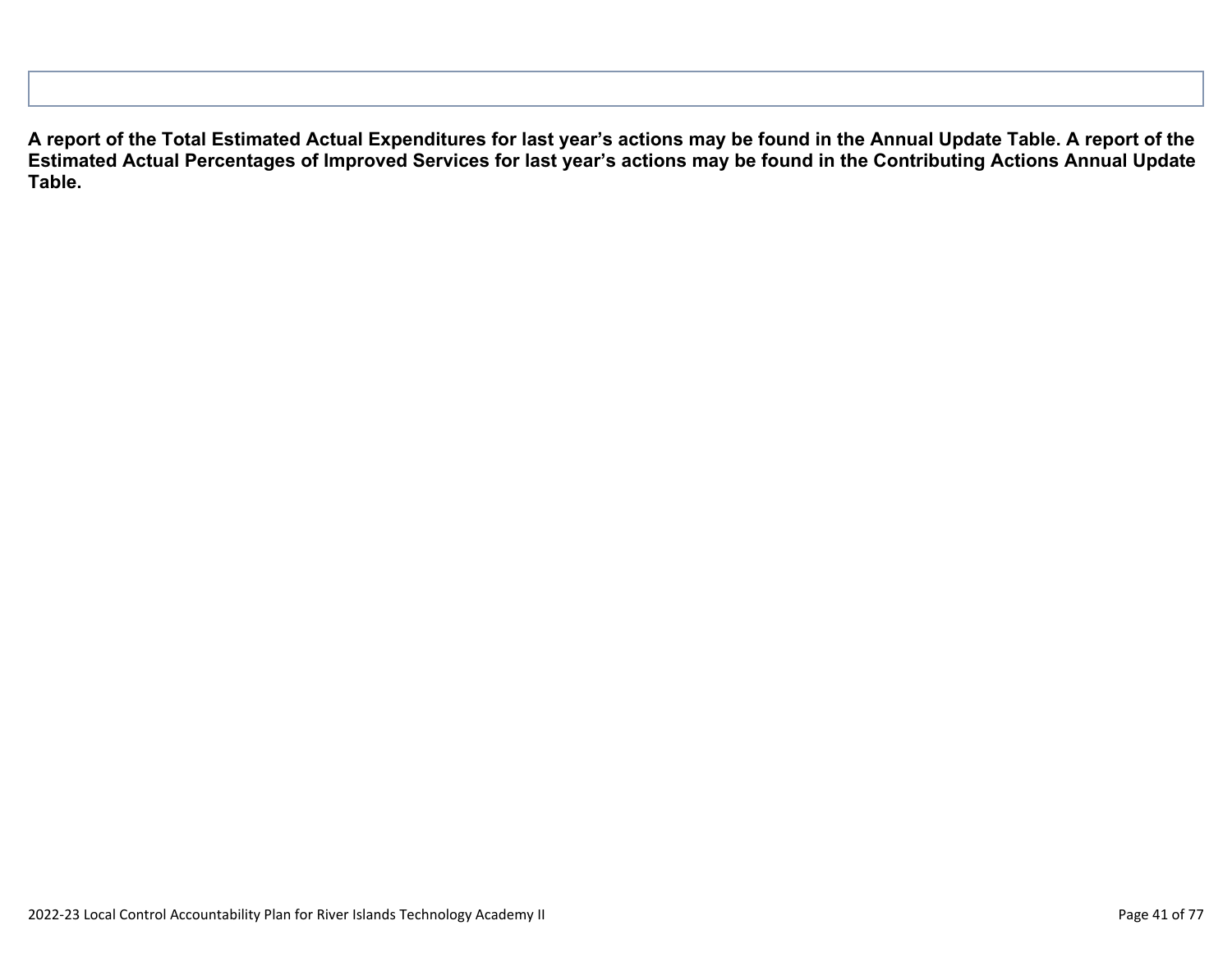|   |
|---|
|   |

**A report of the Total Estimated Actual Expenditures for last year's actions may be found in the Annual Update Table. A report of the Estimated Actual Percentages of Improved Services for last year's actions may be found in the Contributing Actions Annual Update Table.**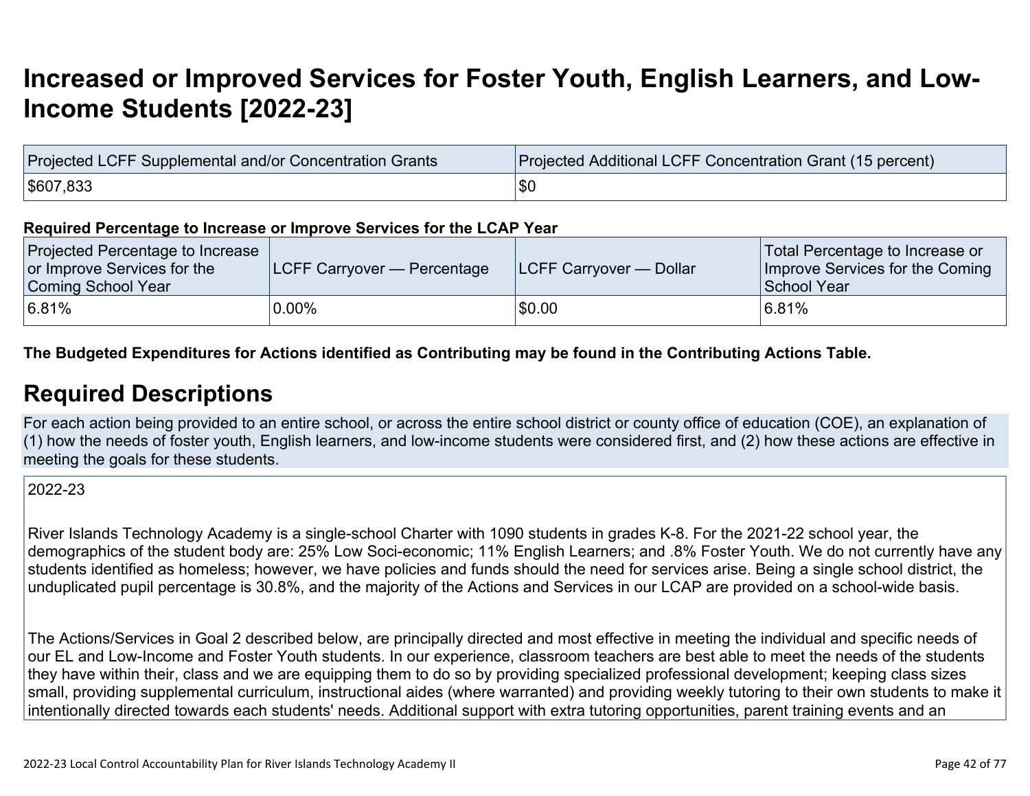# Increased or Improved Services for Foster Youth, English Learners, and Low-Income Students [2022-23]

| Projected LCFF Supplemental and/or Concentration Grants | Projected Additional LCFF Concentration Grant (15 percent) |
| --- | --- |
| $607,833 | $0 |

**Required Percentage to Increase or Improve Services for the LCAP Year**

| Projected Percentage to Increase or Improve Services for the Coming School Year | LCFF Carryover — Percentage | LCFF Carryover — Dollar | Total Percentage to Increase or Improve Services for the Coming School Year |
| --- | --- | --- | --- |
| 6.81% | 0.00% | $0.00 | 6.81% |

**The Budgeted Expenditures for Actions identified as Contributing may be found in the Contributing Actions Table.**

## Required Descriptions

For each action being provided to an entire school, or across the entire school district or county office of education (COE), an explanation of (1) how the needs of foster youth, English learners, and low-income students were considered first, and (2) how these actions are effective in meeting the goals for these students.

2022-23

River Islands Technology Academy is a single-school Charter with 1090 students in grades K-8. For the 2021-22 school year, the demographics of the student body are: 25% Low Soci-economic; 11% English Learners; and .8% Foster Youth. We do not currently have any students identified as homeless; however, we have policies and funds should the need for services arise. Being a single school district, the unduplicated pupil percentage is 30.8%, and the majority of the Actions and Services in our LCAP are provided on a school-wide basis.

The Actions/Services in Goal 2 described below, are principally directed and most effective in meeting the individual and specific needs of our EL and Low-Income and Foster Youth students. In our experience, classroom teachers are best able to meet the needs of the students they have within their, class and we are equipping them to do so by providing specialized professional development; keeping class sizes small, providing supplemental curriculum, instructional aides (where warranted) and providing weekly tutoring to their own students to make it intentionally directed towards each students' needs. Additional support with extra tutoring opportunities, parent training events and an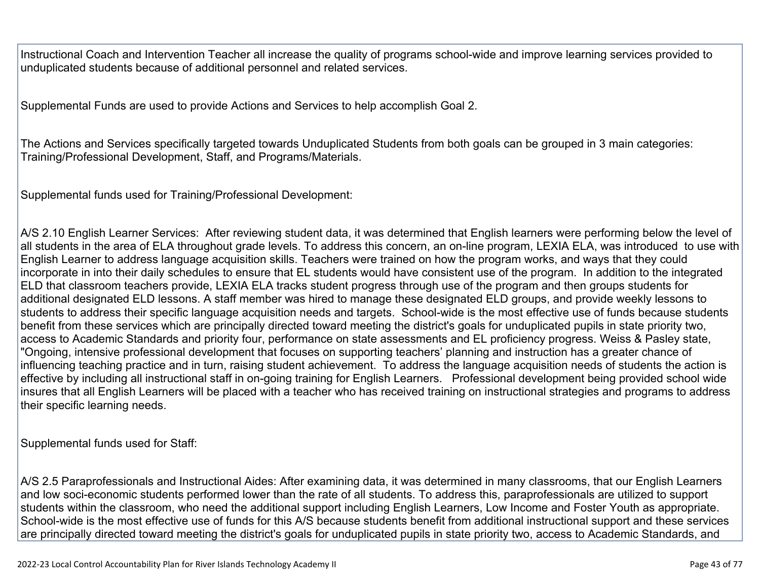Instructional Coach and Intervention Teacher all increase the quality of programs school-wide and improve learning services provided to unduplicated students because of additional personnel and related services.

Supplemental Funds are used to provide Actions and Services to help accomplish Goal 2.

The Actions and Services specifically targeted towards Unduplicated Students from both goals can be grouped in 3 main categories: Training/Professional Development, Staff, and Programs/Materials.

Supplemental funds used for Training/Professional Development:

A/S 2.10 English Learner Services: After reviewing student data, it was determined that English learners were performing below the level of all students in the area of ELA throughout grade levels. To address this concern, an on-line program, LEXIA ELA, was introduced to use with English Learner to address language acquisition skills. Teachers were trained on how the program works, and ways that they could incorporate in into their daily schedules to ensure that EL students would have consistent use of the program. In addition to the integrated ELD that classroom teachers provide, LEXIA ELA tracks student progress through use of the program and then groups students for additional designated ELD lessons. A staff member was hired to manage these designated ELD groups, and provide weekly lessons to students to address their specific language acquisition needs and targets. School-wide is the most effective use of funds because students benefit from these services which are principally directed toward meeting the district's goals for unduplicated pupils in state priority two, access to Academic Standards and priority four, performance on state assessments and EL proficiency progress. Weiss & Pasley state, "Ongoing, intensive professional development that focuses on supporting teachers' planning and instruction has a greater chance of influencing teaching practice and in turn, raising student achievement. To address the language acquisition needs of students the action is effective by including all instructional staff in on-going training for English Learners. Professional development being provided school wide insures that all English Learners will be placed with a teacher who has received training on instructional strategies and programs to address their specific learning needs.

Supplemental funds used for Staff:

A/S 2.5 Paraprofessionals and Instructional Aides: After examining data, it was determined in many classrooms, that our English Learners and low soci-economic students performed lower than the rate of all students. To address this, paraprofessionals are utilized to support students within the classroom, who need the additional support including English Learners, Low Income and Foster Youth as appropriate. School-wide is the most effective use of funds for this A/S because students benefit from additional instructional support and these services are principally directed toward meeting the district's goals for unduplicated pupils in state priority two, access to Academic Standards, and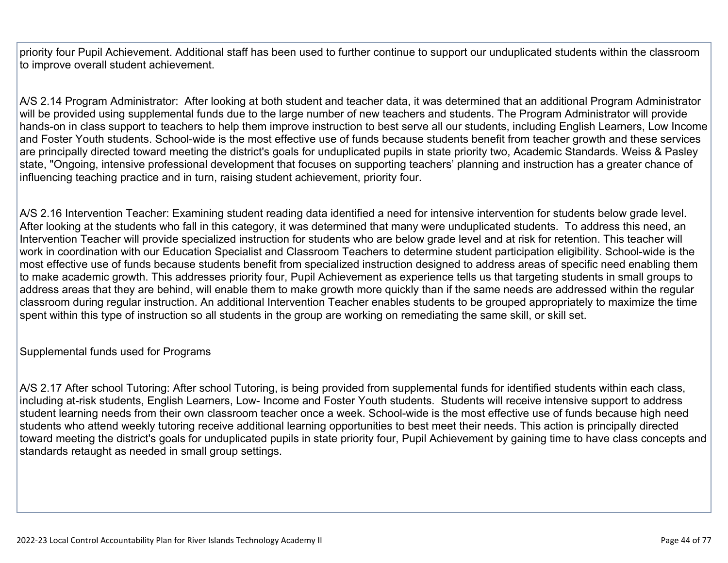priority four Pupil Achievement. Additional staff has been used to further continue to support our unduplicated students within the classroom to improve overall student achievement.

A/S 2.14 Program Administrator: After looking at both student and teacher data, it was determined that an additional Program Administrator will be provided using supplemental funds due to the large number of new teachers and students. The Program Administrator will provide hands-on in class support to teachers to help them improve instruction to best serve all our students, including English Learners, Low Income and Foster Youth students. School-wide is the most effective use of funds because students benefit from teacher growth and these services are principally directed toward meeting the district's goals for unduplicated pupils in state priority two, Academic Standards. Weiss & Pasley state, "Ongoing, intensive professional development that focuses on supporting teachers' planning and instruction has a greater chance of influencing teaching practice and in turn, raising student achievement, priority four.

A/S 2.16 Intervention Teacher: Examining student reading data identified a need for intensive intervention for students below grade level. After looking at the students who fall in this category, it was determined that many were unduplicated students. To address this need, an Intervention Teacher will provide specialized instruction for students who are below grade level and at risk for retention. This teacher will work in coordination with our Education Specialist and Classroom Teachers to determine student participation eligibility. School-wide is the most effective use of funds because students benefit from specialized instruction designed to address areas of specific need enabling them to make academic growth. This addresses priority four, Pupil Achievement as experience tells us that targeting students in small groups to address areas that they are behind, will enable them to make growth more quickly than if the same needs are addressed within the regular classroom during regular instruction. An additional Intervention Teacher enables students to be grouped appropriately to maximize the time spent within this type of instruction so all students in the group are working on remediating the same skill, or skill set.

Supplemental funds used for Programs

A/S 2.17 After school Tutoring: After school Tutoring, is being provided from supplemental funds for identified students within each class, including at-risk students, English Learners, Low- Income and Foster Youth students. Students will receive intensive support to address student learning needs from their own classroom teacher once a week. School-wide is the most effective use of funds because high need students who attend weekly tutoring receive additional learning opportunities to best meet their needs. This action is principally directed toward meeting the district's goals for unduplicated pupils in state priority four, Pupil Achievement by gaining time to have class concepts and standards retaught as needed in small group settings.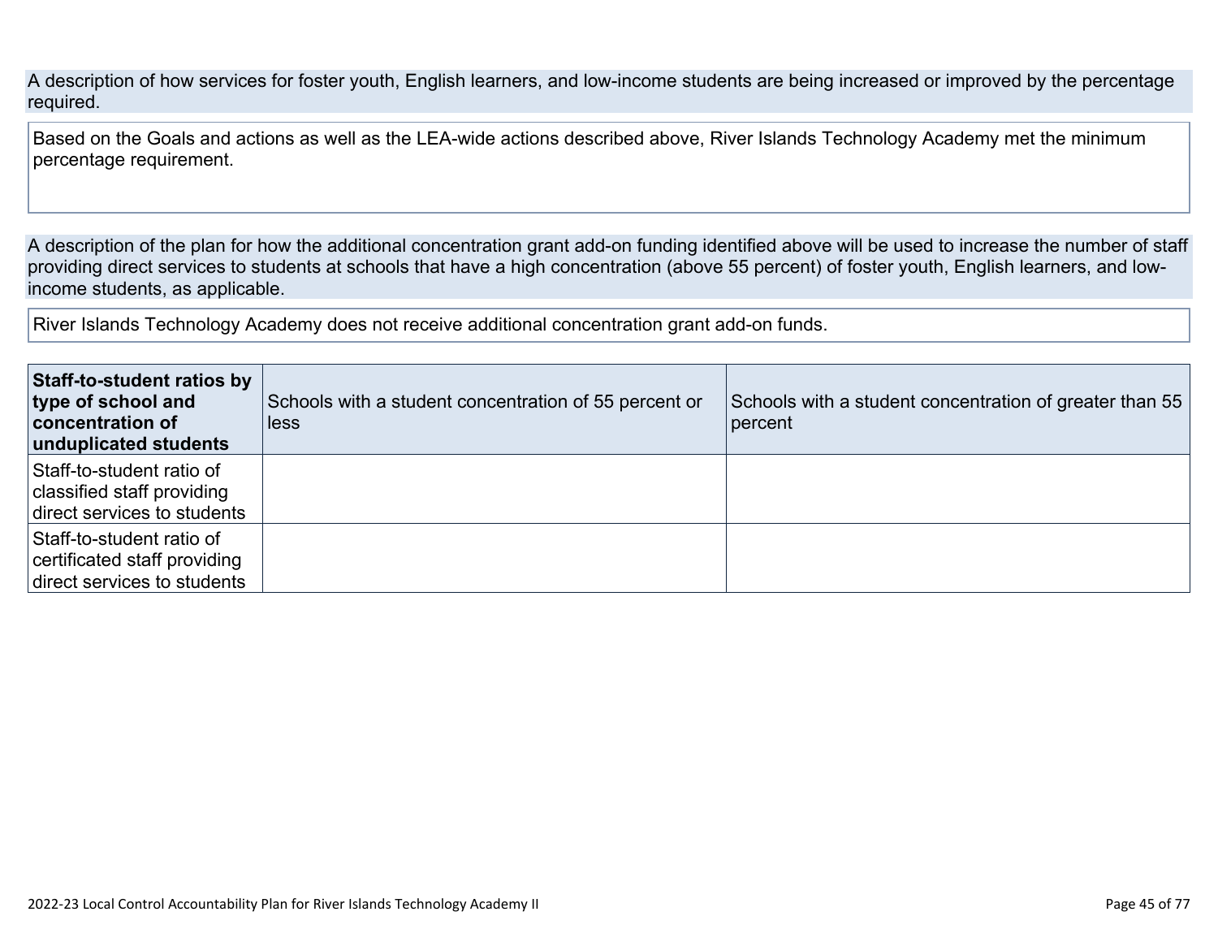A description of how services for foster youth, English learners, and low-income students are being increased or improved by the percentage required.

Based on the Goals and actions as well as the LEA-wide actions described above, River Islands Technology Academy met the minimum percentage requirement.

A description of the plan for how the additional concentration grant add-on funding identified above will be used to increase the number of staff providing direct services to students at schools that have a high concentration (above 55 percent) of foster youth, English learners, and low-income students, as applicable.

River Islands Technology Academy does not receive additional concentration grant add-on funds.

| **Staff-to-student ratios by type of school and concentration of unduplicated students** | Schools with a student concentration of 55 percent or less | Schools with a student concentration of greater than 55 percent |
| --- | --- | --- |
| Staff-to-student ratio of classified staff providing direct services to students | | |
| Staff-to-student ratio of certificated staff providing direct services to students | | |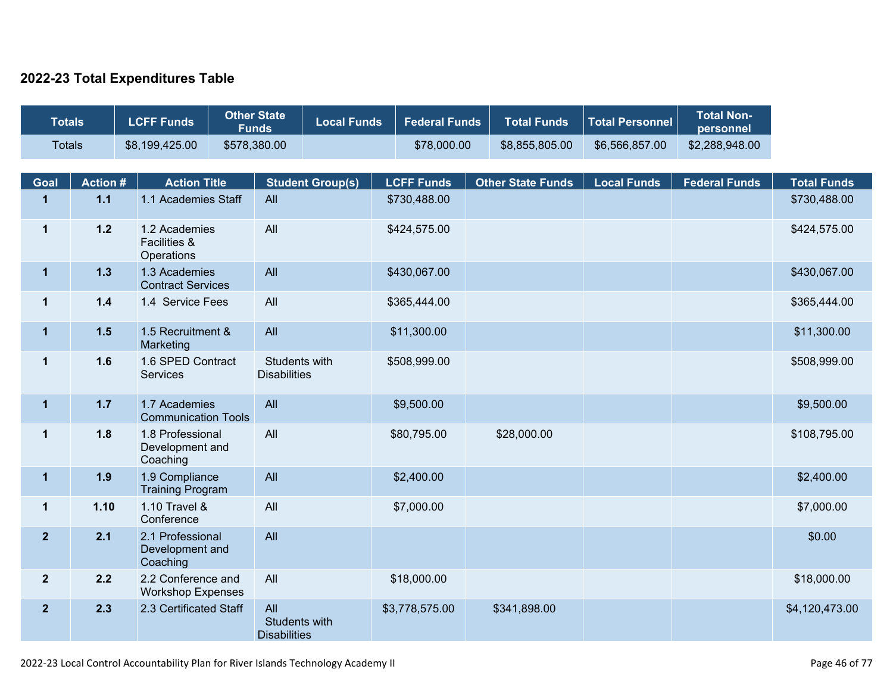## 2022-23 Total Expenditures Table

| Totals | LCFF Funds | Other State Funds | Local Funds | Federal Funds | Total Funds | Total Personnel | Total Non-personnel |
|---|---|---|---|---|---|---|---|
| Totals | $8,199,425.00 | $578,380.00 | | $78,000.00 | $8,855,805.00 | $6,566,857.00 | $2,288,948.00 |

| Goal | Action # | Action Title | Student Group(s) | LCFF Funds | Other State Funds | Local Funds | Federal Funds | Total Funds |
|---|---|---|---|---|---|---|---|---|
| 1 | 1.1 | 1.1 Academies Staff | All | $730,488.00 | | | | $730,488.00 |
| 1 | 1.2 | 1.2 Academies Facilities & Operations | All | $424,575.00 | | | | $424,575.00 |
| 1 | 1.3 | 1.3 Academies Contract Services | All | $430,067.00 | | | | $430,067.00 |
| 1 | 1.4 | 1.4 Service Fees | All | $365,444.00 | | | | $365,444.00 |
| 1 | 1.5 | 1.5 Recruitment & Marketing | All | $11,300.00 | | | | $11,300.00 |
| 1 | 1.6 | 1.6 SPED Contract Services | Students with Disabilities | $508,999.00 | | | | $508,999.00 |
| 1 | 1.7 | 1.7 Academies Communication Tools | All | $9,500.00 | | | | $9,500.00 |
| 1 | 1.8 | 1.8 Professional Development and Coaching | All | $80,795.00 | $28,000.00 | | | $108,795.00 |
| 1 | 1.9 | 1.9 Compliance Training Program | All | $2,400.00 | | | | $2,400.00 |
| 1 | 1.10 | 1.10 Travel & Conference | All | $7,000.00 | | | | $7,000.00 |
| 2 | 2.1 | 2.1 Professional Development and Coaching | All | | | | | $0.00 |
| 2 | 2.2 | 2.2 Conference and Workshop Expenses | All | $18,000.00 | | | | $18,000.00 |
| 2 | 2.3 | 2.3 Certificated Staff | All<br>Students with Disabilities | $3,778,575.00 | $341,898.00 | | | $4,120,473.00 |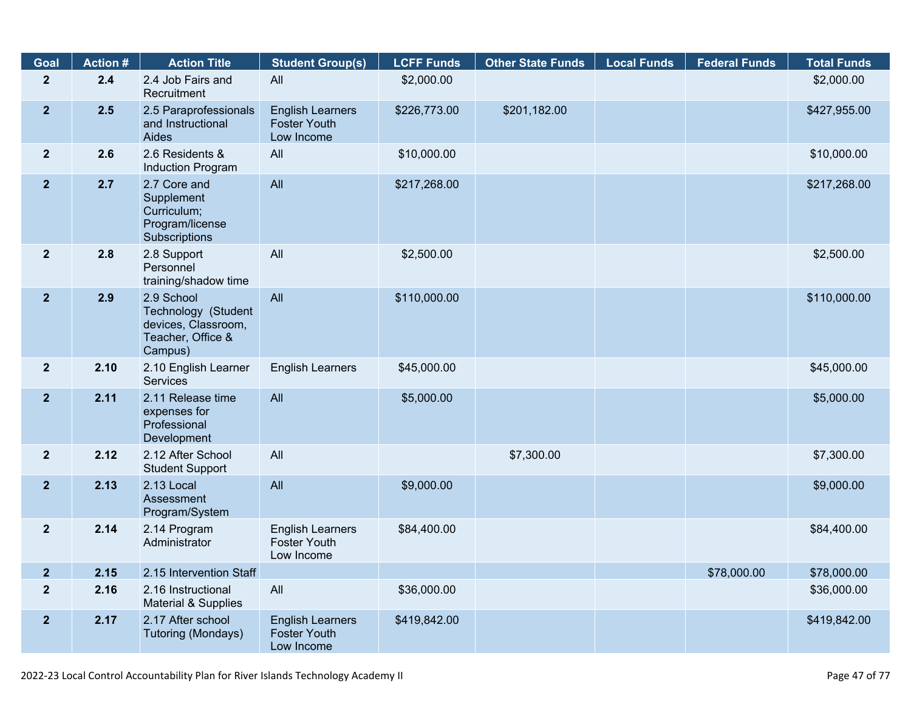| Goal | Action # | Action Title | Student Group(s) | LCFF Funds | Other State Funds | Local Funds | Federal Funds | Total Funds |
|---|---|---|---|---|---|---|---|---|
| 2 | 2.4 | 2.4 Job Fairs and Recruitment | All | $2,000.00 | | | | $2,000.00 |
| 2 | 2.5 | 2.5 Paraprofessionals and Instructional Aides | English Learners Foster Youth Low Income | $226,773.00 | $201,182.00 | | | $427,955.00 |
| 2 | 2.6 | 2.6 Residents & Induction Program | All | $10,000.00 | | | | $10,000.00 |
| 2 | 2.7 | 2.7 Core and Supplement Curriculum; Program/license Subscriptions | All | $217,268.00 | | | | $217,268.00 |
| 2 | 2.8 | 2.8 Support Personnel training/shadow time | All | $2,500.00 | | | | $2,500.00 |
| 2 | 2.9 | 2.9 School Technology (Student devices, Classroom, Teacher, Office & Campus) | All | $110,000.00 | | | | $110,000.00 |
| 2 | 2.10 | 2.10 English Learner Services | English Learners | $45,000.00 | | | | $45,000.00 |
| 2 | 2.11 | 2.11 Release time expenses for Professional Development | All | $5,000.00 | | | | $5,000.00 |
| 2 | 2.12 | 2.12 After School Student Support | All | | $7,300.00 | | | $7,300.00 |
| 2 | 2.13 | 2.13 Local Assessment Program/System | All | $9,000.00 | | | | $9,000.00 |
| 2 | 2.14 | 2.14 Program Administrator | English Learners Foster Youth Low Income | $84,400.00 | | | | $84,400.00 |
| 2 | 2.15 | 2.15 Intervention Staff | | | | | $78,000.00 | $78,000.00 |
| 2 | 2.16 | 2.16 Instructional Material & Supplies | All | $36,000.00 | | | | $36,000.00 |
| 2 | 2.17 | 2.17 After school Tutoring (Mondays) | English Learners Foster Youth Low Income | $419,842.00 | | | | $419,842.00 |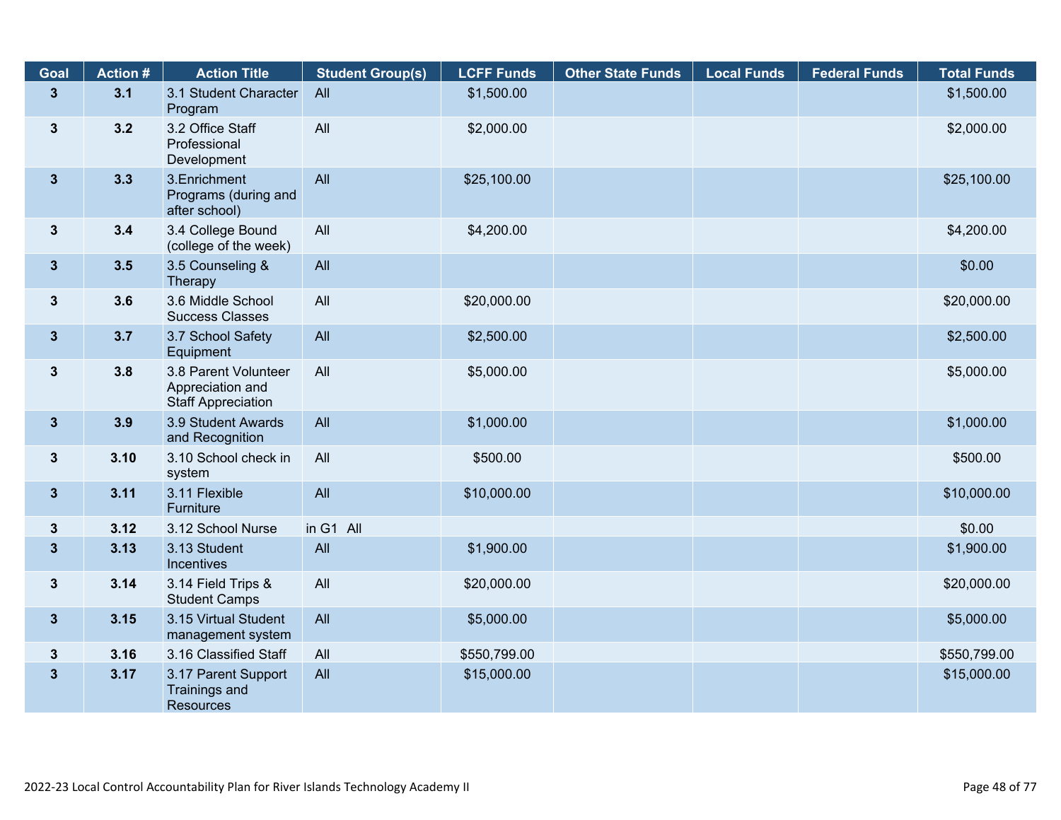| Goal | Action # | Action Title | Student Group(s) | LCFF Funds | Other State Funds | Local Funds | Federal Funds | Total Funds |
|---|---|---|---|---|---|---|---|---|
| 3 | 3.1 | 3.1 Student Character Program | All | $1,500.00 | | | | $1,500.00 |
| 3 | 3.2 | 3.2 Office Staff Professional Development | All | $2,000.00 | | | | $2,000.00 |
| 3 | 3.3 | 3.Enrichment Programs (during and after school) | All | $25,100.00 | | | | $25,100.00 |
| 3 | 3.4 | 3.4 College Bound (college of the week) | All | $4,200.00 | | | | $4,200.00 |
| 3 | 3.5 | 3.5 Counseling & Therapy | All | | | | | $0.00 |
| 3 | 3.6 | 3.6 Middle School Success Classes | All | $20,000.00 | | | | $20,000.00 |
| 3 | 3.7 | 3.7 School Safety Equipment | All | $2,500.00 | | | | $2,500.00 |
| 3 | 3.8 | 3.8 Parent Volunteer Appreciation and Staff Appreciation | All | $5,000.00 | | | | $5,000.00 |
| 3 | 3.9 | 3.9 Student Awards and Recognition | All | $1,000.00 | | | | $1,000.00 |
| 3 | 3.10 | 3.10 School check in system | All | $500.00 | | | | $500.00 |
| 3 | 3.11 | 3.11 Flexible Furniture | All | $10,000.00 | | | | $10,000.00 |
| 3 | 3.12 | 3.12 School Nurse | in G1 All | | | | | $0.00 |
| 3 | 3.13 | 3.13 Student Incentives | All | $1,900.00 | | | | $1,900.00 |
| 3 | 3.14 | 3.14 Field Trips & Student Camps | All | $20,000.00 | | | | $20,000.00 |
| 3 | 3.15 | 3.15 Virtual Student management system | All | $5,000.00 | | | | $5,000.00 |
| 3 | 3.16 | 3.16 Classified Staff | All | $550,799.00 | | | | $550,799.00 |
| 3 | 3.17 | 3.17 Parent Support Trainings and Resources | All | $15,000.00 | | | | $15,000.00 |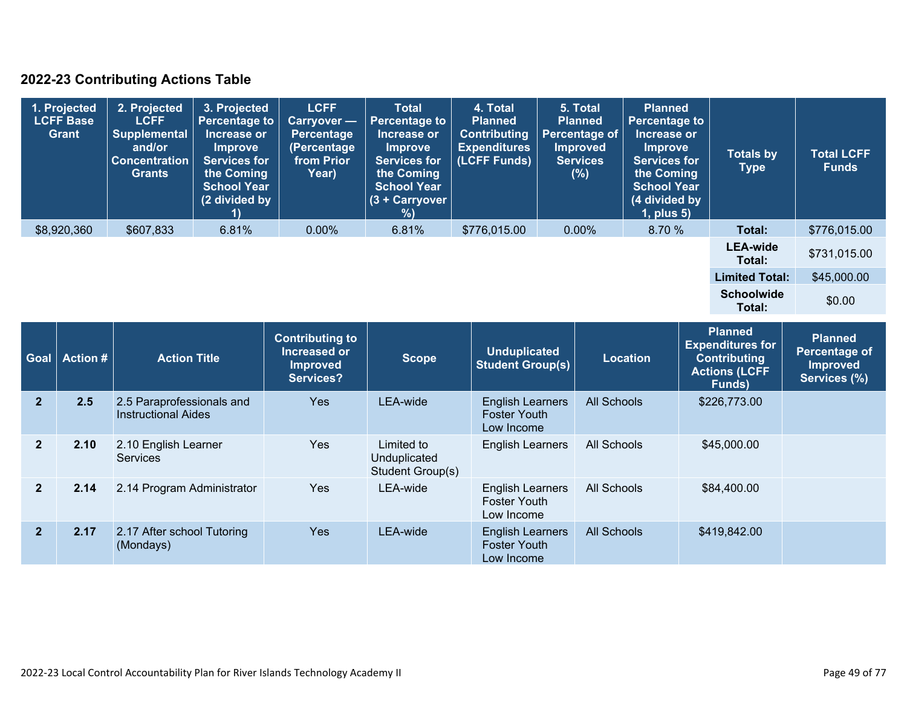## 2022-23 Contributing Actions Table

| 1. Projected LCFF Base Grant | 2. Projected LCFF Supplemental and/or Concentration Grants | 3. Projected Percentage to Increase or Improve Services for the Coming School Year (2 divided by 1) | LCFF Carryover — Percentage (Percentage from Prior Year) | Total Percentage to Increase or Improve Services for the Coming School Year (3 + Carryover %) | 4. Total Planned Contributing Expenditures (LCFF Funds) | 5. Total Planned Percentage of Improved Services (%) | Planned Percentage to Increase or Improve Services for the Coming School Year (4 divided by 1, plus 5) | Totals by Type | Total LCFF Funds |
|---|---|---|---|---|---|---|---|---|---|
| $8,920,360 | $607,833 | 6.81% | 0.00% | 6.81% | $776,015.00 | 0.00% | 8.70 % | **Total:** | $776,015.00 |
| | | | | | | | | **LEA-wide Total:** | $731,015.00 |
| | | | | | | | | **Limited Total:** | $45,000.00 |
| | | | | | | | | **Schoolwide Total:** | $0.00 |

| Goal | Action # | Action Title | Contributing to Increased or Improved Services? | Scope | Unduplicated Student Group(s) | Location | Planned Expenditures for Contributing Actions (LCFF Funds) | Planned Percentage of Improved Services (%) |
|---|---|---|---|---|---|---|---|---|
| **2** | **2.5** | 2.5 Paraprofessionals and Instructional Aides | Yes | LEA-wide | English Learners Foster Youth Low Income | All Schools | $226,773.00 | |
| **2** | **2.10** | 2.10 English Learner Services | Yes | Limited to Unduplicated Student Group(s) | English Learners | All Schools | $45,000.00 | |
| **2** | **2.14** | 2.14 Program Administrator | Yes | LEA-wide | English Learners Foster Youth Low Income | All Schools | $84,400.00 | |
| **2** | **2.17** | 2.17 After school Tutoring (Mondays) | Yes | LEA-wide | English Learners Foster Youth Low Income | All Schools | $419,842.00 | |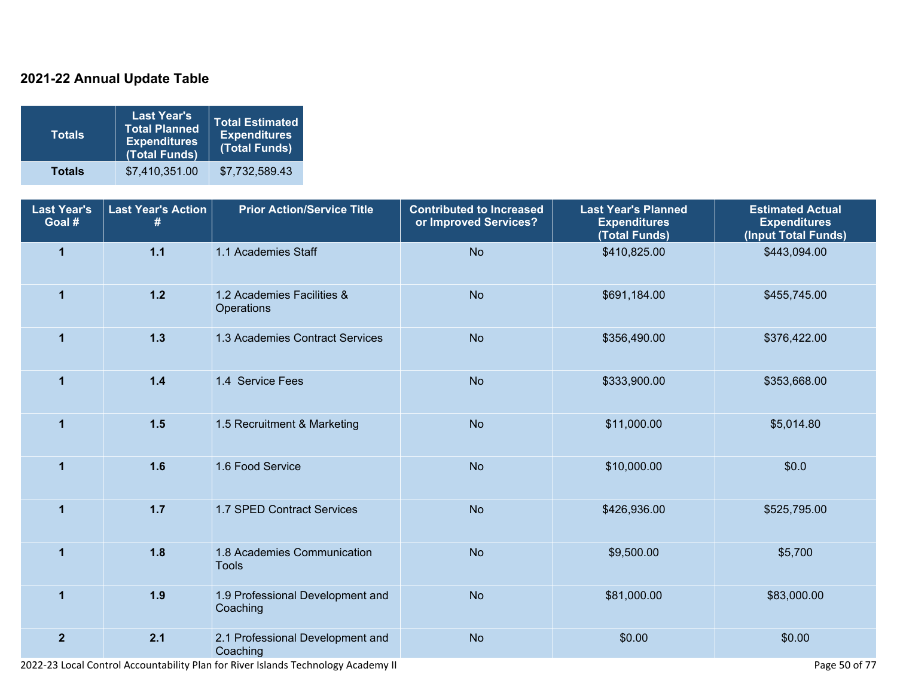## 2021-22 Annual Update Table

| Totals | Last Year's Total Planned Expenditures (Total Funds) | Total Estimated Expenditures (Total Funds) |
|---|---|---|
| **Totals** | $7,410,351.00 | $7,732,589.43 |

| Last Year's Goal # | Last Year's Action # | Prior Action/Service Title | Contributed to Increased or Improved Services? | Last Year's Planned Expenditures (Total Funds) | Estimated Actual Expenditures (Input Total Funds) |
|---|---|---|---|---|---|
| **1** | **1.1** | 1.1 Academies Staff | No | $410,825.00 | $443,094.00 |
| **1** | **1.2** | 1.2 Academies Facilities & Operations | No | $691,184.00 | $455,745.00 |
| **1** | **1.3** | 1.3 Academies Contract Services | No | $356,490.00 | $376,422.00 |
| **1** | **1.4** | 1.4  Service Fees | No | $333,900.00 | $353,668.00 |
| **1** | **1.5** | 1.5 Recruitment & Marketing | No | $11,000.00 | $5,014.80 |
| **1** | **1.6** | 1.6 Food Service | No | $10,000.00 | $0.0 |
| **1** | **1.7** | 1.7 SPED Contract Services | No | $426,936.00 | $525,795.00 |
| **1** | **1.8** | 1.8 Academies Communication Tools | No | $9,500.00 | $5,700 |
| **1** | **1.9** | 1.9 Professional Development and Coaching | No | $81,000.00 | $83,000.00 |
| **2** | **2.1** | 2.1 Professional Development and Coaching | No | $0.00 | $0.00 |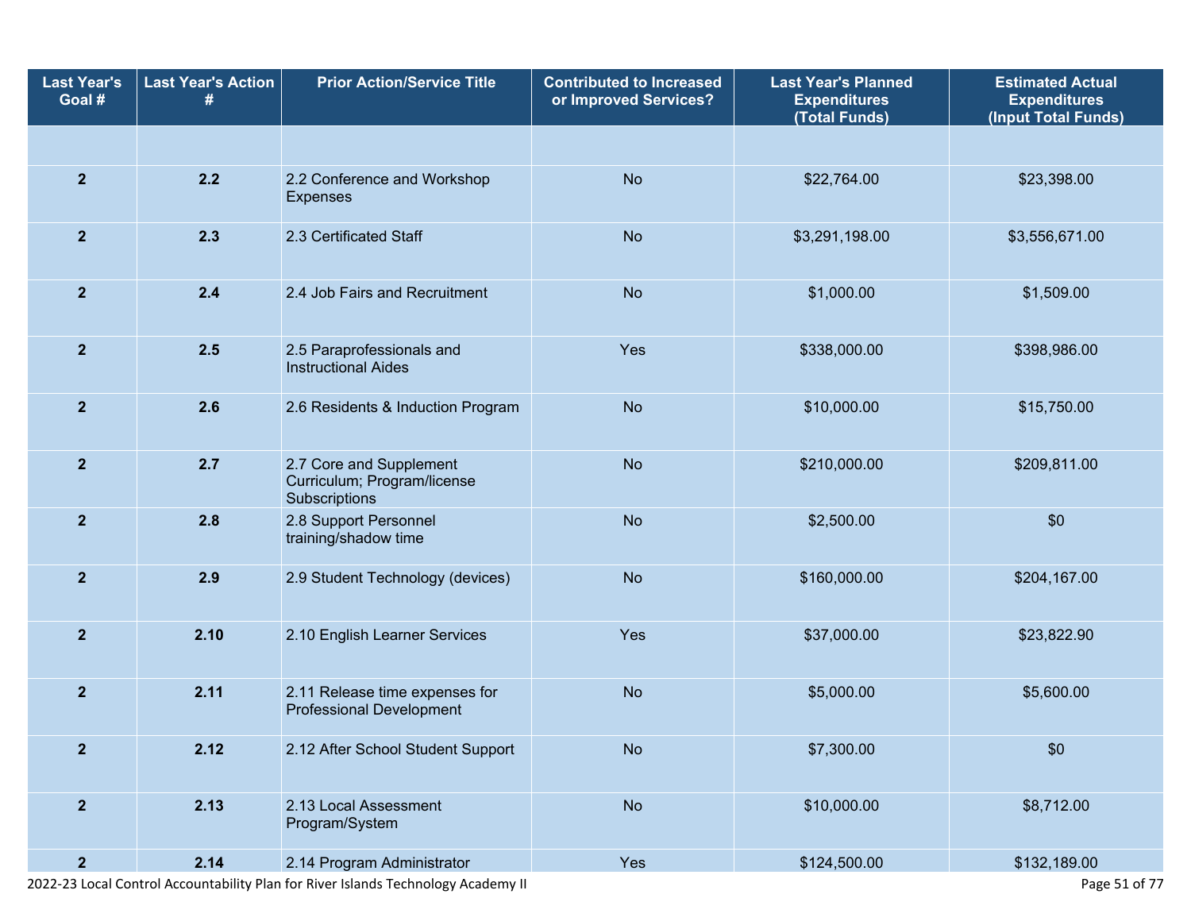| Last Year's Goal # | Last Year's Action # | Prior Action/Service Title | Contributed to Increased or Improved Services? | Last Year's Planned Expenditures (Total Funds) | Estimated Actual Expenditures (Input Total Funds) |
|---|---|---|---|---|---|
| | | | | | |
| 2 | 2.2 | 2.2 Conference and Workshop Expenses | No | $22,764.00 | $23,398.00 |
| 2 | 2.3 | 2.3 Certificated Staff | No | $3,291,198.00 | $3,556,671.00 |
| 2 | 2.4 | 2.4 Job Fairs and Recruitment | No | $1,000.00 | $1,509.00 |
| 2 | 2.5 | 2.5 Paraprofessionals and Instructional Aides | Yes | $338,000.00 | $398,986.00 |
| 2 | 2.6 | 2.6 Residents & Induction Program | No | $10,000.00 | $15,750.00 |
| 2 | 2.7 | 2.7 Core and Supplement Curriculum; Program/license Subscriptions | No | $210,000.00 | $209,811.00 |
| 2 | 2.8 | 2.8 Support Personnel training/shadow time | No | $2,500.00 | $0 |
| 2 | 2.9 | 2.9 Student Technology (devices) | No | $160,000.00 | $204,167.00 |
| 2 | 2.10 | 2.10 English Learner Services | Yes | $37,000.00 | $23,822.90 |
| 2 | 2.11 | 2.11 Release time expenses for Professional Development | No | $5,000.00 | $5,600.00 |
| 2 | 2.12 | 2.12 After School Student Support | No | $7,300.00 | $0 |
| 2 | 2.13 | 2.13 Local Assessment Program/System | No | $10,000.00 | $8,712.00 |
| 2 | 2.14 | 2.14 Program Administrator | Yes | $124,500.00 | $132,189.00 |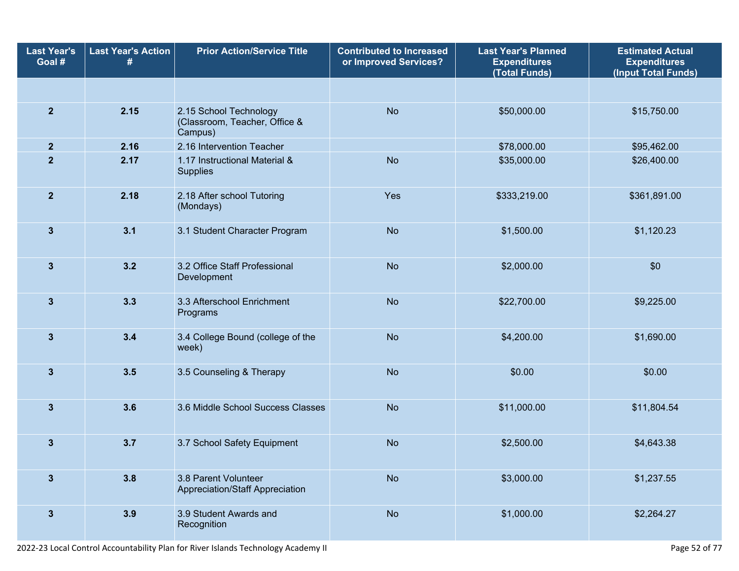| Last Year's Goal # | Last Year's Action # | Prior Action/Service Title | Contributed to Increased or Improved Services? | Last Year's Planned Expenditures (Total Funds) | Estimated Actual Expenditures (Input Total Funds) |
| --- | --- | --- | --- | --- | --- |
| | | | | | |
| 2 | 2.15 | 2.15 School Technology (Classroom, Teacher, Office & Campus) | No | $50,000.00 | $15,750.00 |
| 2 | 2.16 | 2.16 Intervention Teacher | | $78,000.00 | $95,462.00 |
| 2 | 2.17 | 1.17 Instructional Material & Supplies | No | $35,000.00 | $26,400.00 |
| 2 | 2.18 | 2.18 After school Tutoring (Mondays) | Yes | $333,219.00 | $361,891.00 |
| 3 | 3.1 | 3.1 Student Character Program | No | $1,500.00 | $1,120.23 |
| 3 | 3.2 | 3.2 Office Staff Professional Development | No | $2,000.00 | $0 |
| 3 | 3.3 | 3.3 Afterschool Enrichment Programs | No | $22,700.00 | $9,225.00 |
| 3 | 3.4 | 3.4 College Bound (college of the week) | No | $4,200.00 | $1,690.00 |
| 3 | 3.5 | 3.5 Counseling & Therapy | No | $0.00 | $0.00 |
| 3 | 3.6 | 3.6 Middle School Success Classes | No | $11,000.00 | $11,804.54 |
| 3 | 3.7 | 3.7 School Safety Equipment | No | $2,500.00 | $4,643.38 |
| 3 | 3.8 | 3.8 Parent Volunteer Appreciation/Staff Appreciation | No | $3,000.00 | $1,237.55 |
| 3 | 3.9 | 3.9 Student Awards and Recognition | No | $1,000.00 | $2,264.27 |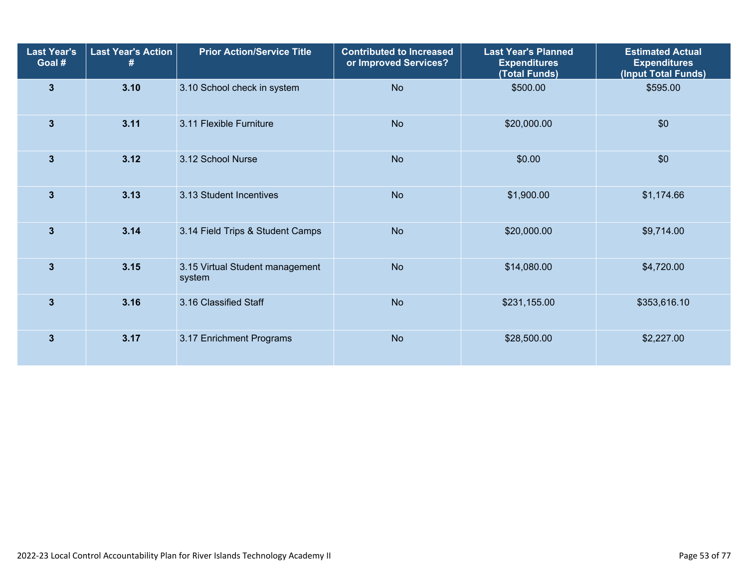| Last Year's Goal # | Last Year's Action # | Prior Action/Service Title | Contributed to Increased or Improved Services? | Last Year's Planned Expenditures (Total Funds) | Estimated Actual Expenditures (Input Total Funds) |
|---|---|---|---|---|---|
| 3 | 3.10 | 3.10 School check in system | No | $500.00 | $595.00 |
| 3 | 3.11 | 3.11 Flexible Furniture | No | $20,000.00 | $0 |
| 3 | 3.12 | 3.12 School Nurse | No | $0.00 | $0 |
| 3 | 3.13 | 3.13 Student Incentives | No | $1,900.00 | $1,174.66 |
| 3 | 3.14 | 3.14 Field Trips & Student Camps | No | $20,000.00 | $9,714.00 |
| 3 | 3.15 | 3.15 Virtual Student management system | No | $14,080.00 | $4,720.00 |
| 3 | 3.16 | 3.16 Classified Staff | No | $231,155.00 | $353,616.10 |
| 3 | 3.17 | 3.17 Enrichment Programs | No | $28,500.00 | $2,227.00 |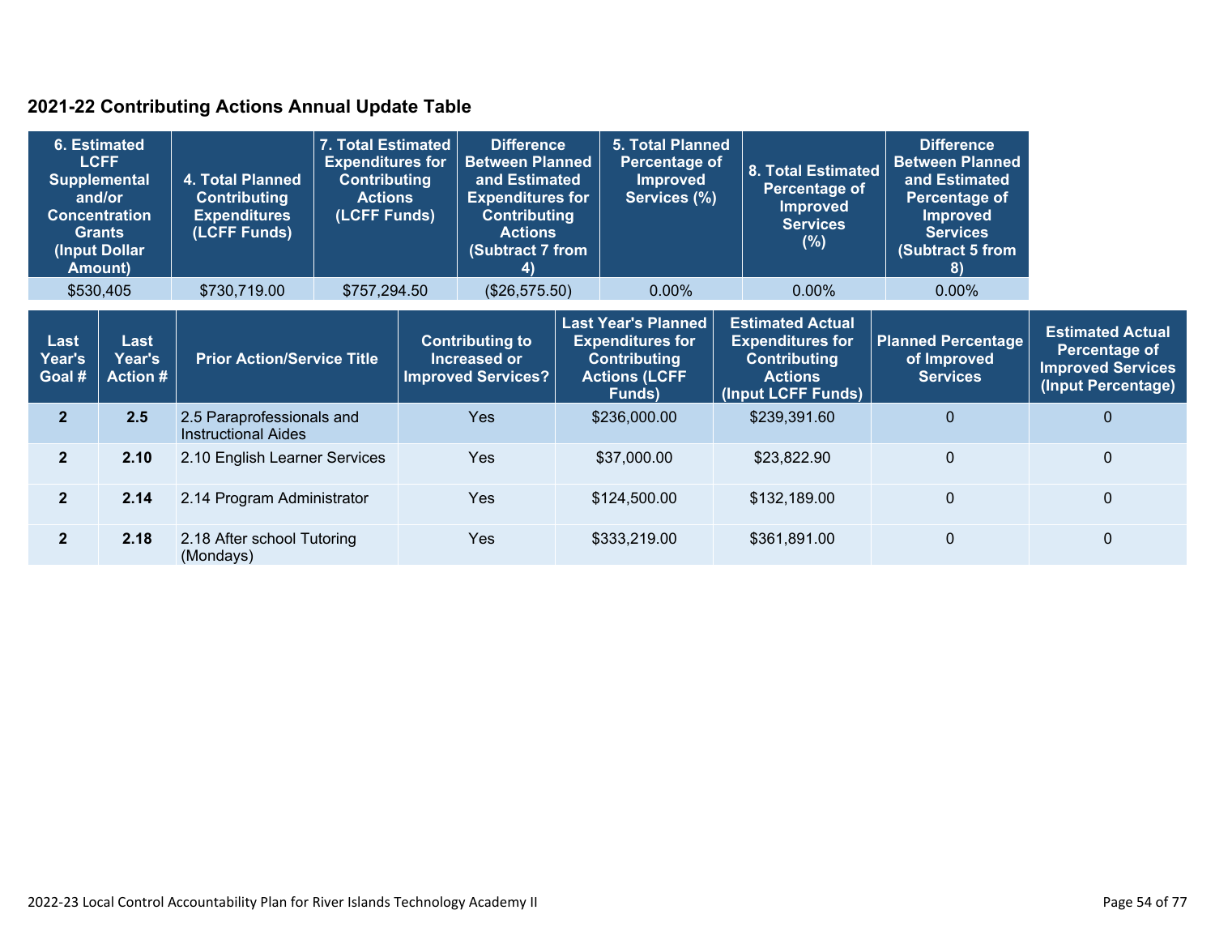## 2021-22 Contributing Actions Annual Update Table

| 6. Estimated LCFF Supplemental and/or Concentration Grants (Input Dollar Amount) | 4. Total Planned Contributing Expenditures (LCFF Funds) | 7. Total Estimated Expenditures for Contributing Actions (LCFF Funds) | Difference Between Planned and Estimated Expenditures for Contributing Actions (Subtract 7 from 4) | 5. Total Planned Percentage of Improved Services (%) | 8. Total Estimated Percentage of Improved Services (%) | Difference Between Planned and Estimated Percentage of Improved Services (Subtract 5 from 8) |
|---|---|---|---|---|---|---|
| $530,405 | $730,719.00 | $757,294.50 | ($26,575.50) | 0.00% | 0.00% | 0.00% |

| Last Year's Goal # | Last Year's Action # | Prior Action/Service Title | Contributing to Increased or Improved Services? | Last Year's Planned Expenditures for Contributing Actions (LCFF Funds) | Estimated Actual Expenditures for Contributing Actions (Input LCFF Funds) | Planned Percentage of Improved Services | Estimated Actual Percentage of Improved Services (Input Percentage) |
|---|---|---|---|---|---|---|---|
| 2 | 2.5 | 2.5 Paraprofessionals and Instructional Aides | Yes | $236,000.00 | $239,391.60 | 0 | 0 |
| 2 | 2.10 | 2.10 English Learner Services | Yes | $37,000.00 | $23,822.90 | 0 | 0 |
| 2 | 2.14 | 2.14 Program Administrator | Yes | $124,500.00 | $132,189.00 | 0 | 0 |
| 2 | 2.18 | 2.18 After school Tutoring (Mondays) | Yes | $333,219.00 | $361,891.00 | 0 | 0 |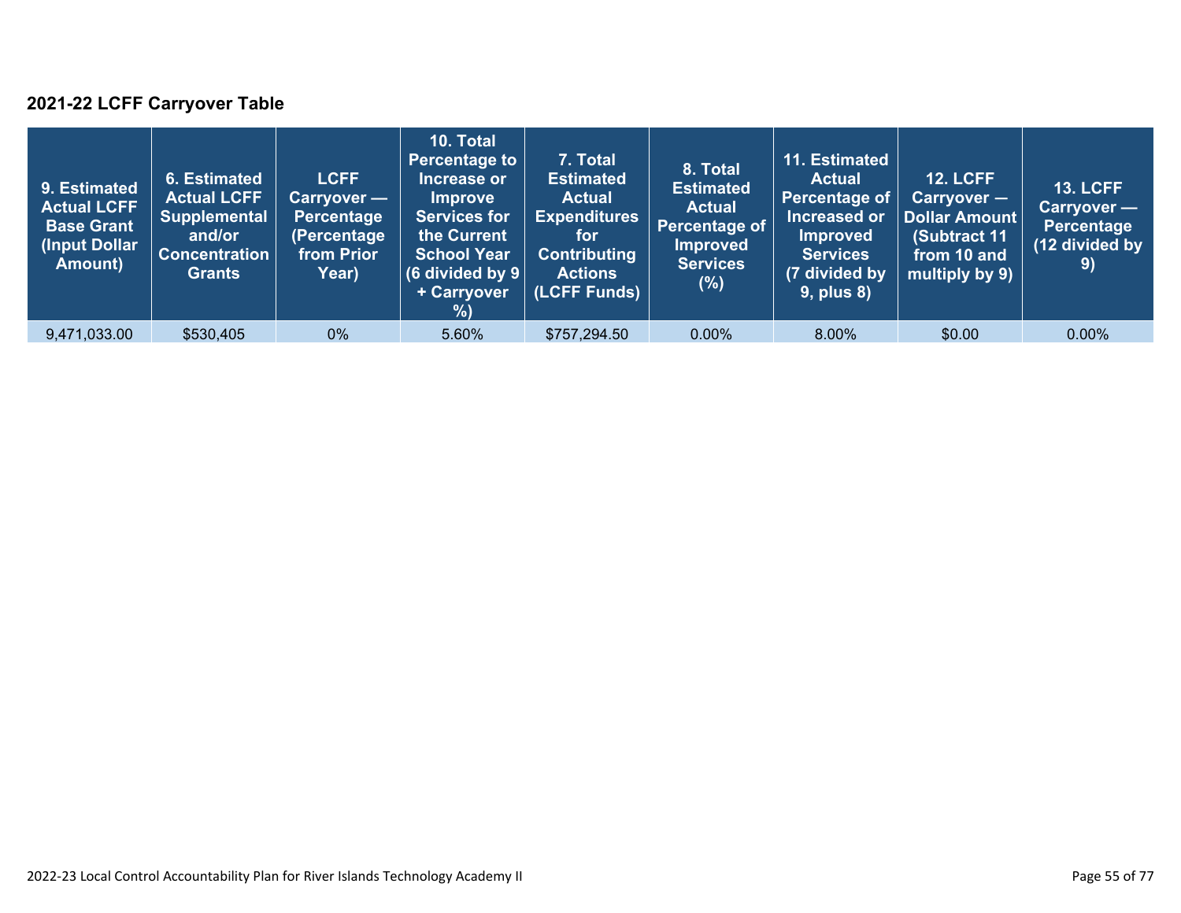### 2021-22 LCFF Carryover Table

| 9. Estimated Actual LCFF Base Grant (Input Dollar Amount) | 6. Estimated Actual LCFF Supplemental and/or Concentration Grants | LCFF Carryover — Percentage (Percentage from Prior Year) | 10. Total Percentage to Increase or Improve Services for the Current School Year (6 divided by 9 + Carryover %) | 7. Total Estimated Actual Expenditures for Contributing Actions (LCFF Funds) | 8. Total Estimated Actual Percentage of Improved Services (%) | 11. Estimated Actual Percentage of Increased or Improved Services (7 divided by 9, plus 8) | 12. LCFF Carryover — Dollar Amount (Subtract 11 from 10 and multiply by 9) | 13. LCFF Carryover — Percentage (12 divided by 9) |
|---|---|---|---|---|---|---|---|---|
| 9,471,033.00 | $530,405 | 0% | 5.60% | $757,294.50 | 0.00% | 8.00% | $0.00 | 0.00% |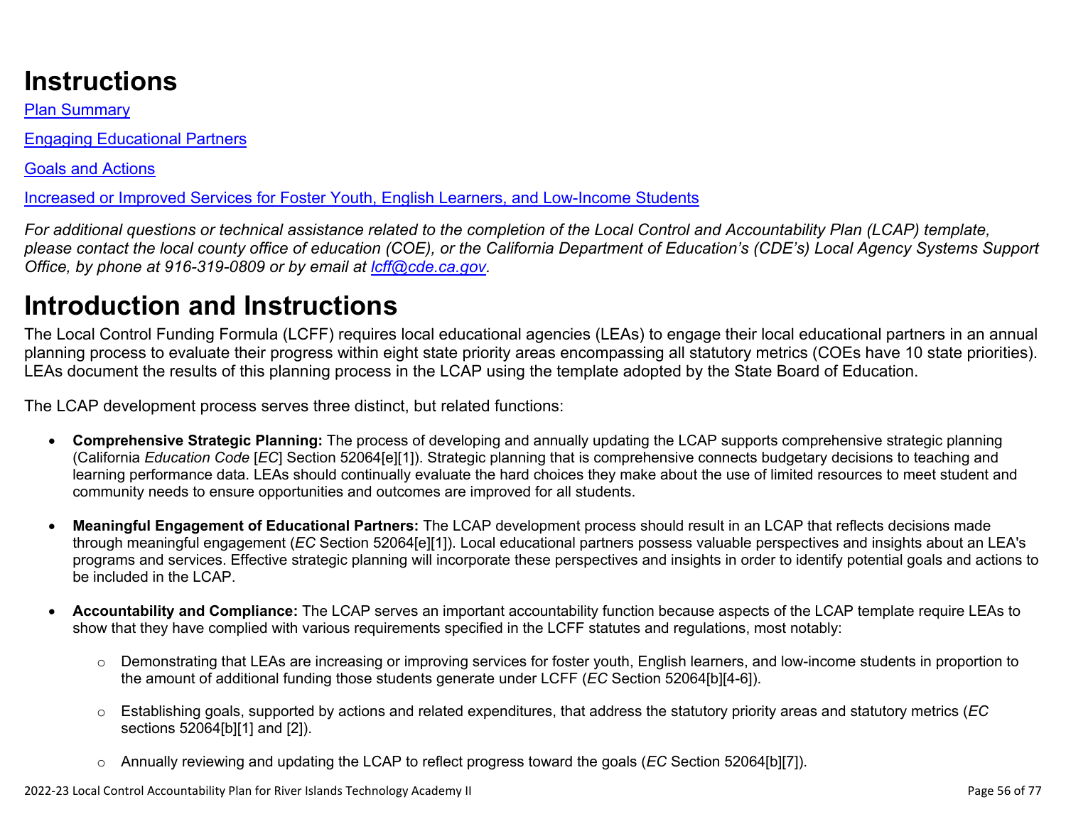# Instructions

[Plan Summary](#)

[Engaging Educational Partners](#)

[Goals and Actions](#)

[Increased or Improved Services for Foster Youth, English Learners, and Low-Income Students](#)

*For additional questions or technical assistance related to the completion of the Local Control and Accountability Plan (LCAP) template, please contact the local county office of education (COE), or the California Department of Education's (CDE's) Local Agency Systems Support Office, by phone at 916-319-0809 or by email at [lcff@cde.ca.gov](mailto:lcff@cde.ca.gov).*

# Introduction and Instructions

The Local Control Funding Formula (LCFF) requires local educational agencies (LEAs) to engage their local educational partners in an annual planning process to evaluate their progress within eight state priority areas encompassing all statutory metrics (COEs have 10 state priorities). LEAs document the results of this planning process in the LCAP using the template adopted by the State Board of Education.

The LCAP development process serves three distinct, but related functions:

- **Comprehensive Strategic Planning:** The process of developing and annually updating the LCAP supports comprehensive strategic planning (California *Education Code* [*EC*] Section 52064[e][1]). Strategic planning that is comprehensive connects budgetary decisions to teaching and learning performance data. LEAs should continually evaluate the hard choices they make about the use of limited resources to meet student and community needs to ensure opportunities and outcomes are improved for all students.

- **Meaningful Engagement of Educational Partners:** The LCAP development process should result in an LCAP that reflects decisions made through meaningful engagement (*EC* Section 52064[e][1]). Local educational partners possess valuable perspectives and insights about an LEA's programs and services. Effective strategic planning will incorporate these perspectives and insights in order to identify potential goals and actions to be included in the LCAP.

- **Accountability and Compliance:** The LCAP serves an important accountability function because aspects of the LCAP template require LEAs to show that they have complied with various requirements specified in the LCFF statutes and regulations, most notably:

  - Demonstrating that LEAs are increasing or improving services for foster youth, English learners, and low-income students in proportion to the amount of additional funding those students generate under LCFF (*EC* Section 52064[b][4-6]).

  - Establishing goals, supported by actions and related expenditures, that address the statutory priority areas and statutory metrics (*EC* sections 52064[b][1] and [2]).

  - Annually reviewing and updating the LCAP to reflect progress toward the goals (*EC* Section 52064[b][7]).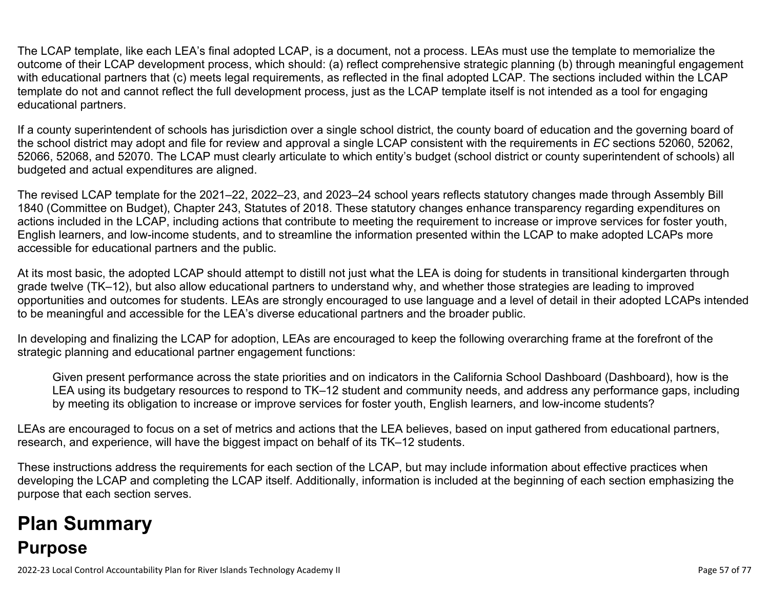The LCAP template, like each LEA's final adopted LCAP, is a document, not a process. LEAs must use the template to memorialize the outcome of their LCAP development process, which should: (a) reflect comprehensive strategic planning (b) through meaningful engagement with educational partners that (c) meets legal requirements, as reflected in the final adopted LCAP. The sections included within the LCAP template do not and cannot reflect the full development process, just as the LCAP template itself is not intended as a tool for engaging educational partners.

If a county superintendent of schools has jurisdiction over a single school district, the county board of education and the governing board of the school district may adopt and file for review and approval a single LCAP consistent with the requirements in *EC* sections 52060, 52062, 52066, 52068, and 52070. The LCAP must clearly articulate to which entity's budget (school district or county superintendent of schools) all budgeted and actual expenditures are aligned.

The revised LCAP template for the 2021–22, 2022–23, and 2023–24 school years reflects statutory changes made through Assembly Bill 1840 (Committee on Budget), Chapter 243, Statutes of 2018. These statutory changes enhance transparency regarding expenditures on actions included in the LCAP, including actions that contribute to meeting the requirement to increase or improve services for foster youth, English learners, and low-income students, and to streamline the information presented within the LCAP to make adopted LCAPs more accessible for educational partners and the public.

At its most basic, the adopted LCAP should attempt to distill not just what the LEA is doing for students in transitional kindergarten through grade twelve (TK–12), but also allow educational partners to understand why, and whether those strategies are leading to improved opportunities and outcomes for students. LEAs are strongly encouraged to use language and a level of detail in their adopted LCAPs intended to be meaningful and accessible for the LEA's diverse educational partners and the broader public.

In developing and finalizing the LCAP for adoption, LEAs are encouraged to keep the following overarching frame at the forefront of the strategic planning and educational partner engagement functions:

> Given present performance across the state priorities and on indicators in the California School Dashboard (Dashboard), how is the LEA using its budgetary resources to respond to TK–12 student and community needs, and address any performance gaps, including by meeting its obligation to increase or improve services for foster youth, English learners, and low-income students?

LEAs are encouraged to focus on a set of metrics and actions that the LEA believes, based on input gathered from educational partners, research, and experience, will have the biggest impact on behalf of its TK–12 students.

These instructions address the requirements for each section of the LCAP, but may include information about effective practices when developing the LCAP and completing the LCAP itself. Additionally, information is included at the beginning of each section emphasizing the purpose that each section serves.

# Plan Summary

## Purpose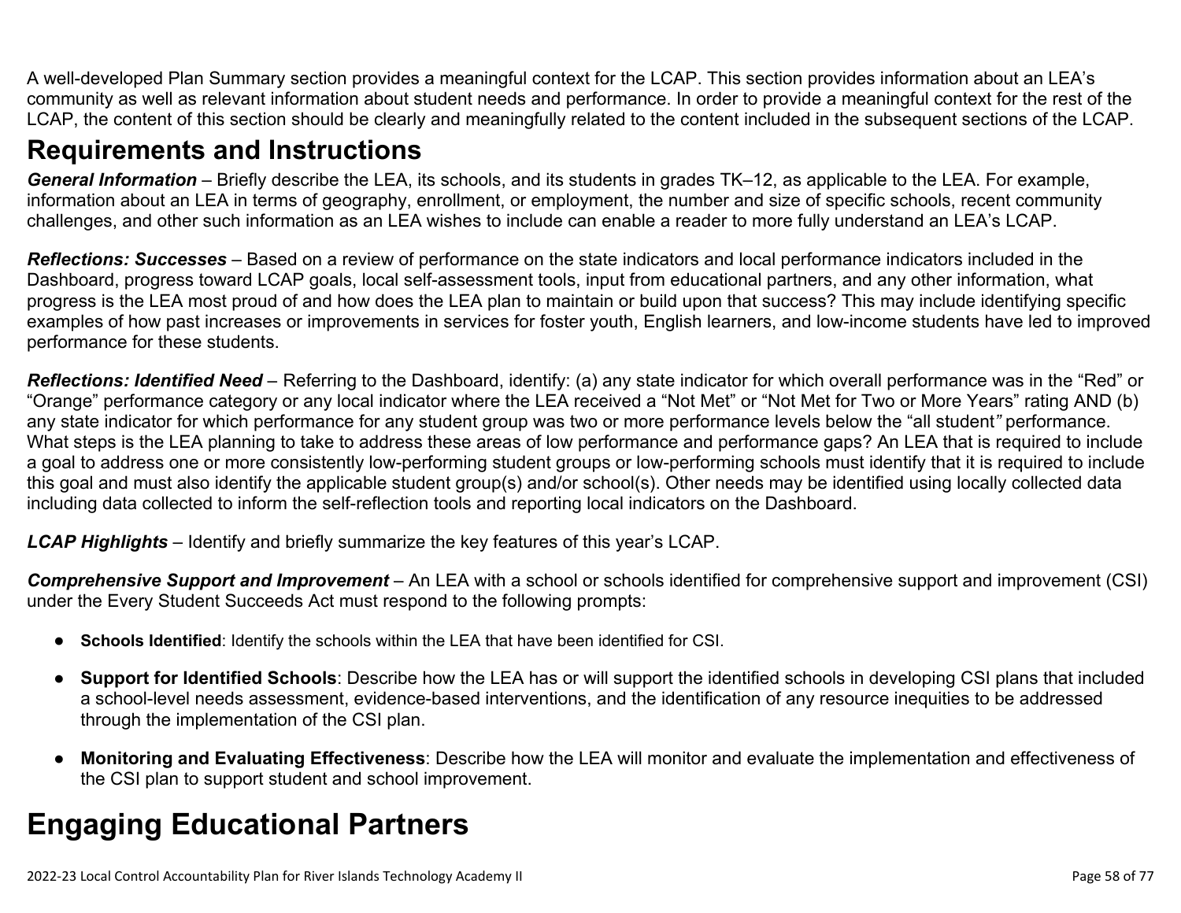A well-developed Plan Summary section provides a meaningful context for the LCAP. This section provides information about an LEA's community as well as relevant information about student needs and performance. In order to provide a meaningful context for the rest of the LCAP, the content of this section should be clearly and meaningfully related to the content included in the subsequent sections of the LCAP.

## Requirements and Instructions

***General Information*** – Briefly describe the LEA, its schools, and its students in grades TK–12, as applicable to the LEA. For example, information about an LEA in terms of geography, enrollment, or employment, the number and size of specific schools, recent community challenges, and other such information as an LEA wishes to include can enable a reader to more fully understand an LEA's LCAP.

***Reflections: Successes*** – Based on a review of performance on the state indicators and local performance indicators included in the Dashboard, progress toward LCAP goals, local self-assessment tools, input from educational partners, and any other information, what progress is the LEA most proud of and how does the LEA plan to maintain or build upon that success? This may include identifying specific examples of how past increases or improvements in services for foster youth, English learners, and low-income students have led to improved performance for these students.

***Reflections: Identified Need*** – Referring to the Dashboard, identify: (a) any state indicator for which overall performance was in the "Red" or "Orange" performance category or any local indicator where the LEA received a "Not Met" or "Not Met for Two or More Years" rating AND (b) any state indicator for which performance for any student group was two or more performance levels below the "all student" performance. What steps is the LEA planning to take to address these areas of low performance and performance gaps? An LEA that is required to include a goal to address one or more consistently low-performing student groups or low-performing schools must identify that it is required to include this goal and must also identify the applicable student group(s) and/or school(s). Other needs may be identified using locally collected data including data collected to inform the self-reflection tools and reporting local indicators on the Dashboard.

***LCAP Highlights*** – Identify and briefly summarize the key features of this year's LCAP.

***Comprehensive Support and Improvement*** – An LEA with a school or schools identified for comprehensive support and improvement (CSI) under the Every Student Succeeds Act must respond to the following prompts:

- **Schools Identified**: Identify the schools within the LEA that have been identified for CSI.
- **Support for Identified Schools**: Describe how the LEA has or will support the identified schools in developing CSI plans that included a school-level needs assessment, evidence-based interventions, and the identification of any resource inequities to be addressed through the implementation of the CSI plan.
- **Monitoring and Evaluating Effectiveness**: Describe how the LEA will monitor and evaluate the implementation and effectiveness of the CSI plan to support student and school improvement.

# Engaging Educational Partners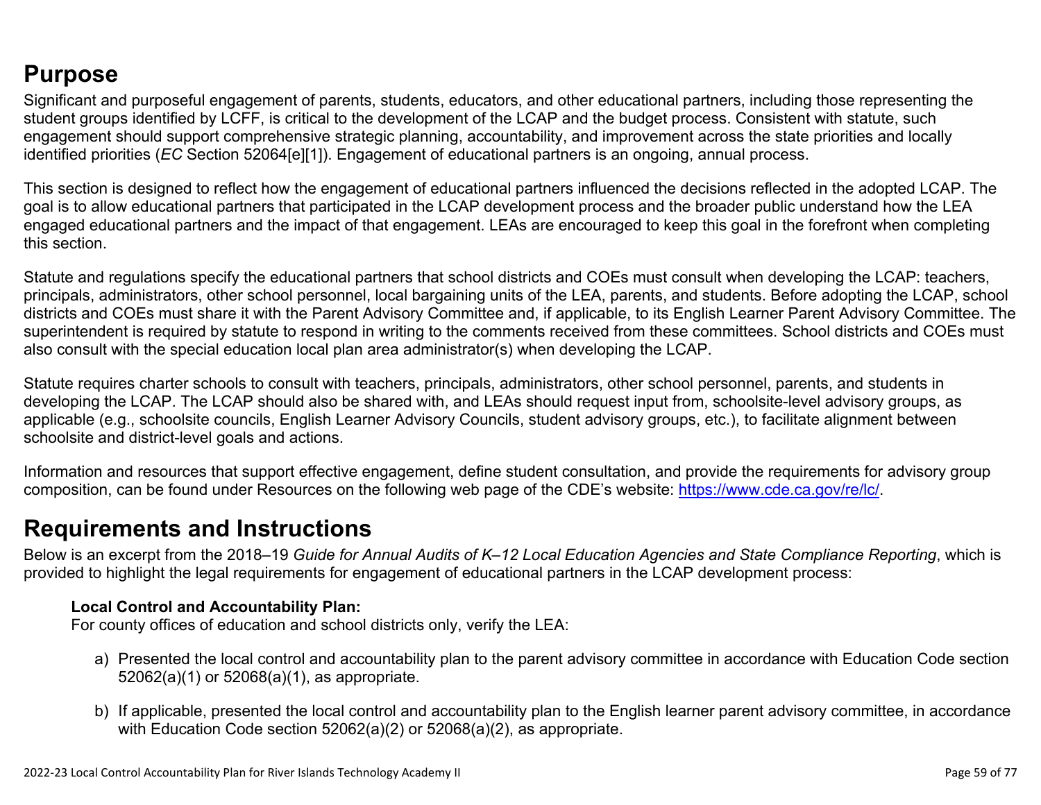## Purpose

Significant and purposeful engagement of parents, students, educators, and other educational partners, including those representing the student groups identified by LCFF, is critical to the development of the LCAP and the budget process. Consistent with statute, such engagement should support comprehensive strategic planning, accountability, and improvement across the state priorities and locally identified priorities (*EC* Section 52064[e][1]). Engagement of educational partners is an ongoing, annual process.

This section is designed to reflect how the engagement of educational partners influenced the decisions reflected in the adopted LCAP. The goal is to allow educational partners that participated in the LCAP development process and the broader public understand how the LEA engaged educational partners and the impact of that engagement. LEAs are encouraged to keep this goal in the forefront when completing this section.

Statute and regulations specify the educational partners that school districts and COEs must consult when developing the LCAP: teachers, principals, administrators, other school personnel, local bargaining units of the LEA, parents, and students. Before adopting the LCAP, school districts and COEs must share it with the Parent Advisory Committee and, if applicable, to its English Learner Parent Advisory Committee. The superintendent is required by statute to respond in writing to the comments received from these committees. School districts and COEs must also consult with the special education local plan area administrator(s) when developing the LCAP.

Statute requires charter schools to consult with teachers, principals, administrators, other school personnel, parents, and students in developing the LCAP. The LCAP should also be shared with, and LEAs should request input from, schoolsite-level advisory groups, as applicable (e.g., schoolsite councils, English Learner Advisory Councils, student advisory groups, etc.), to facilitate alignment between schoolsite and district-level goals and actions.

Information and resources that support effective engagement, define student consultation, and provide the requirements for advisory group composition, can be found under Resources on the following web page of the CDE's website: [https://www.cde.ca.gov/re/lc/](https://www.cde.ca.gov/re/lc/).

## Requirements and Instructions

Below is an excerpt from the 2018–19 *Guide for Annual Audits of K–12 Local Education Agencies and State Compliance Reporting*, which is provided to highlight the legal requirements for engagement of educational partners in the LCAP development process:

> **Local Control and Accountability Plan:**
> For county offices of education and school districts only, verify the LEA:
>
> a) Presented the local control and accountability plan to the parent advisory committee in accordance with Education Code section 52062(a)(1) or 52068(a)(1), as appropriate.
>
> b) If applicable, presented the local control and accountability plan to the English learner parent advisory committee, in accordance with Education Code section 52062(a)(2) or 52068(a)(2), as appropriate.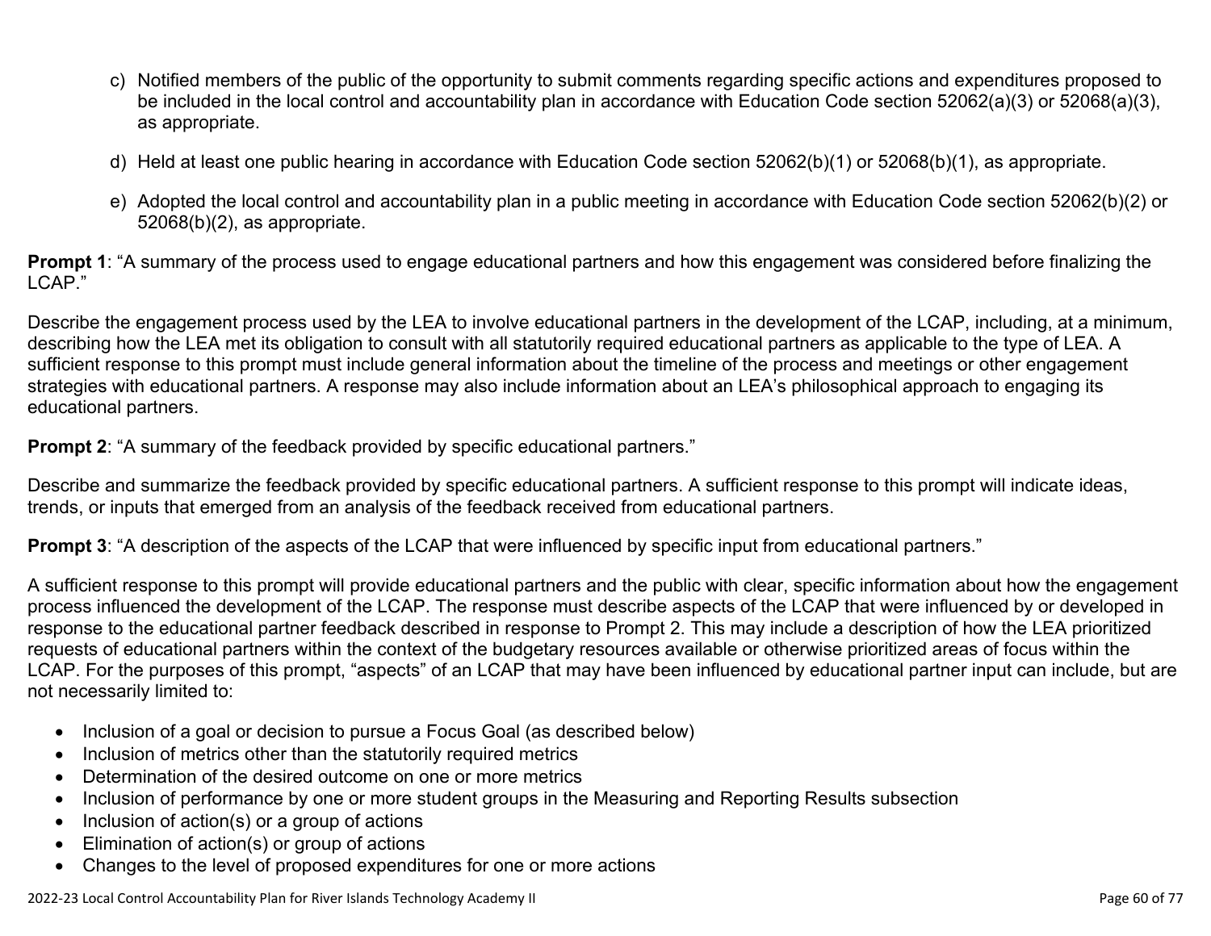c) Notified members of the public of the opportunity to submit comments regarding specific actions and expenditures proposed to be included in the local control and accountability plan in accordance with Education Code section 52062(a)(3) or 52068(a)(3), as appropriate.

d) Held at least one public hearing in accordance with Education Code section 52062(b)(1) or 52068(b)(1), as appropriate.

e) Adopted the local control and accountability plan in a public meeting in accordance with Education Code section 52062(b)(2) or 52068(b)(2), as appropriate.

**Prompt 1**: "A summary of the process used to engage educational partners and how this engagement was considered before finalizing the LCAP."

Describe the engagement process used by the LEA to involve educational partners in the development of the LCAP, including, at a minimum, describing how the LEA met its obligation to consult with all statutorily required educational partners as applicable to the type of LEA. A sufficient response to this prompt must include general information about the timeline of the process and meetings or other engagement strategies with educational partners. A response may also include information about an LEA's philosophical approach to engaging its educational partners.

**Prompt 2**: "A summary of the feedback provided by specific educational partners."

Describe and summarize the feedback provided by specific educational partners. A sufficient response to this prompt will indicate ideas, trends, or inputs that emerged from an analysis of the feedback received from educational partners.

**Prompt 3**: "A description of the aspects of the LCAP that were influenced by specific input from educational partners."

A sufficient response to this prompt will provide educational partners and the public with clear, specific information about how the engagement process influenced the development of the LCAP. The response must describe aspects of the LCAP that were influenced by or developed in response to the educational partner feedback described in response to Prompt 2. This may include a description of how the LEA prioritized requests of educational partners within the context of the budgetary resources available or otherwise prioritized areas of focus within the LCAP. For the purposes of this prompt, "aspects" of an LCAP that may have been influenced by educational partner input can include, but are not necessarily limited to:

- Inclusion of a goal or decision to pursue a Focus Goal (as described below)
- Inclusion of metrics other than the statutorily required metrics
- Determination of the desired outcome on one or more metrics
- Inclusion of performance by one or more student groups in the Measuring and Reporting Results subsection
- Inclusion of action(s) or a group of actions
- Elimination of action(s) or group of actions
- Changes to the level of proposed expenditures for one or more actions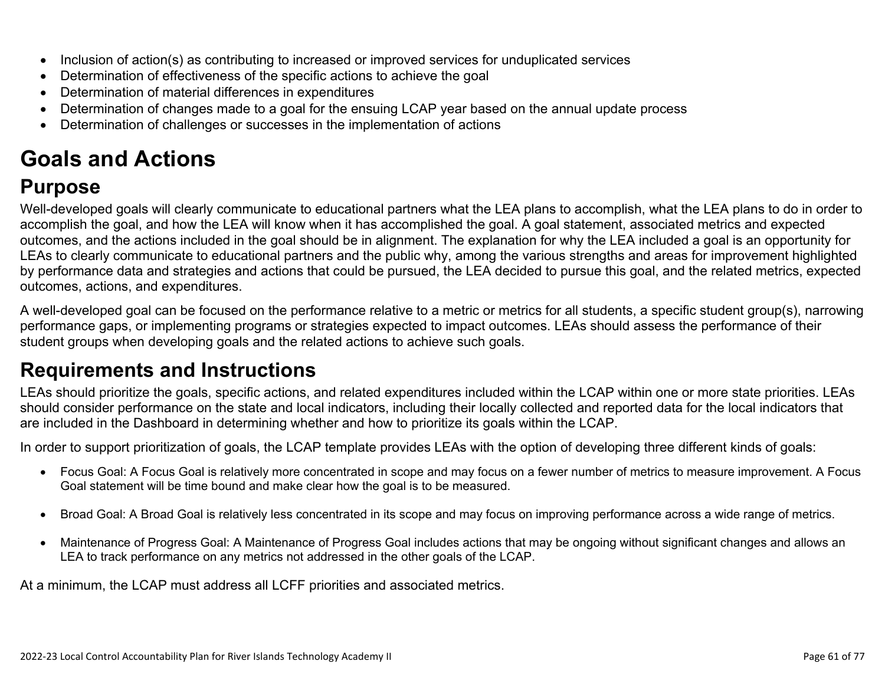- Inclusion of action(s) as contributing to increased or improved services for unduplicated services
- Determination of effectiveness of the specific actions to achieve the goal
- Determination of material differences in expenditures
- Determination of changes made to a goal for the ensuing LCAP year based on the annual update process
- Determination of challenges or successes in the implementation of actions

# Goals and Actions

## Purpose

Well-developed goals will clearly communicate to educational partners what the LEA plans to accomplish, what the LEA plans to do in order to accomplish the goal, and how the LEA will know when it has accomplished the goal. A goal statement, associated metrics and expected outcomes, and the actions included in the goal should be in alignment. The explanation for why the LEA included a goal is an opportunity for LEAs to clearly communicate to educational partners and the public why, among the various strengths and areas for improvement highlighted by performance data and strategies and actions that could be pursued, the LEA decided to pursue this goal, and the related metrics, expected outcomes, actions, and expenditures.

A well-developed goal can be focused on the performance relative to a metric or metrics for all students, a specific student group(s), narrowing performance gaps, or implementing programs or strategies expected to impact outcomes. LEAs should assess the performance of their student groups when developing goals and the related actions to achieve such goals.

## Requirements and Instructions

LEAs should prioritize the goals, specific actions, and related expenditures included within the LCAP within one or more state priorities. LEAs should consider performance on the state and local indicators, including their locally collected and reported data for the local indicators that are included in the Dashboard in determining whether and how to prioritize its goals within the LCAP.

In order to support prioritization of goals, the LCAP template provides LEAs with the option of developing three different kinds of goals:

- Focus Goal: A Focus Goal is relatively more concentrated in scope and may focus on a fewer number of metrics to measure improvement. A Focus Goal statement will be time bound and make clear how the goal is to be measured.

- Broad Goal: A Broad Goal is relatively less concentrated in its scope and may focus on improving performance across a wide range of metrics.

- Maintenance of Progress Goal: A Maintenance of Progress Goal includes actions that may be ongoing without significant changes and allows an LEA to track performance on any metrics not addressed in the other goals of the LCAP.

At a minimum, the LCAP must address all LCFF priorities and associated metrics.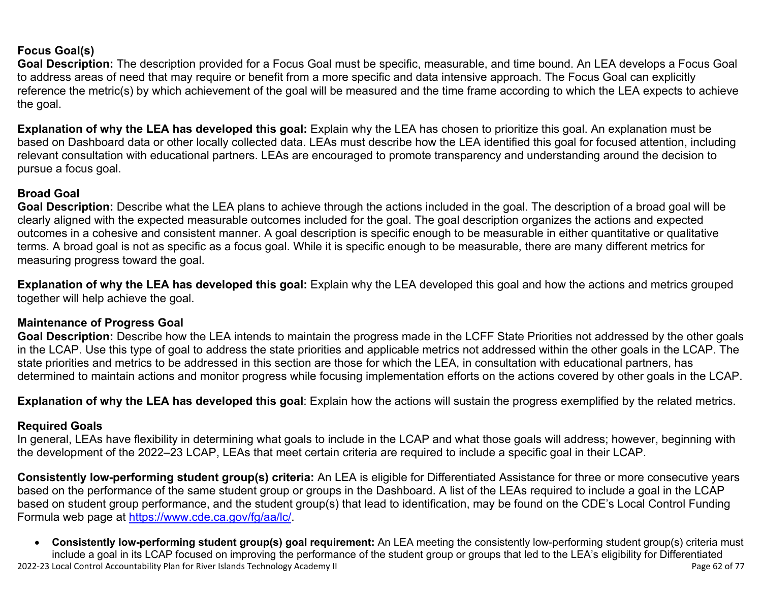**Focus Goal(s)**

**Goal Description:** The description provided for a Focus Goal must be specific, measurable, and time bound. An LEA develops a Focus Goal to address areas of need that may require or benefit from a more specific and data intensive approach. The Focus Goal can explicitly reference the metric(s) by which achievement of the goal will be measured and the time frame according to which the LEA expects to achieve the goal.

**Explanation of why the LEA has developed this goal:** Explain why the LEA has chosen to prioritize this goal. An explanation must be based on Dashboard data or other locally collected data. LEAs must describe how the LEA identified this goal for focused attention, including relevant consultation with educational partners. LEAs are encouraged to promote transparency and understanding around the decision to pursue a focus goal.

**Broad Goal**

**Goal Description:** Describe what the LEA plans to achieve through the actions included in the goal. The description of a broad goal will be clearly aligned with the expected measurable outcomes included for the goal. The goal description organizes the actions and expected outcomes in a cohesive and consistent manner. A goal description is specific enough to be measurable in either quantitative or qualitative terms. A broad goal is not as specific as a focus goal. While it is specific enough to be measurable, there are many different metrics for measuring progress toward the goal.

**Explanation of why the LEA has developed this goal:** Explain why the LEA developed this goal and how the actions and metrics grouped together will help achieve the goal.

**Maintenance of Progress Goal**

**Goal Description:** Describe how the LEA intends to maintain the progress made in the LCFF State Priorities not addressed by the other goals in the LCAP. Use this type of goal to address the state priorities and applicable metrics not addressed within the other goals in the LCAP. The state priorities and metrics to be addressed in this section are those for which the LEA, in consultation with educational partners, has determined to maintain actions and monitor progress while focusing implementation efforts on the actions covered by other goals in the LCAP.

**Explanation of why the LEA has developed this goal**: Explain how the actions will sustain the progress exemplified by the related metrics.

**Required Goals**

In general, LEAs have flexibility in determining what goals to include in the LCAP and what those goals will address; however, beginning with the development of the 2022–23 LCAP, LEAs that meet certain criteria are required to include a specific goal in their LCAP.

**Consistently low-performing student group(s) criteria:** An LEA is eligible for Differentiated Assistance for three or more consecutive years based on the performance of the same student group or groups in the Dashboard. A list of the LEAs required to include a goal in the LCAP based on student group performance, and the student group(s) that lead to identification, may be found on the CDE's Local Control Funding Formula web page at [https://www.cde.ca.gov/fg/aa/lc/](https://www.cde.ca.gov/fg/aa/lc/).

- **Consistently low-performing student group(s) goal requirement:** An LEA meeting the consistently low-performing student group(s) criteria must include a goal in its LCAP focused on improving the performance of the student group or groups that led to the LEA's eligibility for Differentiated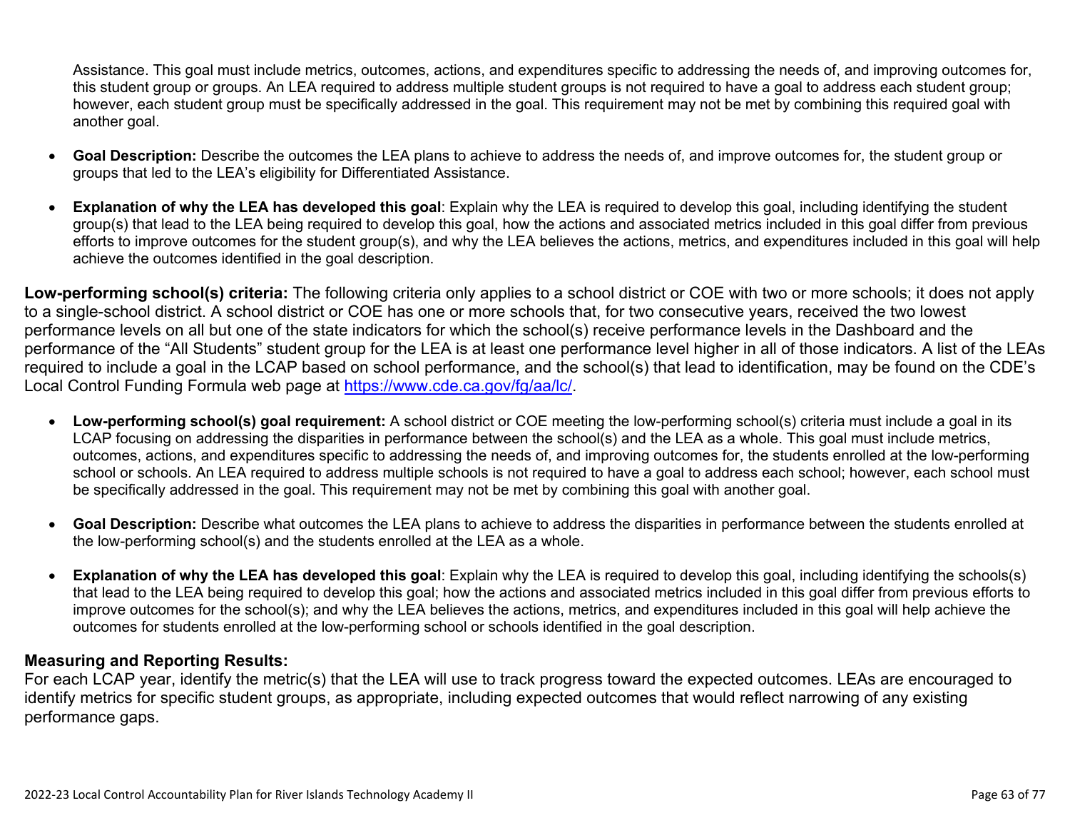Assistance. This goal must include metrics, outcomes, actions, and expenditures specific to addressing the needs of, and improving outcomes for, this student group or groups. An LEA required to address multiple student groups is not required to have a goal to address each student group; however, each student group must be specifically addressed in the goal. This requirement may not be met by combining this required goal with another goal.

- **Goal Description:** Describe the outcomes the LEA plans to achieve to address the needs of, and improve outcomes for, the student group or groups that led to the LEA's eligibility for Differentiated Assistance.
- **Explanation of why the LEA has developed this goal**: Explain why the LEA is required to develop this goal, including identifying the student group(s) that lead to the LEA being required to develop this goal, how the actions and associated metrics included in this goal differ from previous efforts to improve outcomes for the student group(s), and why the LEA believes the actions, metrics, and expenditures included in this goal will help achieve the outcomes identified in the goal description.

**Low-performing school(s) criteria:** The following criteria only applies to a school district or COE with two or more schools; it does not apply to a single-school district. A school district or COE has one or more schools that, for two consecutive years, received the two lowest performance levels on all but one of the state indicators for which the school(s) receive performance levels in the Dashboard and the performance of the "All Students" student group for the LEA is at least one performance level higher in all of those indicators. A list of the LEAs required to include a goal in the LCAP based on school performance, and the school(s) that lead to identification, may be found on the CDE's Local Control Funding Formula web page at [https://www.cde.ca.gov/fg/aa/lc/](https://www.cde.ca.gov/fg/aa/lc/).

- **Low-performing school(s) goal requirement:** A school district or COE meeting the low-performing school(s) criteria must include a goal in its LCAP focusing on addressing the disparities in performance between the school(s) and the LEA as a whole. This goal must include metrics, outcomes, actions, and expenditures specific to addressing the needs of, and improving outcomes for, the students enrolled at the low-performing school or schools. An LEA required to address multiple schools is not required to have a goal to address each school; however, each school must be specifically addressed in the goal. This requirement may not be met by combining this goal with another goal.
- **Goal Description:** Describe what outcomes the LEA plans to achieve to address the disparities in performance between the students enrolled at the low-performing school(s) and the students enrolled at the LEA as a whole.
- **Explanation of why the LEA has developed this goal**: Explain why the LEA is required to develop this goal, including identifying the schools(s) that lead to the LEA being required to develop this goal; how the actions and associated metrics included in this goal differ from previous efforts to improve outcomes for the school(s); and why the LEA believes the actions, metrics, and expenditures included in this goal will help achieve the outcomes for students enrolled at the low-performing school or schools identified in the goal description.

### Measuring and Reporting Results:

For each LCAP year, identify the metric(s) that the LEA will use to track progress toward the expected outcomes. LEAs are encouraged to identify metrics for specific student groups, as appropriate, including expected outcomes that would reflect narrowing of any existing performance gaps.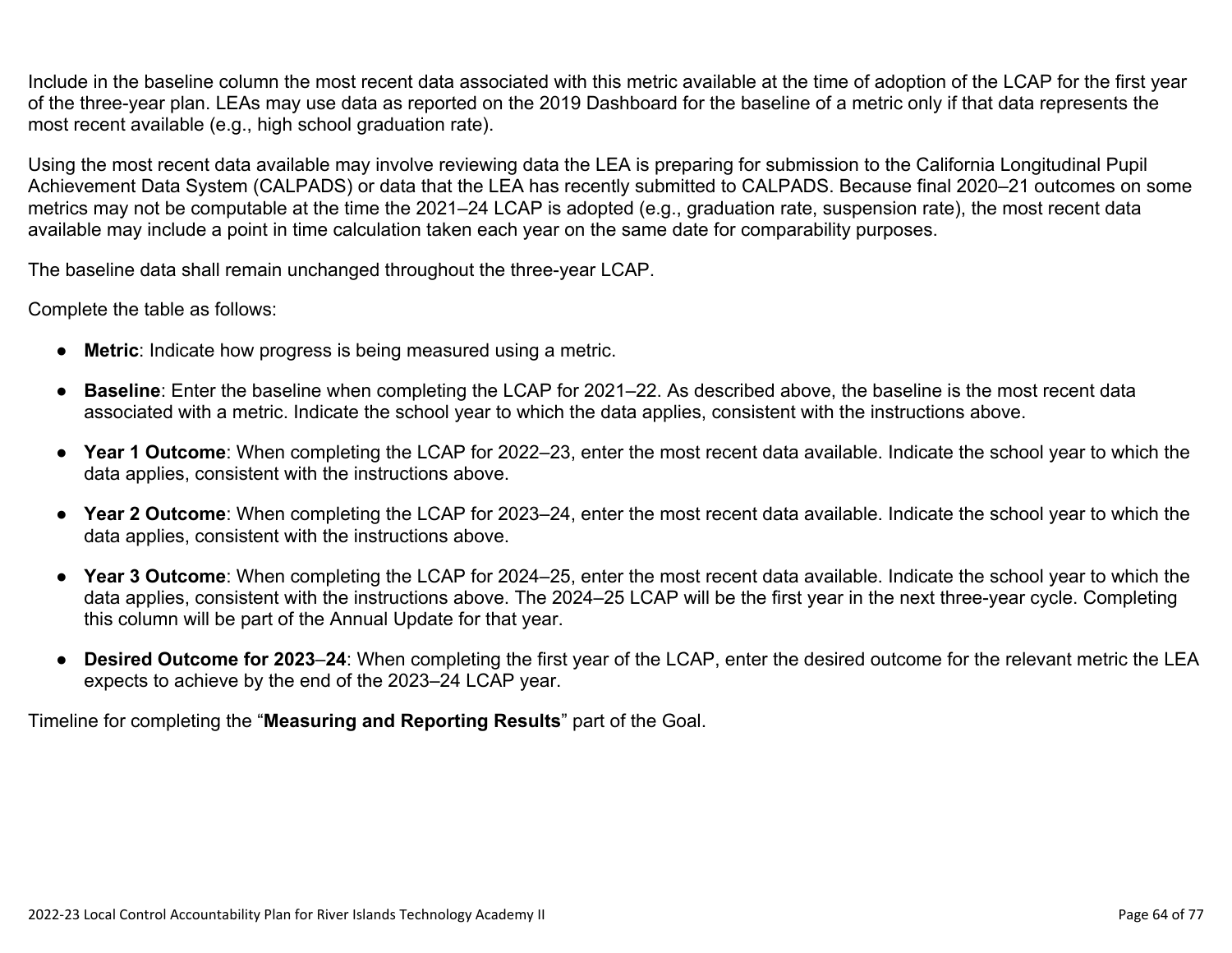Include in the baseline column the most recent data associated with this metric available at the time of adoption of the LCAP for the first year of the three-year plan. LEAs may use data as reported on the 2019 Dashboard for the baseline of a metric only if that data represents the most recent available (e.g., high school graduation rate).

Using the most recent data available may involve reviewing data the LEA is preparing for submission to the California Longitudinal Pupil Achievement Data System (CALPADS) or data that the LEA has recently submitted to CALPADS. Because final 2020–21 outcomes on some metrics may not be computable at the time the 2021–24 LCAP is adopted (e.g., graduation rate, suspension rate), the most recent data available may include a point in time calculation taken each year on the same date for comparability purposes.

The baseline data shall remain unchanged throughout the three-year LCAP.

Complete the table as follows:

- **Metric**: Indicate how progress is being measured using a metric.
- **Baseline**: Enter the baseline when completing the LCAP for 2021–22. As described above, the baseline is the most recent data associated with a metric. Indicate the school year to which the data applies, consistent with the instructions above.
- **Year 1 Outcome**: When completing the LCAP for 2022–23, enter the most recent data available. Indicate the school year to which the data applies, consistent with the instructions above.
- **Year 2 Outcome**: When completing the LCAP for 2023–24, enter the most recent data available. Indicate the school year to which the data applies, consistent with the instructions above.
- **Year 3 Outcome**: When completing the LCAP for 2024–25, enter the most recent data available. Indicate the school year to which the data applies, consistent with the instructions above. The 2024–25 LCAP will be the first year in the next three-year cycle. Completing this column will be part of the Annual Update for that year.
- **Desired Outcome for 2023–24**: When completing the first year of the LCAP, enter the desired outcome for the relevant metric the LEA expects to achieve by the end of the 2023–24 LCAP year.

Timeline for completing the "**Measuring and Reporting Results**" part of the Goal.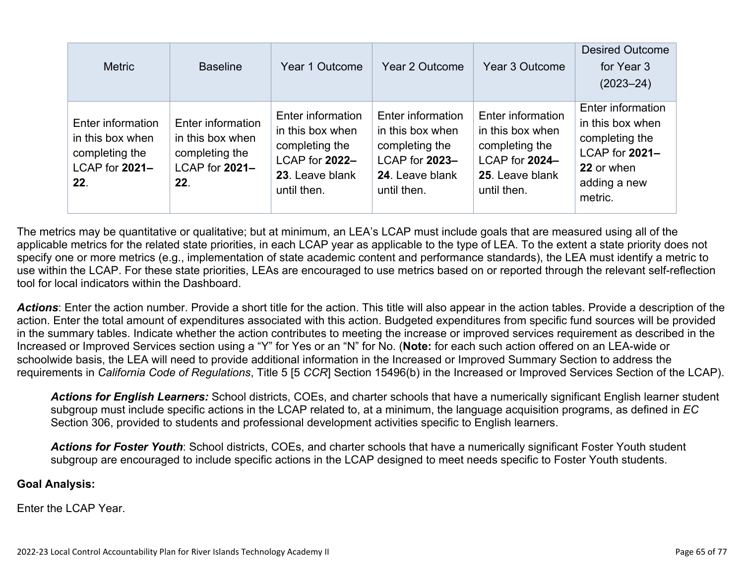| Metric | Baseline | Year 1 Outcome | Year 2 Outcome | Year 3 Outcome | Desired Outcome for Year 3 (2023–24) |
|---|---|---|---|---|---|
| Enter information in this box when completing the LCAP for **2021–22**. | Enter information in this box when completing the LCAP for **2021–22**. | Enter information in this box when completing the LCAP for **2022–23**. Leave blank until then. | Enter information in this box when completing the LCAP for **2023–24**. Leave blank until then. | Enter information in this box when completing the LCAP for **2024–25**. Leave blank until then. | Enter information in this box when completing the LCAP for **2021–22** or when adding a new metric. |

The metrics may be quantitative or qualitative; but at minimum, an LEA's LCAP must include goals that are measured using all of the applicable metrics for the related state priorities, in each LCAP year as applicable to the type of LEA. To the extent a state priority does not specify one or more metrics (e.g., implementation of state academic content and performance standards), the LEA must identify a metric to use within the LCAP. For these state priorities, LEAs are encouraged to use metrics based on or reported through the relevant self-reflection tool for local indicators within the Dashboard.

***Actions***: Enter the action number. Provide a short title for the action. This title will also appear in the action tables. Provide a description of the action. Enter the total amount of expenditures associated with this action. Budgeted expenditures from specific fund sources will be provided in the summary tables. Indicate whether the action contributes to meeting the increase or improved services requirement as described in the Increased or Improved Services section using a "Y" for Yes or an "N" for No. (**Note:** for each such action offered on an LEA-wide or schoolwide basis, the LEA will need to provide additional information in the Increased or Improved Summary Section to address the requirements in *California Code of Regulations*, Title 5 [5 *CCR*] Section 15496(b) in the Increased or Improved Services Section of the LCAP).

> ***Actions for English Learners:*** School districts, COEs, and charter schools that have a numerically significant English learner student subgroup must include specific actions in the LCAP related to, at a minimum, the language acquisition programs, as defined in *EC* Section 306, provided to students and professional development activities specific to English learners.
>
> ***Actions for Foster Youth***: School districts, COEs, and charter schools that have a numerically significant Foster Youth student subgroup are encouraged to include specific actions in the LCAP designed to meet needs specific to Foster Youth students.

**Goal Analysis:**

Enter the LCAP Year.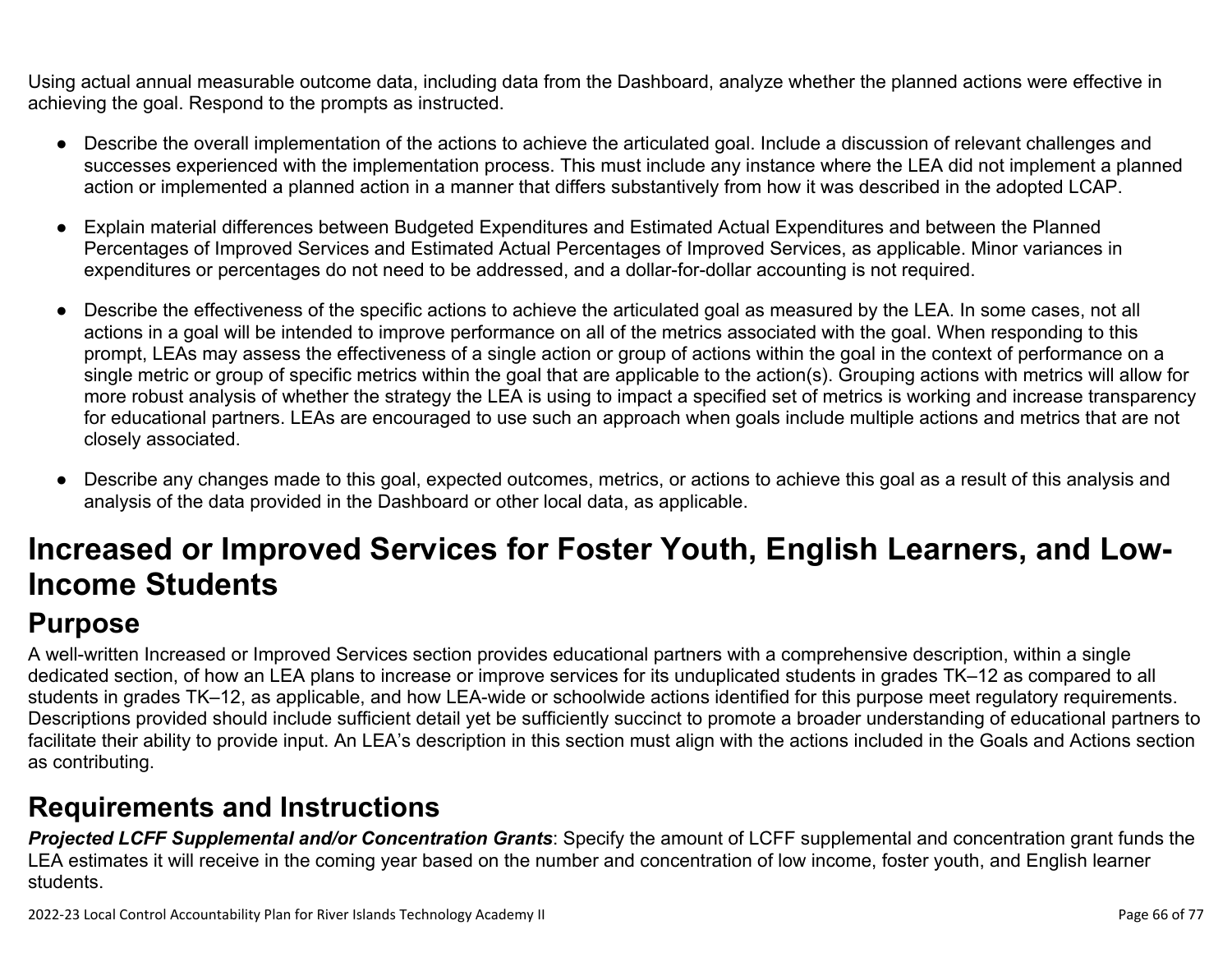Using actual annual measurable outcome data, including data from the Dashboard, analyze whether the planned actions were effective in achieving the goal. Respond to the prompts as instructed.

- Describe the overall implementation of the actions to achieve the articulated goal. Include a discussion of relevant challenges and successes experienced with the implementation process. This must include any instance where the LEA did not implement a planned action or implemented a planned action in a manner that differs substantively from how it was described in the adopted LCAP.
- Explain material differences between Budgeted Expenditures and Estimated Actual Expenditures and between the Planned Percentages of Improved Services and Estimated Actual Percentages of Improved Services, as applicable. Minor variances in expenditures or percentages do not need to be addressed, and a dollar-for-dollar accounting is not required.
- Describe the effectiveness of the specific actions to achieve the articulated goal as measured by the LEA. In some cases, not all actions in a goal will be intended to improve performance on all of the metrics associated with the goal. When responding to this prompt, LEAs may assess the effectiveness of a single action or group of actions within the goal in the context of performance on a single metric or group of specific metrics within the goal that are applicable to the action(s). Grouping actions with metrics will allow for more robust analysis of whether the strategy the LEA is using to impact a specified set of metrics is working and increase transparency for educational partners. LEAs are encouraged to use such an approach when goals include multiple actions and metrics that are not closely associated.
- Describe any changes made to this goal, expected outcomes, metrics, or actions to achieve this goal as a result of this analysis and analysis of the data provided in the Dashboard or other local data, as applicable.

# Increased or Improved Services for Foster Youth, English Learners, and Low-Income Students

## Purpose

A well-written Increased or Improved Services section provides educational partners with a comprehensive description, within a single dedicated section, of how an LEA plans to increase or improve services for its unduplicated students in grades TK–12 as compared to all students in grades TK–12, as applicable, and how LEA-wide or schoolwide actions identified for this purpose meet regulatory requirements. Descriptions provided should include sufficient detail yet be sufficiently succinct to promote a broader understanding of educational partners to facilitate their ability to provide input. An LEA's description in this section must align with the actions included in the Goals and Actions section as contributing.

## Requirements and Instructions

***Projected LCFF Supplemental and/or Concentration Grants***: Specify the amount of LCFF supplemental and concentration grant funds the LEA estimates it will receive in the coming year based on the number and concentration of low income, foster youth, and English learner students.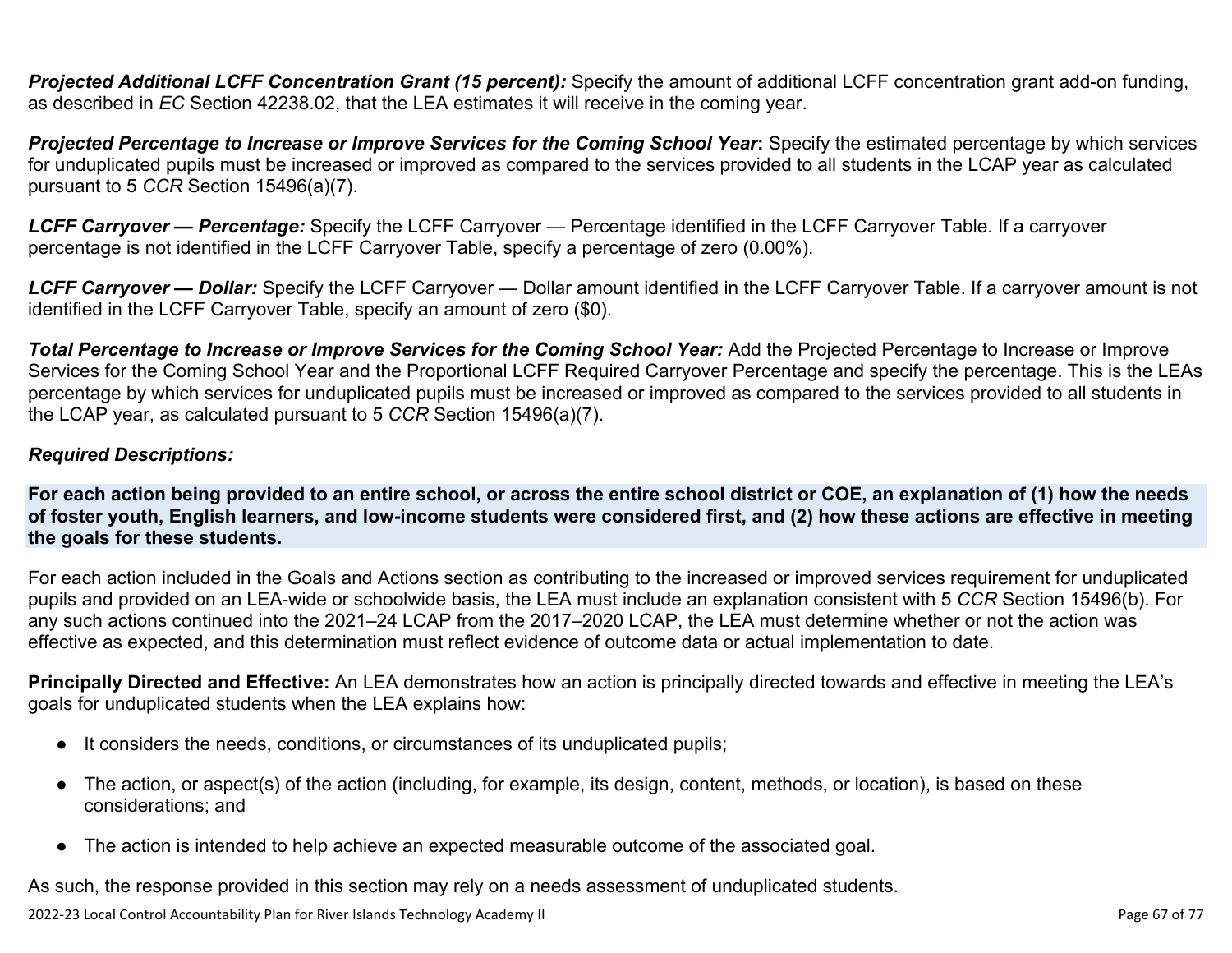***Projected Additional LCFF Concentration Grant (15 percent):*** Specify the amount of additional LCFF concentration grant add-on funding, as described in *EC* Section 42238.02, that the LEA estimates it will receive in the coming year.

***Projected Percentage to Increase or Improve Services for the Coming School Year*:** Specify the estimated percentage by which services for unduplicated pupils must be increased or improved as compared to the services provided to all students in the LCAP year as calculated pursuant to 5 *CCR* Section 15496(a)(7).

***LCFF Carryover — Percentage:*** Specify the LCFF Carryover — Percentage identified in the LCFF Carryover Table. If a carryover percentage is not identified in the LCFF Carryover Table, specify a percentage of zero (0.00%).

***LCFF Carryover — Dollar:*** Specify the LCFF Carryover — Dollar amount identified in the LCFF Carryover Table. If a carryover amount is not identified in the LCFF Carryover Table, specify an amount of zero ($0).

***Total Percentage to Increase or Improve Services for the Coming School Year:*** Add the Projected Percentage to Increase or Improve Services for the Coming School Year and the Proportional LCFF Required Carryover Percentage and specify the percentage. This is the LEAs percentage by which services for unduplicated pupils must be increased or improved as compared to the services provided to all students in the LCAP year, as calculated pursuant to 5 *CCR* Section 15496(a)(7).

***Required Descriptions:***

**For each action being provided to an entire school, or across the entire school district or COE, an explanation of (1) how the needs of foster youth, English learners, and low-income students were considered first, and (2) how these actions are effective in meeting the goals for these students.**

For each action included in the Goals and Actions section as contributing to the increased or improved services requirement for unduplicated pupils and provided on an LEA-wide or schoolwide basis, the LEA must include an explanation consistent with 5 *CCR* Section 15496(b). For any such actions continued into the 2021–24 LCAP from the 2017–2020 LCAP, the LEA must determine whether or not the action was effective as expected, and this determination must reflect evidence of outcome data or actual implementation to date.

**Principally Directed and Effective:** An LEA demonstrates how an action is principally directed towards and effective in meeting the LEA's goals for unduplicated students when the LEA explains how:

- It considers the needs, conditions, or circumstances of its unduplicated pupils;
- The action, or aspect(s) of the action (including, for example, its design, content, methods, or location), is based on these considerations; and
- The action is intended to help achieve an expected measurable outcome of the associated goal.

As such, the response provided in this section may rely on a needs assessment of unduplicated students.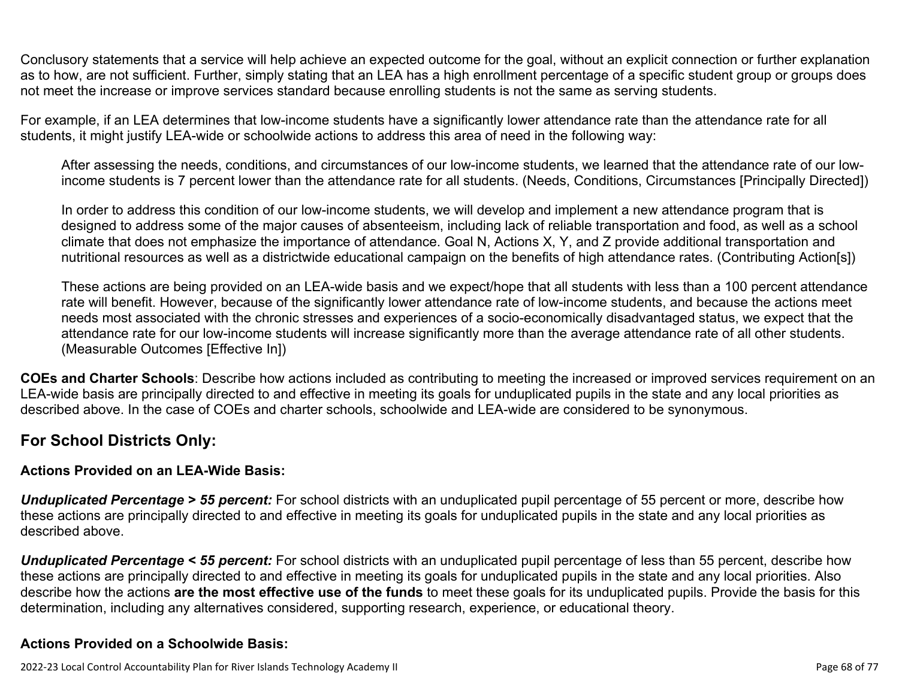Conclusory statements that a service will help achieve an expected outcome for the goal, without an explicit connection or further explanation as to how, are not sufficient. Further, simply stating that an LEA has a high enrollment percentage of a specific student group or groups does not meet the increase or improve services standard because enrolling students is not the same as serving students.

For example, if an LEA determines that low-income students have a significantly lower attendance rate than the attendance rate for all students, it might justify LEA-wide or schoolwide actions to address this area of need in the following way:

> After assessing the needs, conditions, and circumstances of our low-income students, we learned that the attendance rate of our low-income students is 7 percent lower than the attendance rate for all students. (Needs, Conditions, Circumstances [Principally Directed])
>
> In order to address this condition of our low-income students, we will develop and implement a new attendance program that is designed to address some of the major causes of absenteeism, including lack of reliable transportation and food, as well as a school climate that does not emphasize the importance of attendance. Goal N, Actions X, Y, and Z provide additional transportation and nutritional resources as well as a districtwide educational campaign on the benefits of high attendance rates. (Contributing Action[s])
>
> These actions are being provided on an LEA-wide basis and we expect/hope that all students with less than a 100 percent attendance rate will benefit. However, because of the significantly lower attendance rate of low-income students, and because the actions meet needs most associated with the chronic stresses and experiences of a socio-economically disadvantaged status, we expect that the attendance rate for our low-income students will increase significantly more than the average attendance rate of all other students. (Measurable Outcomes [Effective In])

**COEs and Charter Schools**: Describe how actions included as contributing to meeting the increased or improved services requirement on an LEA-wide basis are principally directed to and effective in meeting its goals for unduplicated pupils in the state and any local priorities as described above. In the case of COEs and charter schools, schoolwide and LEA-wide are considered to be synonymous.

## For School Districts Only:

### Actions Provided on an LEA-Wide Basis:

***Unduplicated Percentage > 55 percent:*** For school districts with an unduplicated pupil percentage of 55 percent or more, describe how these actions are principally directed to and effective in meeting its goals for unduplicated pupils in the state and any local priorities as described above.

***Unduplicated Percentage < 55 percent:*** For school districts with an unduplicated pupil percentage of less than 55 percent, describe how these actions are principally directed to and effective in meeting its goals for unduplicated pupils in the state and any local priorities. Also describe how the actions **are the most effective use of the funds** to meet these goals for its unduplicated pupils. Provide the basis for this determination, including any alternatives considered, supporting research, experience, or educational theory.

### Actions Provided on a Schoolwide Basis: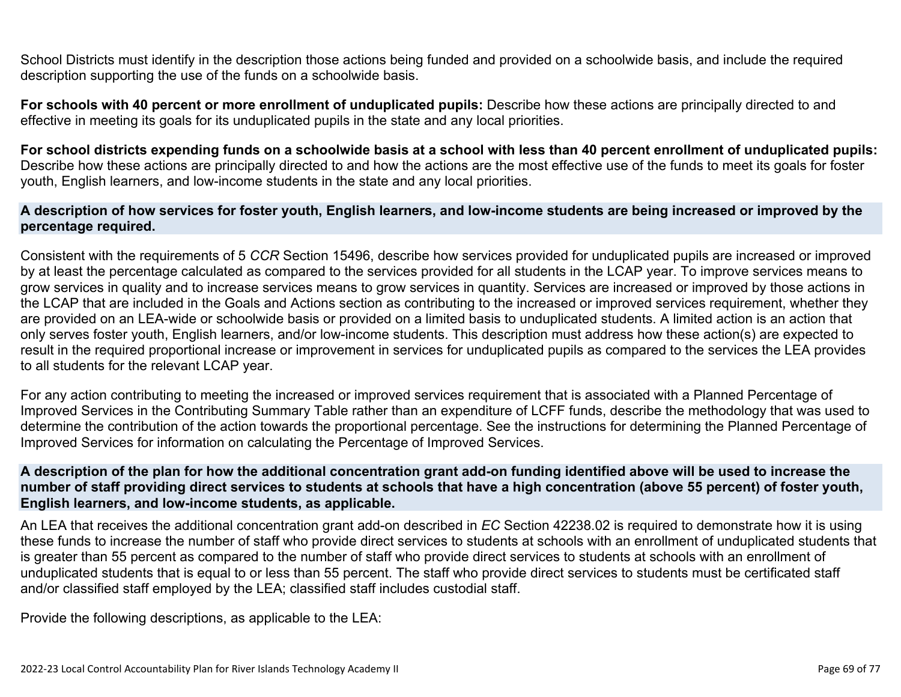School Districts must identify in the description those actions being funded and provided on a schoolwide basis, and include the required description supporting the use of the funds on a schoolwide basis.

**For schools with 40 percent or more enrollment of unduplicated pupils:** Describe how these actions are principally directed to and effective in meeting its goals for its unduplicated pupils in the state and any local priorities.

**For school districts expending funds on a schoolwide basis at a school with less than 40 percent enrollment of unduplicated pupils:** Describe how these actions are principally directed to and how the actions are the most effective use of the funds to meet its goals for foster youth, English learners, and low-income students in the state and any local priorities.

### A description of how services for foster youth, English learners, and low-income students are being increased or improved by the percentage required.

Consistent with the requirements of 5 *CCR* Section 15496, describe how services provided for unduplicated pupils are increased or improved by at least the percentage calculated as compared to the services provided for all students in the LCAP year. To improve services means to grow services in quality and to increase services means to grow services in quantity. Services are increased or improved by those actions in the LCAP that are included in the Goals and Actions section as contributing to the increased or improved services requirement, whether they are provided on an LEA-wide or schoolwide basis or provided on a limited basis to unduplicated students. A limited action is an action that only serves foster youth, English learners, and/or low-income students. This description must address how these action(s) are expected to result in the required proportional increase or improvement in services for unduplicated pupils as compared to the services the LEA provides to all students for the relevant LCAP year.

For any action contributing to meeting the increased or improved services requirement that is associated with a Planned Percentage of Improved Services in the Contributing Summary Table rather than an expenditure of LCFF funds, describe the methodology that was used to determine the contribution of the action towards the proportional percentage. See the instructions for determining the Planned Percentage of Improved Services for information on calculating the Percentage of Improved Services.

### A description of the plan for how the additional concentration grant add-on funding identified above will be used to increase the number of staff providing direct services to students at schools that have a high concentration (above 55 percent) of foster youth, English learners, and low-income students, as applicable.

An LEA that receives the additional concentration grant add-on described in *EC* Section 42238.02 is required to demonstrate how it is using these funds to increase the number of staff who provide direct services to students at schools with an enrollment of unduplicated students that is greater than 55 percent as compared to the number of staff who provide direct services to students at schools with an enrollment of unduplicated students that is equal to or less than 55 percent. The staff who provide direct services to students must be certificated staff and/or classified staff employed by the LEA; classified staff includes custodial staff.

Provide the following descriptions, as applicable to the LEA: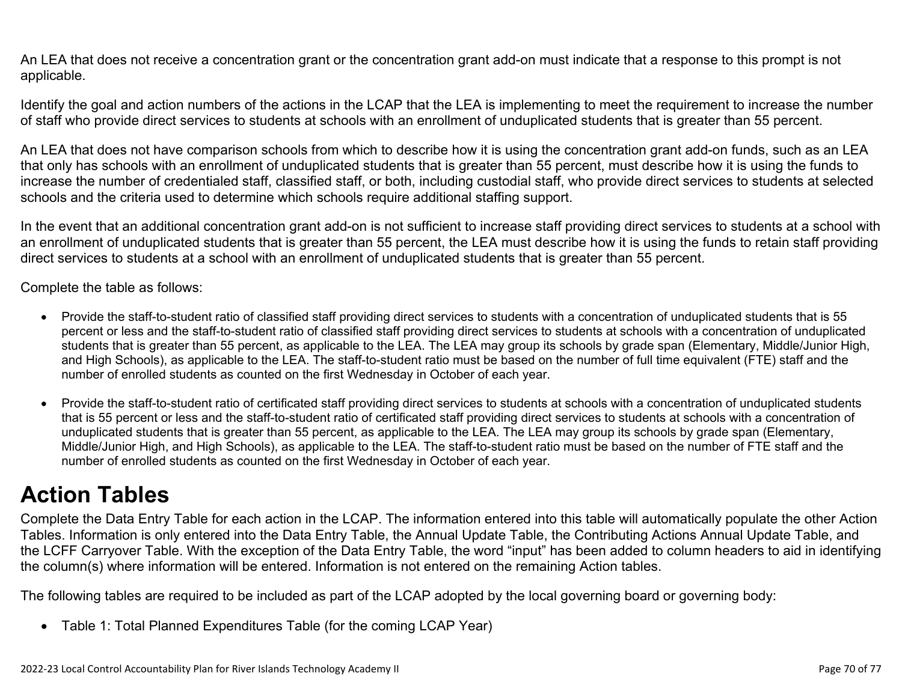An LEA that does not receive a concentration grant or the concentration grant add-on must indicate that a response to this prompt is not applicable.

Identify the goal and action numbers of the actions in the LCAP that the LEA is implementing to meet the requirement to increase the number of staff who provide direct services to students at schools with an enrollment of unduplicated students that is greater than 55 percent.

An LEA that does not have comparison schools from which to describe how it is using the concentration grant add-on funds, such as an LEA that only has schools with an enrollment of unduplicated students that is greater than 55 percent, must describe how it is using the funds to increase the number of credentialed staff, classified staff, or both, including custodial staff, who provide direct services to students at selected schools and the criteria used to determine which schools require additional staffing support.

In the event that an additional concentration grant add-on is not sufficient to increase staff providing direct services to students at a school with an enrollment of unduplicated students that is greater than 55 percent, the LEA must describe how it is using the funds to retain staff providing direct services to students at a school with an enrollment of unduplicated students that is greater than 55 percent.

Complete the table as follows:

- Provide the staff-to-student ratio of classified staff providing direct services to students with a concentration of unduplicated students that is 55 percent or less and the staff-to-student ratio of classified staff providing direct services to students at schools with a concentration of unduplicated students that is greater than 55 percent, as applicable to the LEA. The LEA may group its schools by grade span (Elementary, Middle/Junior High, and High Schools), as applicable to the LEA. The staff-to-student ratio must be based on the number of full time equivalent (FTE) staff and the number of enrolled students as counted on the first Wednesday in October of each year.
- Provide the staff-to-student ratio of certificated staff providing direct services to students at schools with a concentration of unduplicated students that is 55 percent or less and the staff-to-student ratio of certificated staff providing direct services to students at schools with a concentration of unduplicated students that is greater than 55 percent, as applicable to the LEA. The LEA may group its schools by grade span (Elementary, Middle/Junior High, and High Schools), as applicable to the LEA. The staff-to-student ratio must be based on the number of FTE staff and the number of enrolled students as counted on the first Wednesday in October of each year.

# Action Tables

Complete the Data Entry Table for each action in the LCAP. The information entered into this table will automatically populate the other Action Tables. Information is only entered into the Data Entry Table, the Annual Update Table, the Contributing Actions Annual Update Table, and the LCFF Carryover Table. With the exception of the Data Entry Table, the word "input" has been added to column headers to aid in identifying the column(s) where information will be entered. Information is not entered on the remaining Action tables.

The following tables are required to be included as part of the LCAP adopted by the local governing board or governing body:

- Table 1: Total Planned Expenditures Table (for the coming LCAP Year)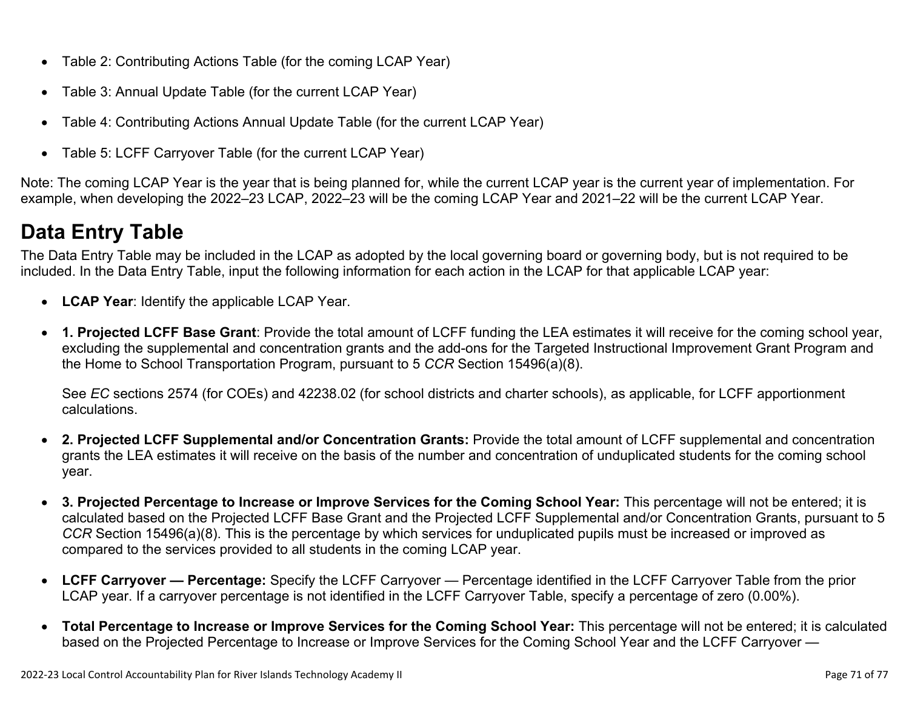- Table 2: Contributing Actions Table (for the coming LCAP Year)
- Table 3: Annual Update Table (for the current LCAP Year)
- Table 4: Contributing Actions Annual Update Table (for the current LCAP Year)
- Table 5: LCFF Carryover Table (for the current LCAP Year)

Note: The coming LCAP Year is the year that is being planned for, while the current LCAP year is the current year of implementation. For example, when developing the 2022–23 LCAP, 2022–23 will be the coming LCAP Year and 2021–22 will be the current LCAP Year.

## Data Entry Table

The Data Entry Table may be included in the LCAP as adopted by the local governing board or governing body, but is not required to be included. In the Data Entry Table, input the following information for each action in the LCAP for that applicable LCAP year:

- **LCAP Year**: Identify the applicable LCAP Year.
- **1. Projected LCFF Base Grant**: Provide the total amount of LCFF funding the LEA estimates it will receive for the coming school year, excluding the supplemental and concentration grants and the add-ons for the Targeted Instructional Improvement Grant Program and the Home to School Transportation Program, pursuant to 5 *CCR* Section 15496(a)(8).

  See *EC* sections 2574 (for COEs) and 42238.02 (for school districts and charter schools), as applicable, for LCFF apportionment calculations.

- **2. Projected LCFF Supplemental and/or Concentration Grants:** Provide the total amount of LCFF supplemental and concentration grants the LEA estimates it will receive on the basis of the number and concentration of unduplicated students for the coming school year.
- **3. Projected Percentage to Increase or Improve Services for the Coming School Year:** This percentage will not be entered; it is calculated based on the Projected LCFF Base Grant and the Projected LCFF Supplemental and/or Concentration Grants, pursuant to 5 *CCR* Section 15496(a)(8). This is the percentage by which services for unduplicated pupils must be increased or improved as compared to the services provided to all students in the coming LCAP year.
- **LCFF Carryover — Percentage:** Specify the LCFF Carryover — Percentage identified in the LCFF Carryover Table from the prior LCAP year. If a carryover percentage is not identified in the LCFF Carryover Table, specify a percentage of zero (0.00%).
- **Total Percentage to Increase or Improve Services for the Coming School Year:** This percentage will not be entered; it is calculated based on the Projected Percentage to Increase or Improve Services for the Coming School Year and the LCFF Carryover —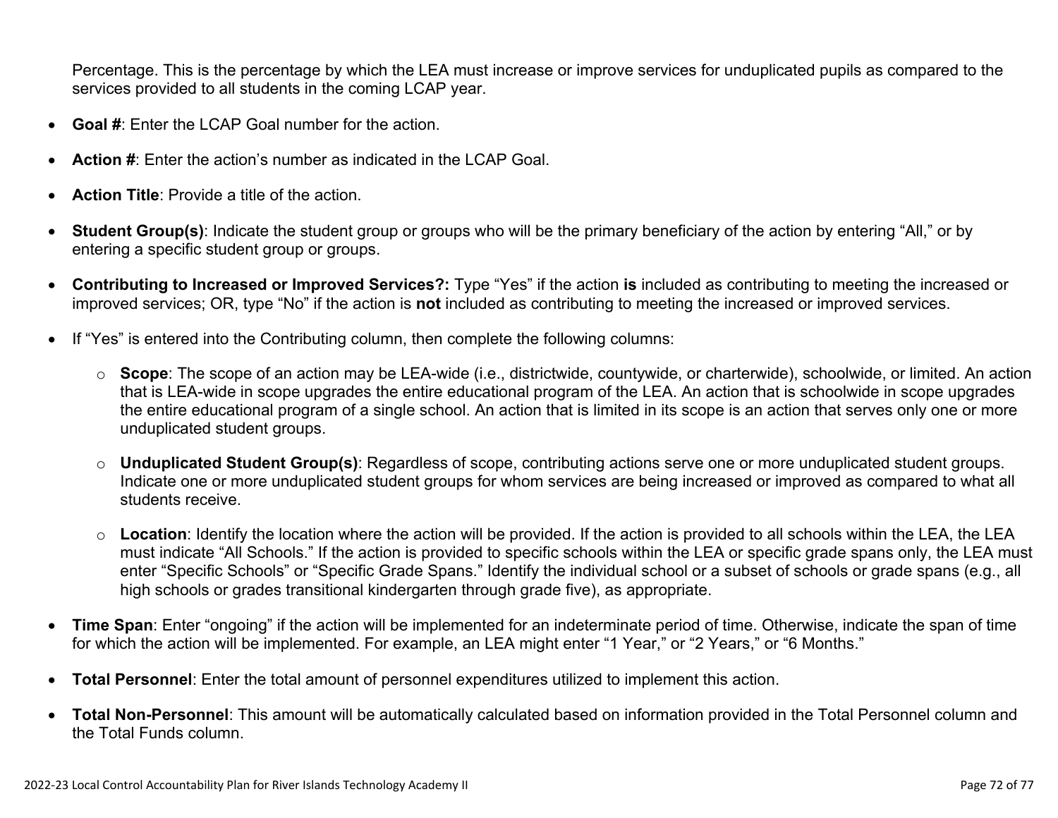Percentage. This is the percentage by which the LEA must increase or improve services for unduplicated pupils as compared to the services provided to all students in the coming LCAP year.

- **Goal #**: Enter the LCAP Goal number for the action.
- **Action #**: Enter the action's number as indicated in the LCAP Goal.
- **Action Title**: Provide a title of the action.
- **Student Group(s)**: Indicate the student group or groups who will be the primary beneficiary of the action by entering "All," or by entering a specific student group or groups.
- **Contributing to Increased or Improved Services?:** Type "Yes" if the action **is** included as contributing to meeting the increased or improved services; OR, type "No" if the action is **not** included as contributing to meeting the increased or improved services.
- If "Yes" is entered into the Contributing column, then complete the following columns:
  - **Scope**: The scope of an action may be LEA-wide (i.e., districtwide, countywide, or charterwide), schoolwide, or limited. An action that is LEA-wide in scope upgrades the entire educational program of the LEA. An action that is schoolwide in scope upgrades the entire educational program of a single school. An action that is limited in its scope is an action that serves only one or more unduplicated student groups.
  - **Unduplicated Student Group(s)**: Regardless of scope, contributing actions serve one or more unduplicated student groups. Indicate one or more unduplicated student groups for whom services are being increased or improved as compared to what all students receive.
  - **Location**: Identify the location where the action will be provided. If the action is provided to all schools within the LEA, the LEA must indicate "All Schools." If the action is provided to specific schools within the LEA or specific grade spans only, the LEA must enter "Specific Schools" or "Specific Grade Spans." Identify the individual school or a subset of schools or grade spans (e.g., all high schools or grades transitional kindergarten through grade five), as appropriate.
- **Time Span**: Enter "ongoing" if the action will be implemented for an indeterminate period of time. Otherwise, indicate the span of time for which the action will be implemented. For example, an LEA might enter "1 Year," or "2 Years," or "6 Months."
- **Total Personnel**: Enter the total amount of personnel expenditures utilized to implement this action.
- **Total Non-Personnel**: This amount will be automatically calculated based on information provided in the Total Personnel column and the Total Funds column.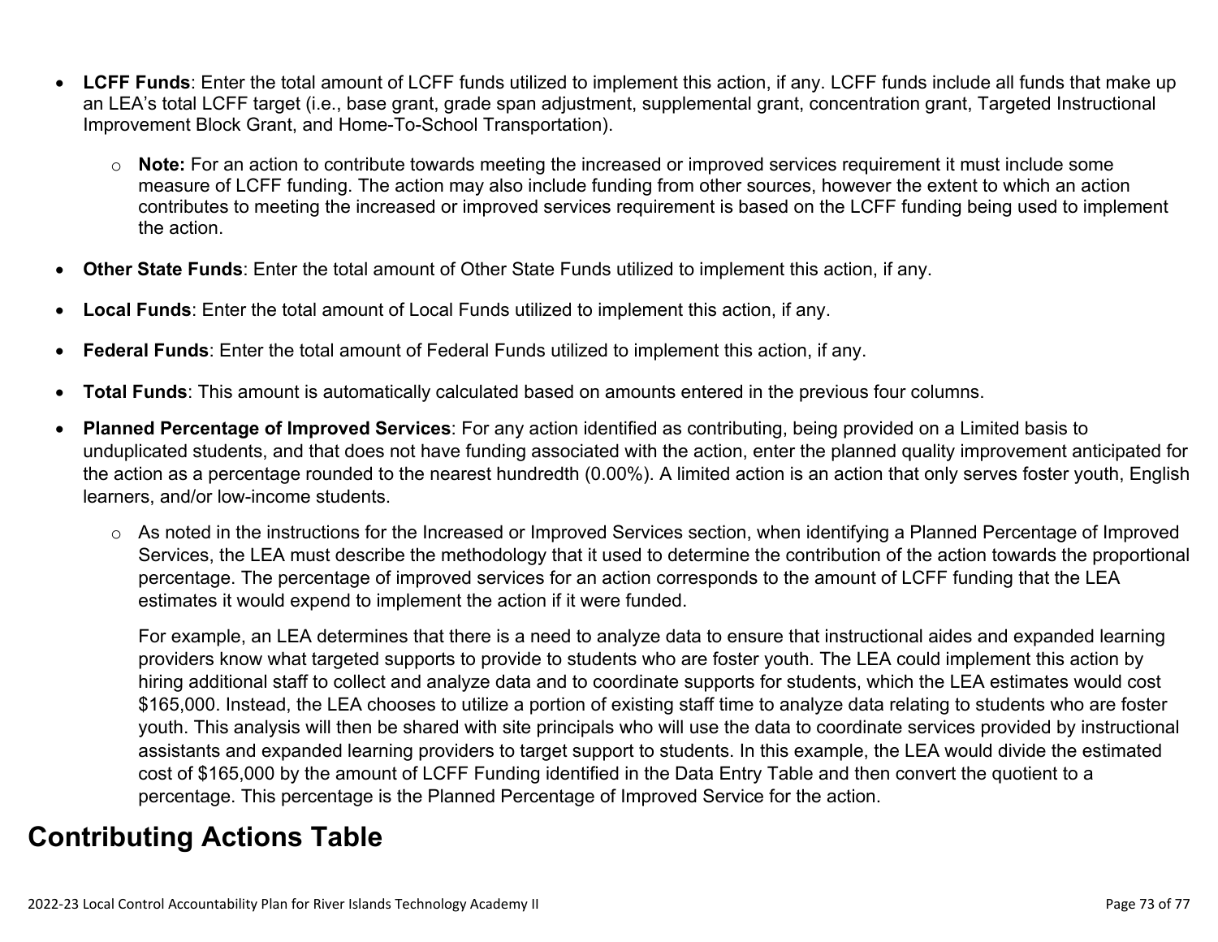- **LCFF Funds**: Enter the total amount of LCFF funds utilized to implement this action, if any. LCFF funds include all funds that make up an LEA's total LCFF target (i.e., base grant, grade span adjustment, supplemental grant, concentration grant, Targeted Instructional Improvement Block Grant, and Home-To-School Transportation).
  - **Note:** For an action to contribute towards meeting the increased or improved services requirement it must include some measure of LCFF funding. The action may also include funding from other sources, however the extent to which an action contributes to meeting the increased or improved services requirement is based on the LCFF funding being used to implement the action.
- **Other State Funds**: Enter the total amount of Other State Funds utilized to implement this action, if any.
- **Local Funds**: Enter the total amount of Local Funds utilized to implement this action, if any.
- **Federal Funds**: Enter the total amount of Federal Funds utilized to implement this action, if any.
- **Total Funds**: This amount is automatically calculated based on amounts entered in the previous four columns.
- **Planned Percentage of Improved Services**: For any action identified as contributing, being provided on a Limited basis to unduplicated students, and that does not have funding associated with the action, enter the planned quality improvement anticipated for the action as a percentage rounded to the nearest hundredth (0.00%). A limited action is an action that only serves foster youth, English learners, and/or low-income students.
  - As noted in the instructions for the Increased or Improved Services section, when identifying a Planned Percentage of Improved Services, the LEA must describe the methodology that it used to determine the contribution of the action towards the proportional percentage. The percentage of improved services for an action corresponds to the amount of LCFF funding that the LEA estimates it would expend to implement the action if it were funded.

    For example, an LEA determines that there is a need to analyze data to ensure that instructional aides and expanded learning providers know what targeted supports to provide to students who are foster youth. The LEA could implement this action by hiring additional staff to collect and analyze data and to coordinate supports for students, which the LEA estimates would cost $165,000. Instead, the LEA chooses to utilize a portion of existing staff time to analyze data relating to students who are foster youth. This analysis will then be shared with site principals who will use the data to coordinate services provided by instructional assistants and expanded learning providers to target support to students. In this example, the LEA would divide the estimated cost of $165,000 by the amount of LCFF Funding identified in the Data Entry Table and then convert the quotient to a percentage. This percentage is the Planned Percentage of Improved Service for the action.

## Contributing Actions Table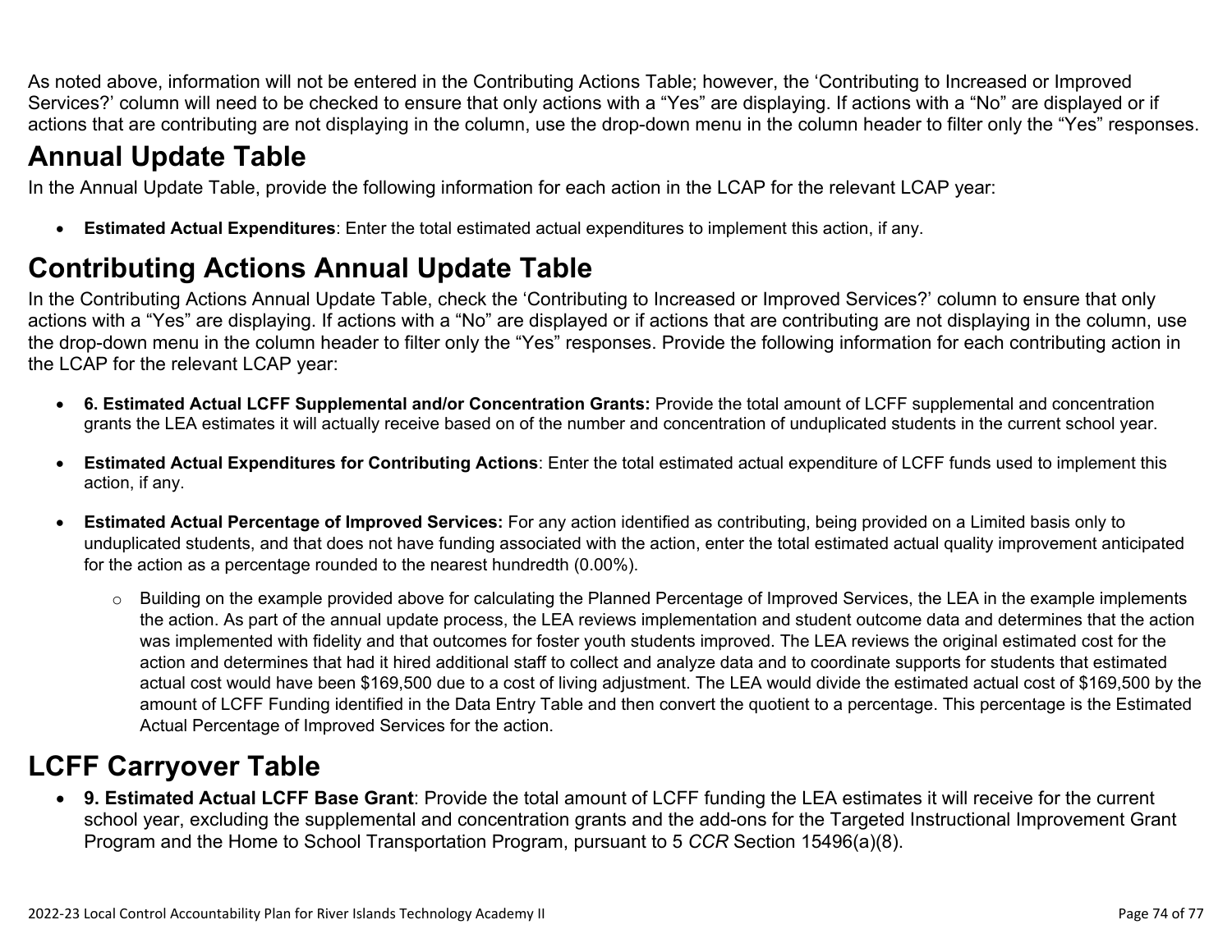As noted above, information will not be entered in the Contributing Actions Table; however, the 'Contributing to Increased or Improved Services?' column will need to be checked to ensure that only actions with a "Yes" are displaying. If actions with a "No" are displayed or if actions that are contributing are not displaying in the column, use the drop-down menu in the column header to filter only the "Yes" responses.

# Annual Update Table

In the Annual Update Table, provide the following information for each action in the LCAP for the relevant LCAP year:

- **Estimated Actual Expenditures**: Enter the total estimated actual expenditures to implement this action, if any.

# Contributing Actions Annual Update Table

In the Contributing Actions Annual Update Table, check the 'Contributing to Increased or Improved Services?' column to ensure that only actions with a "Yes" are displaying. If actions with a "No" are displayed or if actions that are contributing are not displaying in the column, use the drop-down menu in the column header to filter only the "Yes" responses. Provide the following information for each contributing action in the LCAP for the relevant LCAP year:

- **6. Estimated Actual LCFF Supplemental and/or Concentration Grants:** Provide the total amount of LCFF supplemental and concentration grants the LEA estimates it will actually receive based on of the number and concentration of unduplicated students in the current school year.

- **Estimated Actual Expenditures for Contributing Actions**: Enter the total estimated actual expenditure of LCFF funds used to implement this action, if any.

- **Estimated Actual Percentage of Improved Services:** For any action identified as contributing, being provided on a Limited basis only to unduplicated students, and that does not have funding associated with the action, enter the total estimated actual quality improvement anticipated for the action as a percentage rounded to the nearest hundredth (0.00%).

  - Building on the example provided above for calculating the Planned Percentage of Improved Services, the LEA in the example implements the action. As part of the annual update process, the LEA reviews implementation and student outcome data and determines that the action was implemented with fidelity and that outcomes for foster youth students improved. The LEA reviews the original estimated cost for the action and determines that had it hired additional staff to collect and analyze data and to coordinate supports for students that estimated actual cost would have been $169,500 due to a cost of living adjustment. The LEA would divide the estimated actual cost of $169,500 by the amount of LCFF Funding identified in the Data Entry Table and then convert the quotient to a percentage. This percentage is the Estimated Actual Percentage of Improved Services for the action.

# LCFF Carryover Table

- **9. Estimated Actual LCFF Base Grant**: Provide the total amount of LCFF funding the LEA estimates it will receive for the current school year, excluding the supplemental and concentration grants and the add-ons for the Targeted Instructional Improvement Grant Program and the Home to School Transportation Program, pursuant to 5 *CCR* Section 15496(a)(8).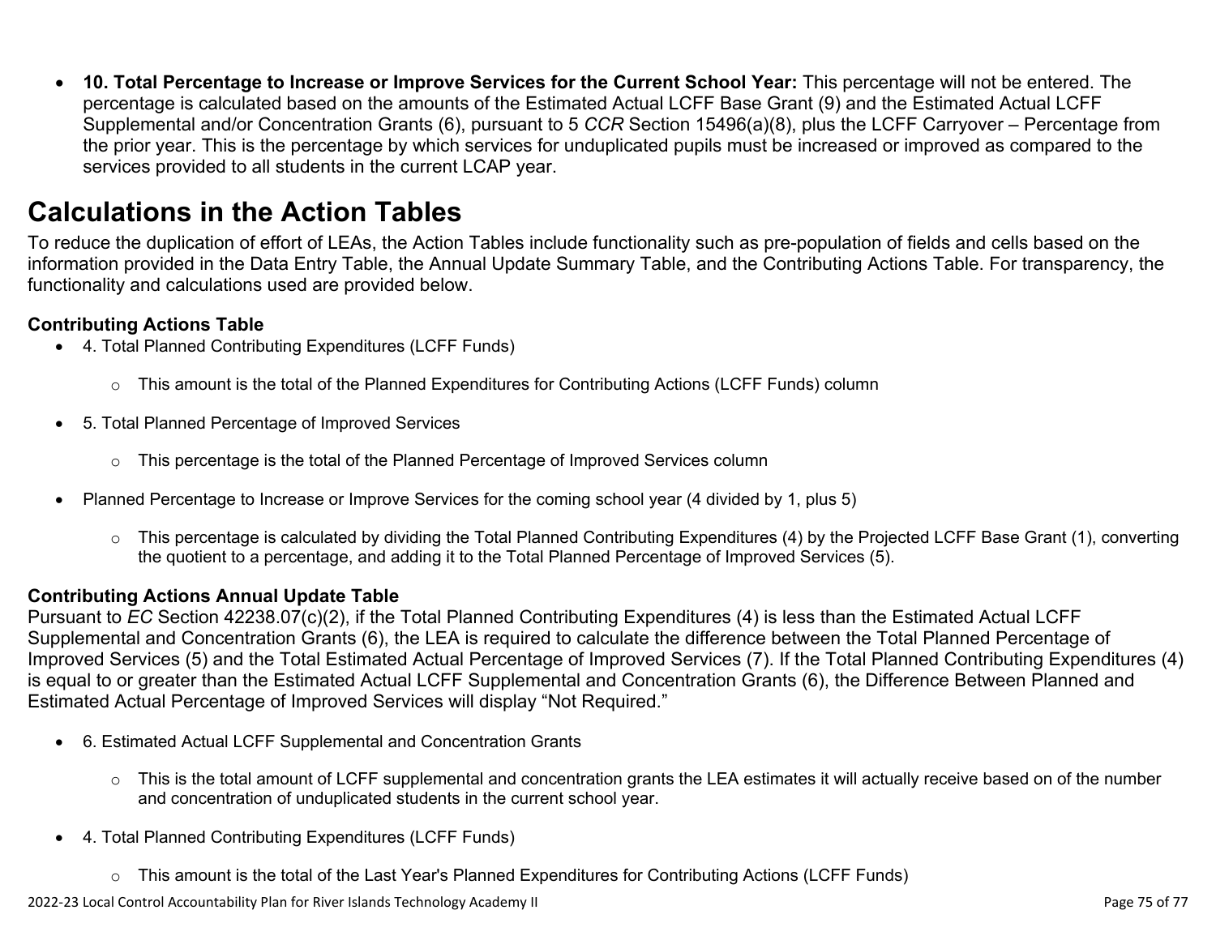- **10. Total Percentage to Increase or Improve Services for the Current School Year:** This percentage will not be entered. The percentage is calculated based on the amounts of the Estimated Actual LCFF Base Grant (9) and the Estimated Actual LCFF Supplemental and/or Concentration Grants (6), pursuant to 5 *CCR* Section 15496(a)(8), plus the LCFF Carryover – Percentage from the prior year. This is the percentage by which services for unduplicated pupils must be increased or improved as compared to the services provided to all students in the current LCAP year.

# Calculations in the Action Tables

To reduce the duplication of effort of LEAs, the Action Tables include functionality such as pre-population of fields and cells based on the information provided in the Data Entry Table, the Annual Update Summary Table, and the Contributing Actions Table. For transparency, the functionality and calculations used are provided below.

### Contributing Actions Table

- 4. Total Planned Contributing Expenditures (LCFF Funds)
  - This amount is the total of the Planned Expenditures for Contributing Actions (LCFF Funds) column
- 5. Total Planned Percentage of Improved Services
  - This percentage is the total of the Planned Percentage of Improved Services column
- Planned Percentage to Increase or Improve Services for the coming school year (4 divided by 1, plus 5)
  - This percentage is calculated by dividing the Total Planned Contributing Expenditures (4) by the Projected LCFF Base Grant (1), converting the quotient to a percentage, and adding it to the Total Planned Percentage of Improved Services (5).

### Contributing Actions Annual Update Table

Pursuant to *EC* Section 42238.07(c)(2), if the Total Planned Contributing Expenditures (4) is less than the Estimated Actual LCFF Supplemental and Concentration Grants (6), the LEA is required to calculate the difference between the Total Planned Percentage of Improved Services (5) and the Total Estimated Actual Percentage of Improved Services (7). If the Total Planned Contributing Expenditures (4) is equal to or greater than the Estimated Actual LCFF Supplemental and Concentration Grants (6), the Difference Between Planned and Estimated Actual Percentage of Improved Services will display "Not Required."

- 6. Estimated Actual LCFF Supplemental and Concentration Grants
  - This is the total amount of LCFF supplemental and concentration grants the LEA estimates it will actually receive based on of the number and concentration of unduplicated students in the current school year.
- 4. Total Planned Contributing Expenditures (LCFF Funds)
  - This amount is the total of the Last Year's Planned Expenditures for Contributing Actions (LCFF Funds)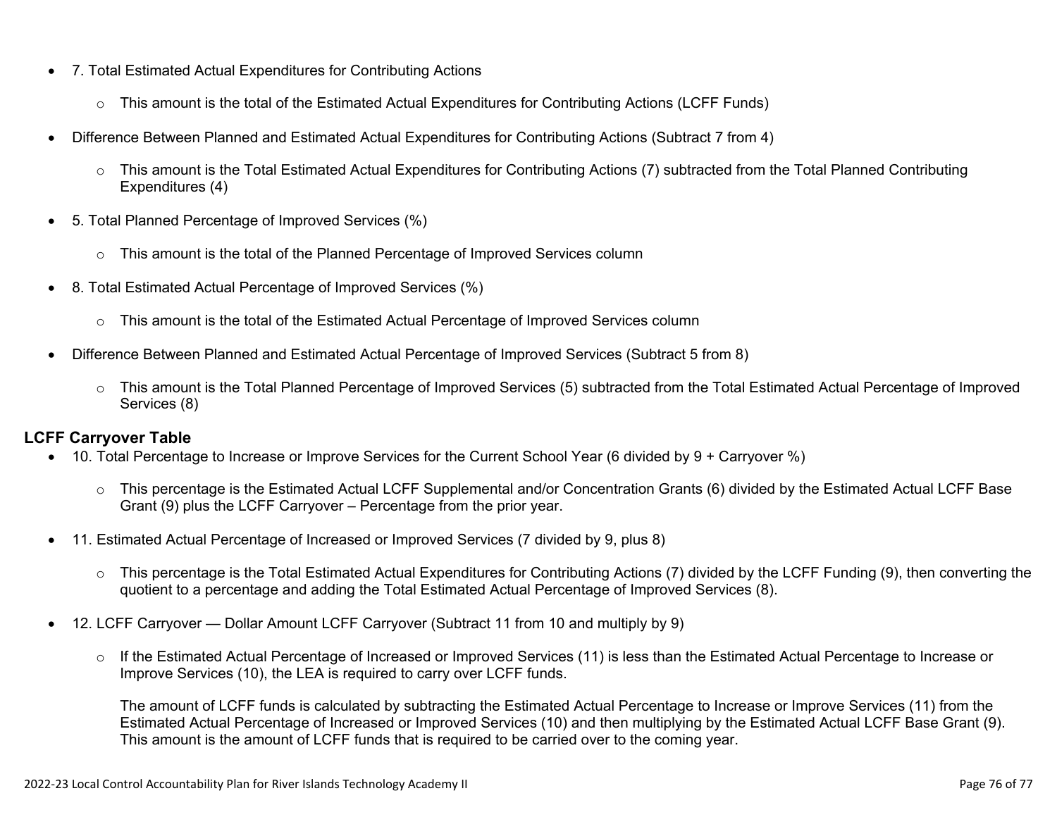- 7. Total Estimated Actual Expenditures for Contributing Actions
    - This amount is the total of the Estimated Actual Expenditures for Contributing Actions (LCFF Funds)
- Difference Between Planned and Estimated Actual Expenditures for Contributing Actions (Subtract 7 from 4)
    - This amount is the Total Estimated Actual Expenditures for Contributing Actions (7) subtracted from the Total Planned Contributing Expenditures (4)
- 5. Total Planned Percentage of Improved Services (%)
    - This amount is the total of the Planned Percentage of Improved Services column
- 8. Total Estimated Actual Percentage of Improved Services (%)
    - This amount is the total of the Estimated Actual Percentage of Improved Services column
- Difference Between Planned and Estimated Actual Percentage of Improved Services (Subtract 5 from 8)
    - This amount is the Total Planned Percentage of Improved Services (5) subtracted from the Total Estimated Actual Percentage of Improved Services (8)

**LCFF Carryover Table**

- 10. Total Percentage to Increase or Improve Services for the Current School Year (6 divided by 9 + Carryover %)
    - This percentage is the Estimated Actual LCFF Supplemental and/or Concentration Grants (6) divided by the Estimated Actual LCFF Base Grant (9) plus the LCFF Carryover – Percentage from the prior year.
- 11. Estimated Actual Percentage of Increased or Improved Services (7 divided by 9, plus 8)
    - This percentage is the Total Estimated Actual Expenditures for Contributing Actions (7) divided by the LCFF Funding (9), then converting the quotient to a percentage and adding the Total Estimated Actual Percentage of Improved Services (8).
- 12. LCFF Carryover — Dollar Amount LCFF Carryover (Subtract 11 from 10 and multiply by 9)
    - If the Estimated Actual Percentage of Increased or Improved Services (11) is less than the Estimated Actual Percentage to Increase or Improve Services (10), the LEA is required to carry over LCFF funds.

      The amount of LCFF funds is calculated by subtracting the Estimated Actual Percentage to Increase or Improve Services (11) from the Estimated Actual Percentage of Increased or Improved Services (10) and then multiplying by the Estimated Actual LCFF Base Grant (9). This amount is the amount of LCFF funds that is required to be carried over to the coming year.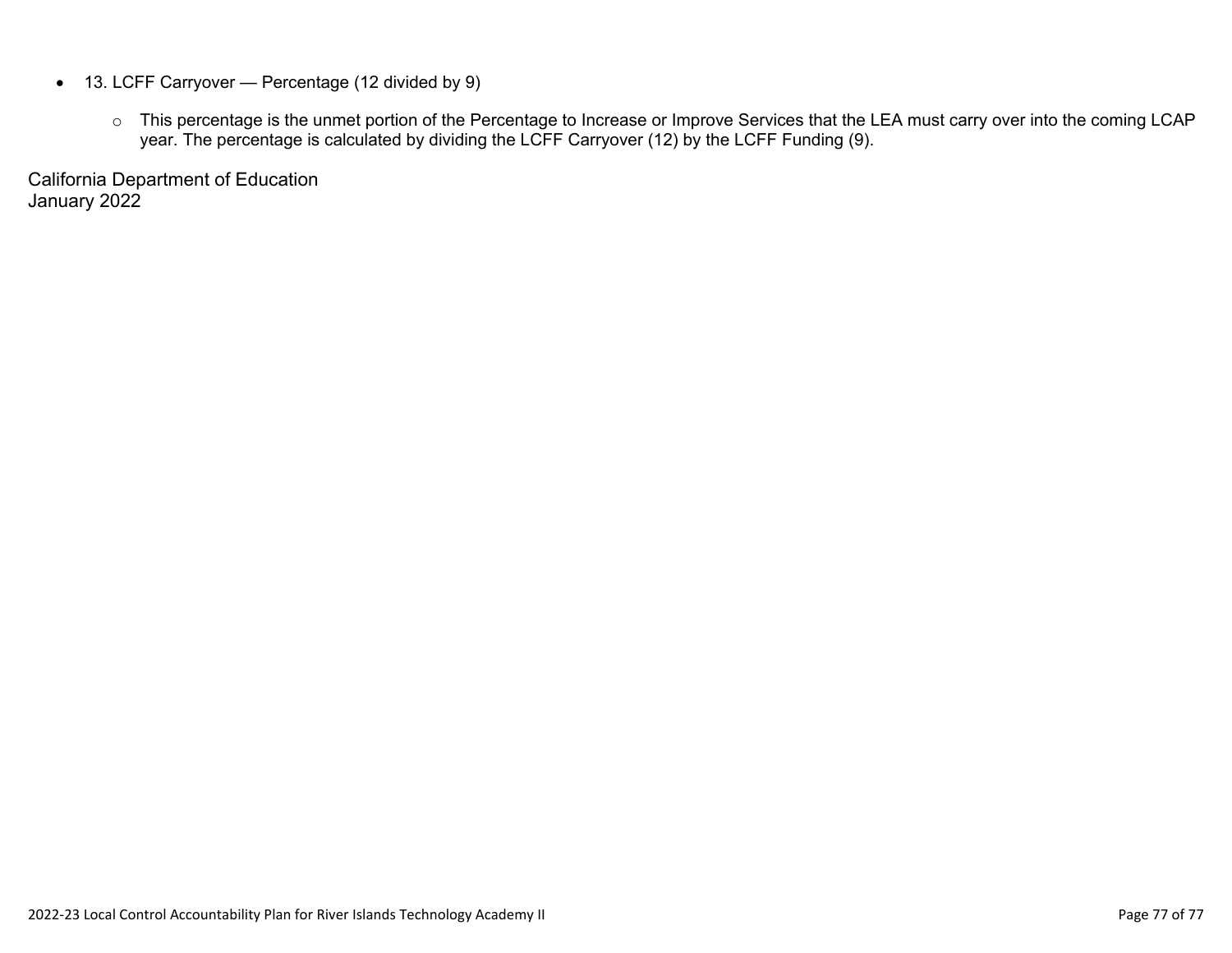- 13. LCFF Carryover — Percentage (12 divided by 9)
  - This percentage is the unmet portion of the Percentage to Increase or Improve Services that the LEA must carry over into the coming LCAP year. The percentage is calculated by dividing the LCFF Carryover (12) by the LCFF Funding (9).

California Department of Education
January 2022